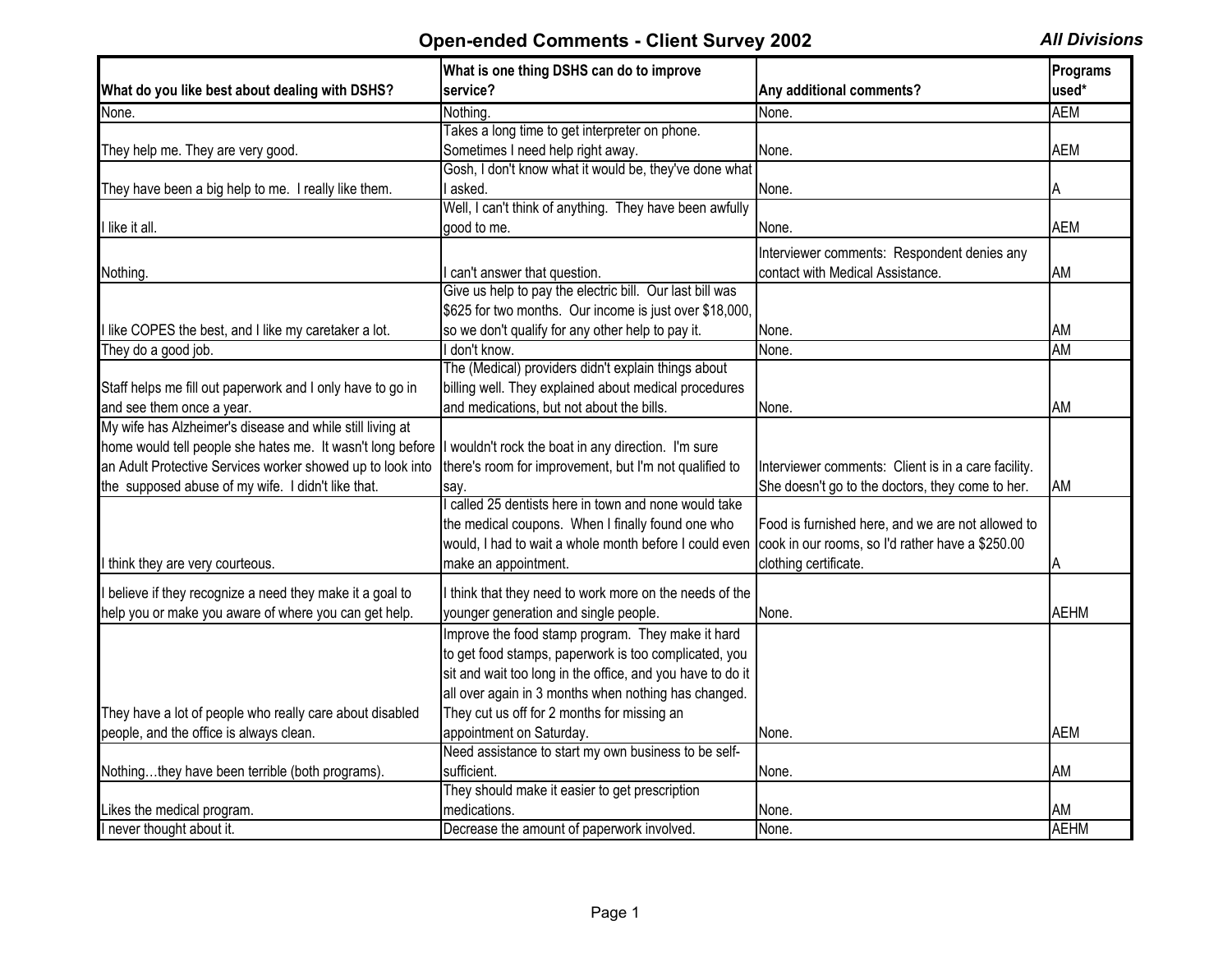# Open-ended Comments - Client Survey 2002

***All Divisions***

| What do you like best about dealing with DSHS? | What is one thing DSHS can do to improve service? | Any additional comments? | Programs used* |
|---|---|---|---|
| None. | Nothing. | None. | AEM |
| They help me. They are very good. | Takes a long time to get interpreter on phone. Sometimes I need help right away. | None. | AEM |
| They have been a big help to me. I really like them. | Gosh, I don't know what it would be, they've done what I asked. | None. | A |
| I like it all. | Well, I can't think of anything. They have been awfully good to me. | None. | AEM |
| Nothing. | I can't answer that question. | Interviewer comments: Respondent denies any contact with Medical Assistance. | AM |
| I like COPES the best, and I like my caretaker a lot. | Give us help to pay the electric bill. Our last bill was $625 for two months. Our income is just over $18,000, so we don't qualify for any other help to pay it. | None. | AM |
| They do a good job. | I don't know. | None. | AM |
| Staff helps me fill out paperwork and I only have to go in and see them once a year. | The (Medical) providers didn't explain things about billing well. They explained about medical procedures and medications, but not about the bills. | None. | AM |
| My wife has Alzheimer's disease and while still living at home would tell people she hates me. It wasn't long before an Adult Protective Services worker showed up to look into the supposed abuse of my wife. I didn't like that. | I wouldn't rock the boat in any direction. I'm sure there's room for improvement, but I'm not qualified to say. | Interviewer comments: Client is in a care facility. She doesn't go to the doctors, they come to her. | AM |
| I think they are very courteous. | I called 25 dentists here in town and none would take the medical coupons. When I finally found one who would, I had to wait a whole month before I could even make an appointment. | Food is furnished here, and we are not allowed to cook in our rooms, so I'd rather have a $250.00 clothing certificate. | A |
| I believe if they recognize a need they make it a goal to help you or make you aware of where you can get help. | I think that they need to work more on the needs of the younger generation and single people. | None. | AEHM |
| They have a lot of people who really care about disabled people, and the office is always clean. | Improve the food stamp program. They make it hard to get food stamps, paperwork is too complicated, you sit and wait too long in the office, and you have to do it all over again in 3 months when nothing has changed. They cut us off for 2 months for missing an appointment on Saturday. | None. | AEM |
| Nothing…they have been terrible (both programs). | Need assistance to start my own business to be self-sufficient. | None. | AM |
| Likes the medical program. | They should make it easier to get prescription medications. | None. | AM |
| I never thought about it. | Decrease the amount of paperwork involved. | None. | AEHM |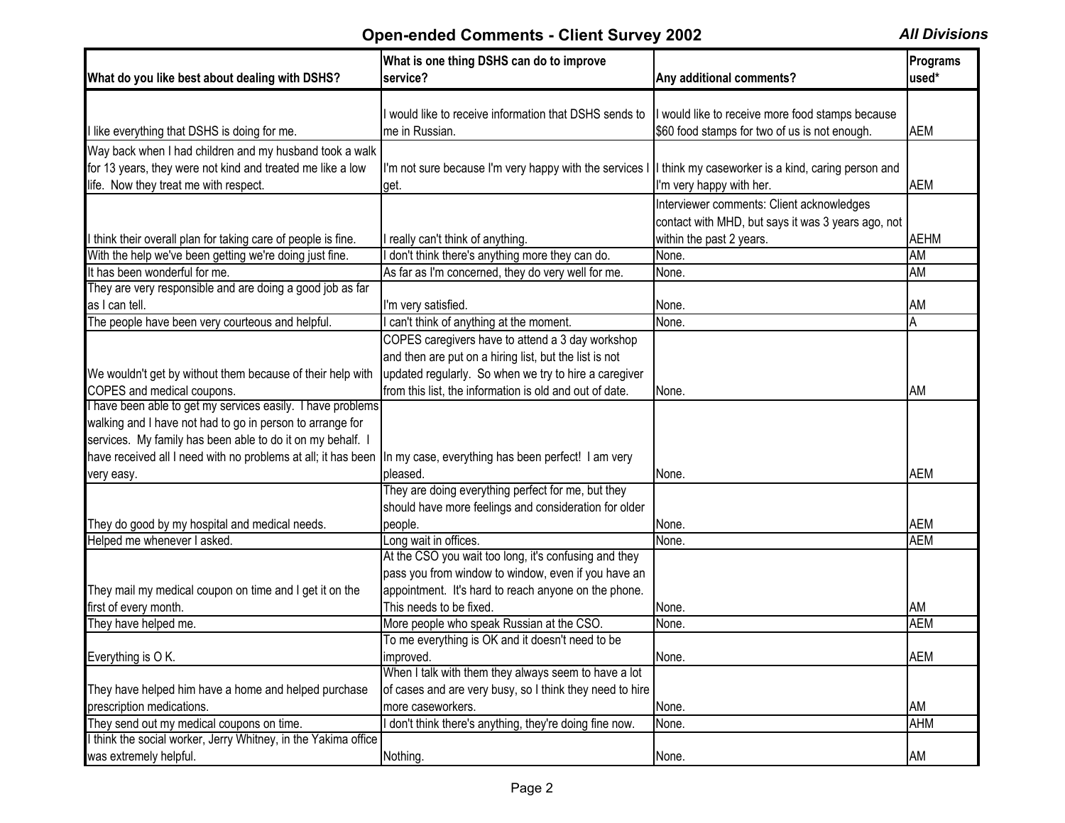## Open-ended Comments - Client Survey 2002

*All Divisions*

| What do you like best about dealing with DSHS? | What is one thing DSHS can do to improve service? | Any additional comments? | Programs used* |
|---|---|---|---|
| I like everything that DSHS is doing for me. | I would like to receive information that DSHS sends to me in Russian. | I would like to receive more food stamps because $60 food stamps for two of us is not enough. | AEM |
| Way back when I had children and my husband took a walk for 13 years, they were not kind and treated me like a low life. Now they treat me with respect. | I'm not sure because I'm very happy with the services I get. | I think my caseworker is a kind, caring person and I'm very happy with her. | AEM |
| I think their overall plan for taking care of people is fine. | I really can't think of anything. | Interviewer comments: Client acknowledges contact with MHD, but says it was 3 years ago, not within the past 2 years. | AEHM |
| With the help we've been getting we're doing just fine. | I don't think there's anything more they can do. | None. | AM |
| It has been wonderful for me. | As far as I'm concerned, they do very well for me. | None. | AM |
| They are very responsible and are doing a good job as far as I can tell. | I'm very satisfied. | None. | AM |
| The people have been very courteous and helpful. | I can't think of anything at the moment. | None. | A |
| We wouldn't get by without them because of their help with COPES and medical coupons. | COPES caregivers have to attend a 3 day workshop and then are put on a hiring list, but the list is not updated regularly. So when we try to hire a caregiver from this list, the information is old and out of date. | None. | AM |
| I have been able to get my services easily. I have problems walking and I have not had to go in person to arrange for services. My family has been able to do it on my behalf. I have received all I need with no problems at all; it has been very easy. | In my case, everything has been perfect! I am very pleased. | None. | AEM |
| They do good by my hospital and medical needs. | They are doing everything perfect for me, but they should have more feelings and consideration for older people. | None. | AEM |
| Helped me whenever I asked. | Long wait in offices. | None. | AEM |
| They mail my medical coupon on time and I get it on the first of every month. | At the CSO you wait too long, it's confusing and they pass you from window to window, even if you have an appointment. It's hard to reach anyone on the phone. This needs to be fixed. | None. | AM |
| They have helped me. | More people who speak Russian at the CSO. | None. | AEM |
| Everything is O K. | To me everything is OK and it doesn't need to be improved. | None. | AEM |
| They have helped him have a home and helped purchase prescription medications. | When I talk with them they always seem to have a lot of cases and are very busy, so I think they need to hire more caseworkers. | None. | AM |
| They send out my medical coupons on time. | I don't think there's anything, they're doing fine now. | None. | AHM |
| I think the social worker, Jerry Whitney, in the Yakima office was extremely helpful. | Nothing. | None. | AM |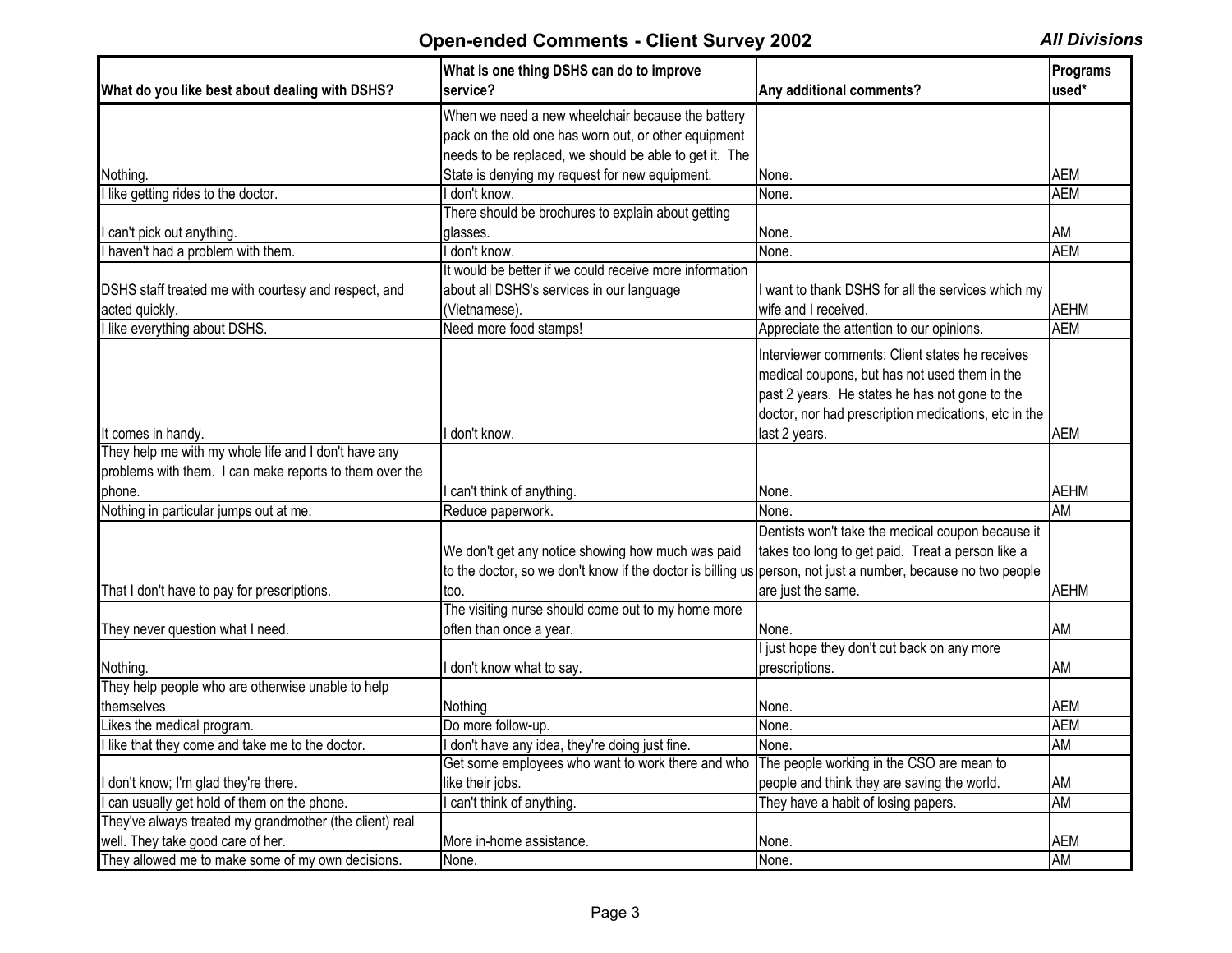## Open-ended Comments - Client Survey 2002

*All Divisions*

| What do you like best about dealing with DSHS? | What is one thing DSHS can do to improve service? | Any additional comments? | Programs used* |
|---|---|---|---|
| Nothing. | When we need a new wheelchair because the battery pack on the old one has worn out, or other equipment needs to be replaced, we should be able to get it. The State is denying my request for new equipment. | None. | AEM |
| I like getting rides to the doctor. | I don't know. | None. | AEM |
| I can't pick out anything. | There should be brochures to explain about getting glasses. | None. | AM |
| I haven't had a problem with them. | I don't know. | None. | AEM |
| DSHS staff treated me with courtesy and respect, and acted quickly. | It would be better if we could receive more information about all DSHS's services in our language (Vietnamese). | I want to thank DSHS for all the services which my wife and I received. | AEHM |
| I like everything about DSHS. | Need more food stamps! | Appreciate the attention to our opinions. | AEM |
| It comes in handy. | I don't know. | Interviewer comments: Client states he receives medical coupons, but has not used them in the past 2 years. He states he has not gone to the doctor, nor had prescription medications, etc in the last 2 years. | AEM |
| They help me with my whole life and I don't have any problems with them. I can make reports to them over the phone. | I can't think of anything. | None. | AEHM |
| Nothing in particular jumps out at me. | Reduce paperwork. | None. | AM |
| That I don't have to pay for prescriptions. | We don't get any notice showing how much was paid to the doctor, so we don't know if the doctor is billing us too. | Dentists won't take the medical coupon because it takes too long to get paid. Treat a person like a person, not just a number, because no two people are just the same. | AEHM |
| They never question what I need. | The visiting nurse should come out to my home more often than once a year. | None. | AM |
| Nothing. | I don't know what to say. | I just hope they don't cut back on any more prescriptions. | AM |
| They help people who are otherwise unable to help themselves | Nothing | None. | AEM |
| Likes the medical program. | Do more follow-up. | None. | AEM |
| I like that they come and take me to the doctor. | I don't have any idea, they're doing just fine. | None. | AM |
| I don't know; I'm glad they're there. | Get some employees who want to work there and who like their jobs. | The people working in the CSO are mean to people and think they are saving the world. | AM |
| I can usually get hold of them on the phone. | I can't think of anything. | They have a habit of losing papers. | AM |
| They've always treated my grandmother (the client) real well. They take good care of her. | More in-home assistance. | None. | AEM |
| They allowed me to make some of my own decisions. | None. | None. | AM |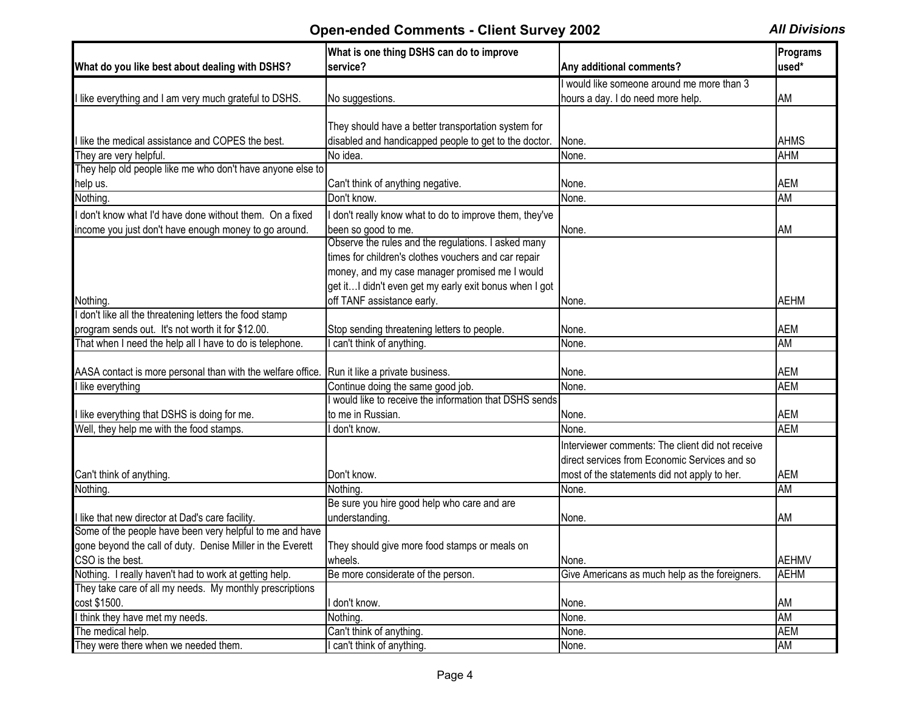## Open-ended Comments - Client Survey 2002

*All Divisions*

| What do you like best about dealing with DSHS? | What is one thing DSHS can do to improve service? | Any additional comments? | Programs used* |
|---|---|---|---|
| I like everything and I am very much grateful to DSHS. | No suggestions. | I would like someone around me more than 3 hours a day. I do need more help. | AM |
| I like the medical assistance and COPES the best. | They should have a better transportation system for disabled and handicapped people to get to the doctor. | None. | AHMS |
| They are very helpful. | No idea. | None. | AHM |
| They help old people like me who don't have anyone else to help us. | Can't think of anything negative. | None. | AEM |
| Nothing. | Don't know. | None. | AM |
| I don't know what I'd have done without them. On a fixed income you just don't have enough money to go around. | I don't really know what to do to improve them, they've been so good to me. | None. | AM |
| Nothing. | Observe the rules and the regulations. I asked many times for children's clothes vouchers and car repair money, and my case manager promised me I would get it…I didn't even get my early exit bonus when I got off TANF assistance early. | None. | AEHM |
| I don't like all the threatening letters the food stamp program sends out. It's not worth it for $12.00. | Stop sending threatening letters to people. | None. | AEM |
| That when I need the help all I have to do is telephone. | I can't think of anything. | None. | AM |
| AASA contact is more personal than with the welfare office. | Run it like a private business. | None. | AEM |
| I like everything | Continue doing the same good job. | None. | AEM |
| I like everything that DSHS is doing for me. | I would like to receive the information that DSHS sends to me in Russian. | None. | AEM |
| Well, they help me with the food stamps. | I don't know. | None. | AEM |
| Can't think of anything. | Don't know. | Interviewer comments: The client did not receive direct services from Economic Services and so most of the statements did not apply to her. | AEM |
| Nothing. | Nothing. | None. | AM |
| I like that new director at Dad's care facility. | Be sure you hire good help who care and are understanding. | None. | AM |
| Some of the people have been very helpful to me and have gone beyond the call of duty. Denise Miller in the Everett CSO is the best. | They should give more food stamps or meals on wheels. | None. | AEHMV |
| Nothing. I really haven't had to work at getting help. | Be more considerate of the person. | Give Americans as much help as the foreigners. | AEHM |
| They take care of all my needs. My monthly prescriptions cost $1500. | I don't know. | None. | AM |
| I think they have met my needs. | Nothing. | None. | AM |
| The medical help. | Can't think of anything. | None. | AEM |
| They were there when we needed them. | I can't think of anything. | None. | AM |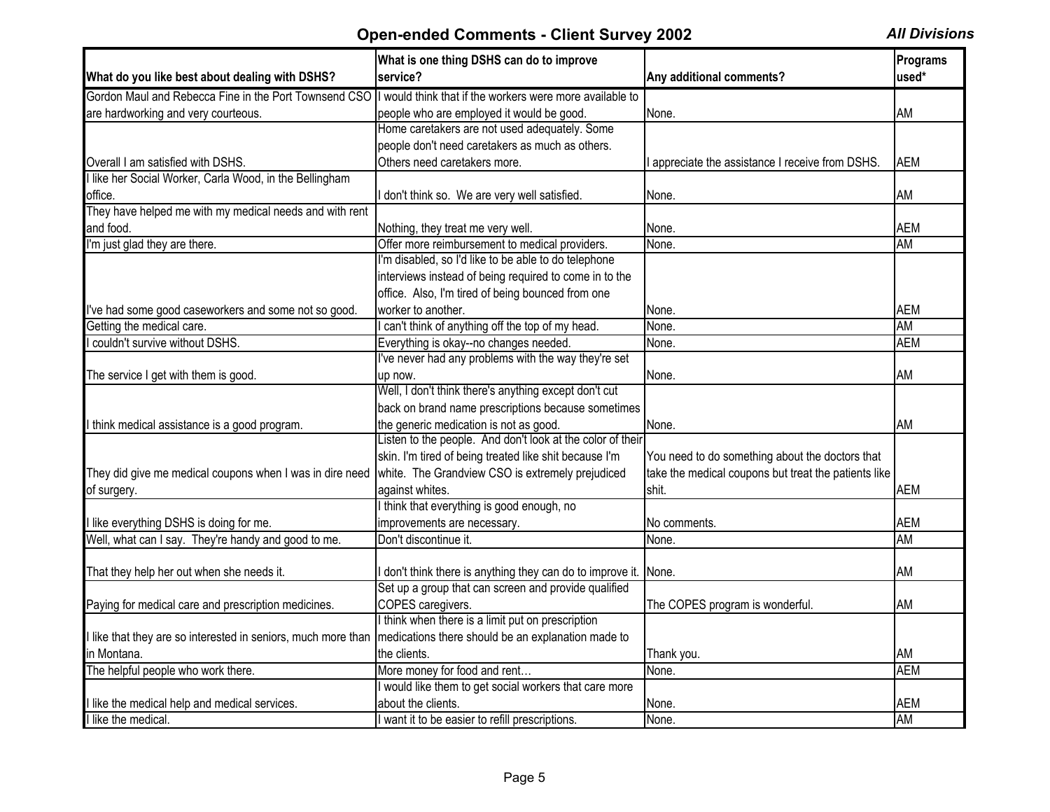## Open-ended Comments - Client Survey 2002

***All Divisions***

| What do you like best about dealing with DSHS? | What is one thing DSHS can do to improve service? | Any additional comments? | Programs used* |
|---|---|---|---|
| Gordon Maul and Rebecca Fine in the Port Townsend CSO are hardworking and very courteous. | I would think that if the workers were more available to people who are employed it would be good. | None. | AM |
| Overall I am satisfied with DSHS. | Home caretakers are not used adequately. Some people don't need caretakers as much as others. Others need caretakers more. | I appreciate the assistance I receive from DSHS. | AEM |
| I like her Social Worker, Carla Wood, in the Bellingham office. | I don't think so. We are very well satisfied. | None. | AM |
| They have helped me with my medical needs and with rent and food. | Nothing, they treat me very well. | None. | AEM |
| I'm just glad they are there. | Offer more reimbursement to medical providers. | None. | AM |
| I've had some good caseworkers and some not so good. | I'm disabled, so I'd like to be able to do telephone interviews instead of being required to come in to the office. Also, I'm tired of being bounced from one worker to another. | None. | AEM |
| Getting the medical care. | I can't think of anything off the top of my head. | None. | AM |
| I couldn't survive without DSHS. | Everything is okay--no changes needed. | None. | AEM |
| The service I get with them is good. | I've never had any problems with the way they're set up now. | None. | AM |
| I think medical assistance is a good program. | Well, I don't think there's anything except don't cut back on brand name prescriptions because sometimes the generic medication is not as good. | None. | AM |
| They did give me medical coupons when I was in dire need of surgery. | Listen to the people. And don't look at the color of their skin. I'm tired of being treated like shit because I'm white. The Grandview CSO is extremely prejudiced against whites. | You need to do something about the doctors that take the medical coupons but treat the patients like shit. | AEM |
| I like everything DSHS is doing for me. | I think that everything is good enough, no improvements are necessary. | No comments. | AEM |
| Well, what can I say. They're handy and good to me. | Don't discontinue it. | None. | AM |
| That they help her out when she needs it. | I don't think there is anything they can do to improve it. | None. | AM |
| Paying for medical care and prescription medicines. | Set up a group that can screen and provide qualified COPES caregivers. | The COPES program is wonderful. | AM |
| I like that they are so interested in seniors, much more than in Montana. | I think when there is a limit put on prescription medications there should be an explanation made to the clients. | Thank you. | AM |
| The helpful people who work there. | More money for food and rent… | None. | AEM |
| I like the medical help and medical services. | I would like them to get social workers that care more about the clients. | None. | AEM |
| I like the medical. | I want it to be easier to refill prescriptions. | None. | AM |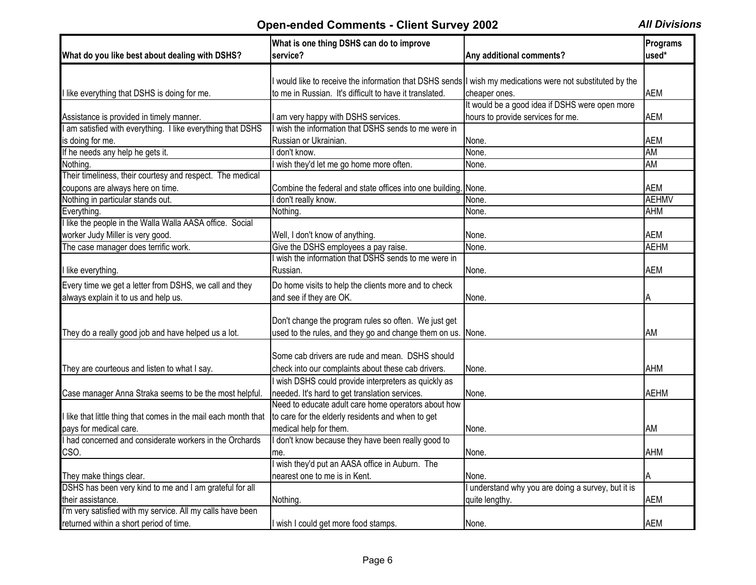## Open-ended Comments - Client Survey 2002

***All Divisions***

| What do you like best about dealing with DSHS? | What is one thing DSHS can do to improve service? | Any additional comments? | Programs used* |
|---|---|---|---|
| I like everything that DSHS is doing for me. | I would like to receive the information that DSHS sends to me in Russian. It's difficult to have it translated. | I wish my medications were not substituted by the cheaper ones. | AEM |
| Assistance is provided in timely manner. | I am very happy with DSHS services. | It would be a good idea if DSHS were open more hours to provide services for me. | AEM |
| I am satisfied with everything. I like everything that DSHS is doing for me. | I wish the information that DSHS sends to me were in Russian or Ukrainian. | None. | AEM |
| If he needs any help he gets it. | I don't know. | None. | AM |
| Nothing. | I wish they'd let me go home more often. | None. | AM |
| Their timeliness, their courtesy and respect. The medical coupons are always here on time. | Combine the federal and state offices into one building. | None. | AEM |
| Nothing in particular stands out. | I don't really know. | None. | AEHMV |
| Everything. | Nothing. | None. | AHM |
| I like the people in the Walla Walla AASA office. Social worker Judy Miller is very good. | Well, I don't know of anything. | None. | AEM |
| The case manager does terrific work. | Give the DSHS employees a pay raise. | None. | AEHM |
| I like everything. | I wish the information that DSHS sends to me were in Russian. | None. | AEM |
| Every time we get a letter from DSHS, we call and they always explain it to us and help us. | Do home visits to help the clients more and to check and see if they are OK. | None. | A |
| They do a really good job and have helped us a lot. | Don't change the program rules so often. We just get used to the rules, and they go and change them on us. | None. | AM |
| They are courteous and listen to what I say. | Some cab drivers are rude and mean. DSHS should check into our complaints about these cab drivers. | None. | AHM |
| Case manager Anna Straka seems to be the most helpful. | I wish DSHS could provide interpreters as quickly as needed. It's hard to get translation services. | None. | AEHM |
| I like that little thing that comes in the mail each month that pays for medical care. | Need to educate adult care home operators about how to care for the elderly residents and when to get medical help for them. | None. | AM |
| I had concerned and considerate workers in the Orchards CSO. | I don't know because they have been really good to me. | None. | AHM |
| They make things clear. | I wish they'd put an AASA office in Auburn. The nearest one to me is in Kent. | None. | A |
| DSHS has been very kind to me and I am grateful for all their assistance. | Nothing. | I understand why you are doing a survey, but it is quite lengthy. | AEM |
| I'm very satisfied with my service. All my calls have been returned within a short period of time. | I wish I could get more food stamps. | None. | AEM |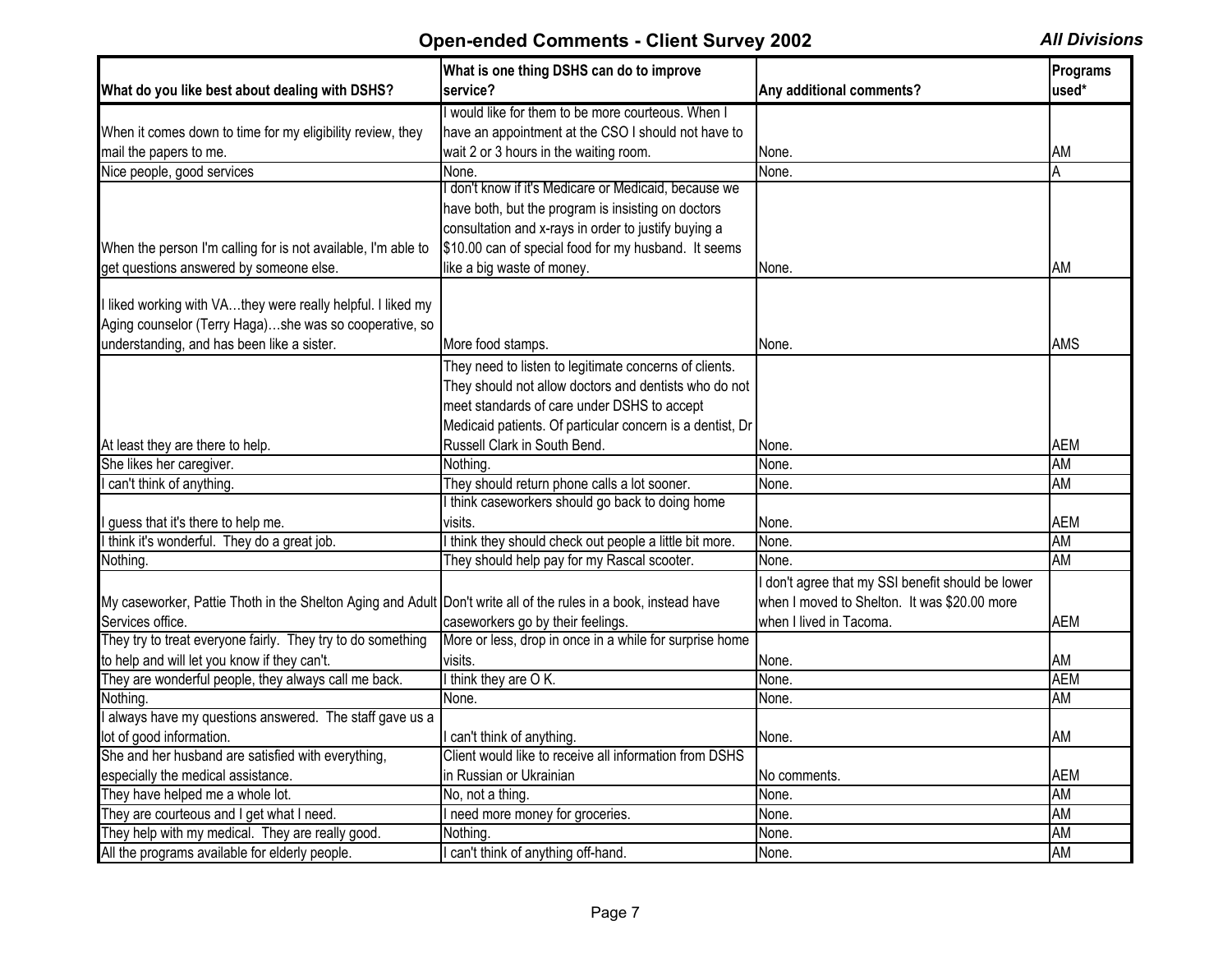## Open-ended Comments - Client Survey 2002

*All Divisions*

| What do you like best about dealing with DSHS? | What is one thing DSHS can do to improve service? | Any additional comments? | Programs used* |
|---|---|---|---|
| When it comes down to time for my eligibility review, they mail the papers to me. | I would like for them to be more courteous. When I have an appointment at the CSO I should not have to wait 2 or 3 hours in the waiting room. | None. | AM |
| Nice people, good services | None. | None. | A |
| When the person I'm calling for is not available, I'm able to get questions answered by someone else. | I don't know if it's Medicare or Medicaid, because we have both, but the program is insisting on doctors consultation and x-rays in order to justify buying a $10.00 can of special food for my husband. It seems like a big waste of money. | None. | AM |
| I liked working with VA…they were really helpful. I liked my Aging counselor (Terry Haga)…she was so cooperative, so understanding, and has been like a sister. | More food stamps. | None. | AMS |
| At least they are there to help. | They need to listen to legitimate concerns of clients. They should not allow doctors and dentists who do not meet standards of care under DSHS to accept Medicaid patients. Of particular concern is a dentist, Dr Russell Clark in South Bend. | None. | AEM |
| She likes her caregiver. | Nothing. | None. | AM |
| I can't think of anything. | They should return phone calls a lot sooner. | None. | AM |
| I guess that it's there to help me. | I think caseworkers should go back to doing home visits. | None. | AEM |
| I think it's wonderful. They do a great job. | I think they should check out people a little bit more. | None. | AM |
| Nothing. | They should help pay for my Rascal scooter. | None. | AM |
| My caseworker, Pattie Thoth in the Shelton Aging and Adult Services office. | Don't write all of the rules in a book, instead have caseworkers go by their feelings. | I don't agree that my SSI benefit should be lower when I moved to Shelton. It was $20.00 more when I lived in Tacoma. | AEM |
| They try to treat everyone fairly. They try to do something to help and will let you know if they can't. | More or less, drop in once in a while for surprise home visits. | None. | AM |
| They are wonderful people, they always call me back. | I think they are O K. | None. | AEM |
| Nothing. | None. | None. | AM |
| I always have my questions answered. The staff gave us a lot of good information. | I can't think of anything. | None. | AM |
| She and her husband are satisfied with everything, especially the medical assistance. | Client would like to receive all information from DSHS in Russian or Ukrainian | No comments. | AEM |
| They have helped me a whole lot. | No, not a thing. | None. | AM |
| They are courteous and I get what I need. | I need more money for groceries. | None. | AM |
| They help with my medical. They are really good. | Nothing. | None. | AM |
| All the programs available for elderly people. | I can't think of anything off-hand. | None. | AM |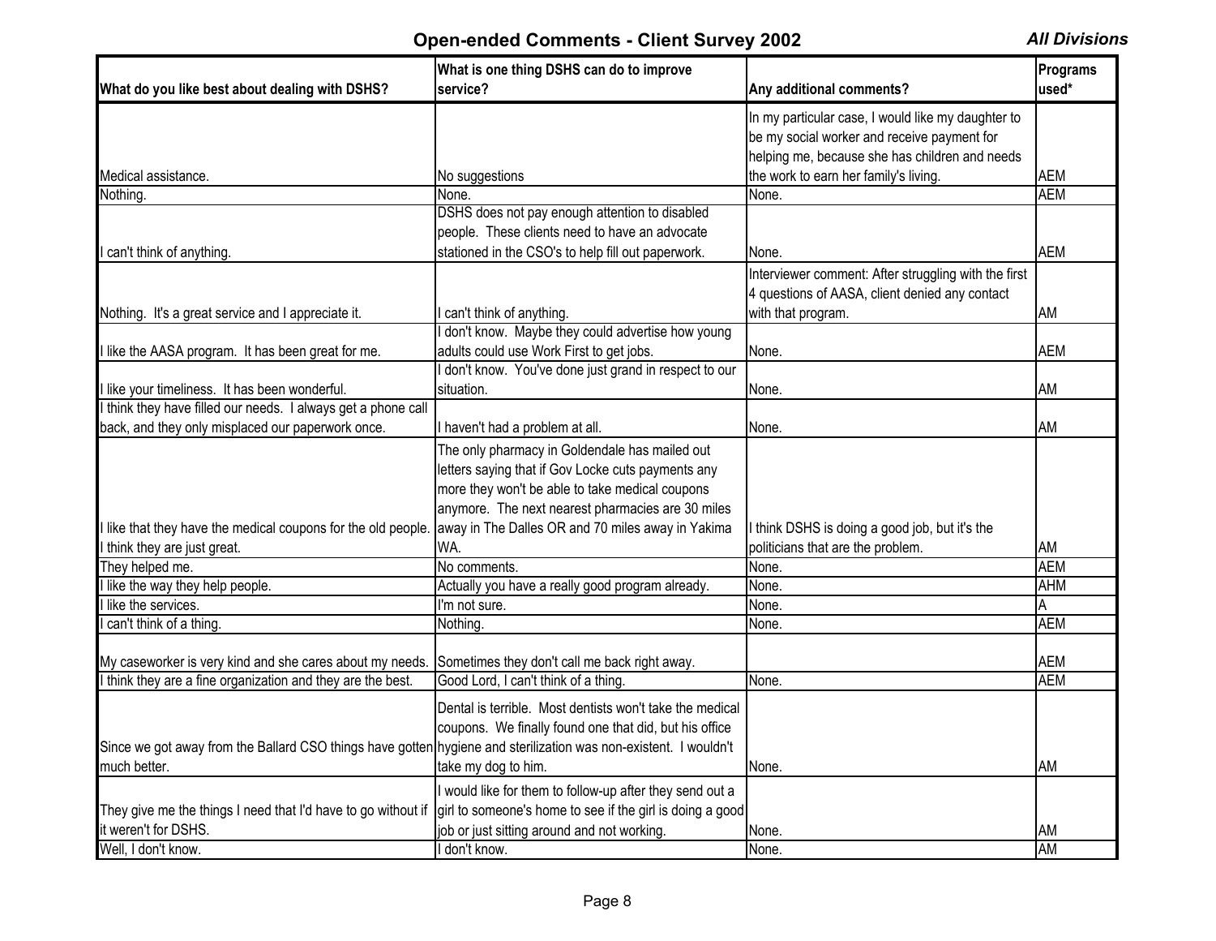## Open-ended Comments - Client Survey 2002

*All Divisions*

| What do you like best about dealing with DSHS? | What is one thing DSHS can do to improve service? | Any additional comments? | Programs used* |
|---|---|---|---|
| Medical assistance. | No suggestions | In my particular case, I would like my daughter to be my social worker and receive payment for helping me, because she has children and needs the work to earn her family's living. | AEM |
| Nothing. | None. | None. | AEM |
| I can't think of anything. | DSHS does not pay enough attention to disabled people. These clients need to have an advocate stationed in the CSO's to help fill out paperwork. | None. | AEM |
| Nothing. It's a great service and I appreciate it. | I can't think of anything. | Interviewer comment: After struggling with the first 4 questions of AASA, client denied any contact with that program. | AM |
| I like the AASA program. It has been great for me. | I don't know. Maybe they could advertise how young adults could use Work First to get jobs. | None. | AEM |
| I like your timeliness. It has been wonderful. | I don't know. You've done just grand in respect to our situation. | None. | AM |
| I think they have filled our needs. I always get a phone call back, and they only misplaced our paperwork once. | I haven't had a problem at all. | None. | AM |
| I like that they have the medical coupons for the old people. I think they are just great. | The only pharmacy in Goldendale has mailed out letters saying that if Gov Locke cuts payments any more they won't be able to take medical coupons anymore. The next nearest pharmacies are 30 miles away in The Dalles OR and 70 miles away in Yakima WA. | I think DSHS is doing a good job, but it's the politicians that are the problem. | AM |
| They helped me. | No comments. | None. | AEM |
| I like the way they help people. | Actually you have a really good program already. | None. | AHM |
| I like the services. | I'm not sure. | None. | A |
| I can't think of a thing. | Nothing. | None. | AEM |
| My caseworker is very kind and she cares about my needs. | Sometimes they don't call me back right away. | | AEM |
| I think they are a fine organization and they are the best. | Good Lord, I can't think of a thing. | None. | AEM |
| Since we got away from the Ballard CSO things have gotten much better. | Dental is terrible. Most dentists won't take the medical coupons. We finally found one that did, but his office hygiene and sterilization was non-existent. I wouldn't take my dog to him. | None. | AM |
| They give me the things I need that I'd have to go without if it weren't for DSHS. | I would like for them to follow-up after they send out a girl to someone's home to see if the girl is doing a good job or just sitting around and not working. | None. | AM |
| Well, I don't know. | I don't know. | None. | AM |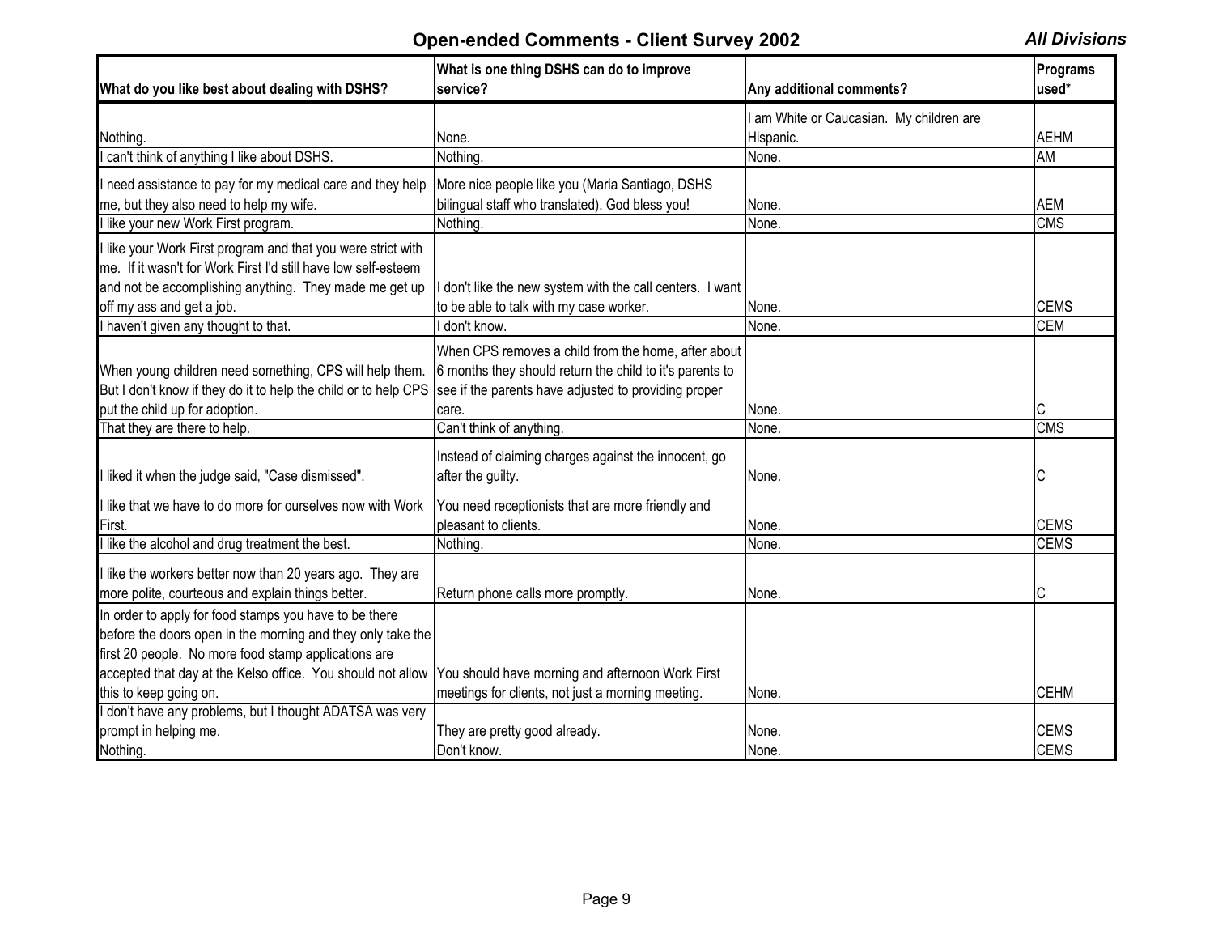# Open-ended Comments - Client Survey 2002

*All Divisions*

| What do you like best about dealing with DSHS? | What is one thing DSHS can do to improve service? | Any additional comments? | Programs used* |
|---|---|---|---|
| Nothing. | None. | I am White or Caucasian. My children are Hispanic. | AEHM |
| I can't think of anything I like about DSHS. | Nothing. | None. | AM |
| I need assistance to pay for my medical care and they help me, but they also need to help my wife. | More nice people like you (Maria Santiago, DSHS bilingual staff who translated). God bless you! | None. | AEM |
| I like your new Work First program. | Nothing. | None. | CMS |
| I like your Work First program and that you were strict with me. If it wasn't for Work First I'd still have low self-esteem and not be accomplishing anything. They made me get up off my ass and get a job. | I don't like the new system with the call centers. I want to be able to talk with my case worker. | None. | CEMS |
| I haven't given any thought to that. | I don't know. | None. | CEM |
| When young children need something, CPS will help them. But I don't know if they do it to help the child or to help CPS put the child up for adoption. | When CPS removes a child from the home, after about 6 months they should return the child to it's parents to see if the parents have adjusted to providing proper care. | None. | C |
| That they are there to help. | Can't think of anything. | None. | CMS |
| I liked it when the judge said, "Case dismissed". | Instead of claiming charges against the innocent, go after the guilty. | None. | C |
| I like that we have to do more for ourselves now with Work First. | You need receptionists that are more friendly and pleasant to clients. | None. | CEMS |
| I like the alcohol and drug treatment the best. | Nothing. | None. | CEMS |
| I like the workers better now than 20 years ago. They are more polite, courteous and explain things better. | Return phone calls more promptly. | None. | C |
| In order to apply for food stamps you have to be there before the doors open in the morning and they only take the first 20 people. No more food stamp applications are accepted that day at the Kelso office. You should not allow this to keep going on. | You should have morning and afternoon Work First meetings for clients, not just a morning meeting. | None. | CEHM |
| I don't have any problems, but I thought ADATSA was very prompt in helping me. | They are pretty good already. | None. | CEMS |
| Nothing. | Don't know. | None. | CEMS |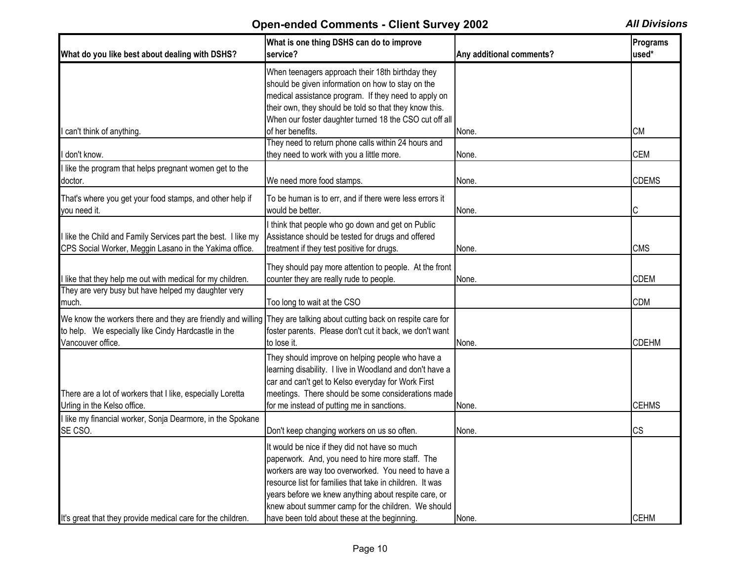## Open-ended Comments - Client Survey 2002

***All Divisions***

| What do you like best about dealing with DSHS? | What is one thing DSHS can do to improve service? | Any additional comments? | Programs used* |
|---|---|---|---|
| I can't think of anything. | When teenagers approach their 18th birthday they should be given information on how to stay on the medical assistance program. If they need to apply on their own, they should be told so that they know this. When our foster daughter turned 18 the CSO cut off all of her benefits. | None. | CM |
| I don't know. | They need to return phone calls within 24 hours and they need to work with you a little more. | None. | CEM |
| I like the program that helps pregnant women get to the doctor. | We need more food stamps. | None. | CDEMS |
| That's where you get your food stamps, and other help if you need it. | To be human is to err, and if there were less errors it would be better. | None. | C |
| I like the Child and Family Services part the best. I like my CPS Social Worker, Meggin Lasano in the Yakima office. | I think that people who go down and get on Public Assistance should be tested for drugs and offered treatment if they test positive for drugs. | None. | CMS |
| I like that they help me out with medical for my children. | They should pay more attention to people. At the front counter they are really rude to people. | None. | CDEM |
| They are very busy but have helped my daughter very much. | Too long to wait at the CSO | | CDM |
| We know the workers there and they are friendly and willing to help. We especially like Cindy Hardcastle in the Vancouver office. | They are talking about cutting back on respite care for foster parents. Please don't cut it back, we don't want to lose it. | None. | CDEHM |
| There are a lot of workers that I like, especially Loretta Urling in the Kelso office. | They should improve on helping people who have a learning disability. I live in Woodland and don't have a car and can't get to Kelso everyday for Work First meetings. There should be some considerations made for me instead of putting me in sanctions. | None. | CEHMS |
| I like my financial worker, Sonja Dearmore, in the Spokane SE CSO. | Don't keep changing workers on us so often. | None. | CS |
| It's great that they provide medical care for the children. | It would be nice if they did not have so much paperwork. And, you need to hire more staff. The workers are way too overworked. You need to have a resource list for families that take in children. It was years before we knew anything about respite care, or knew about summer camp for the children. We should have been told about these at the beginning. | None. | CEHM |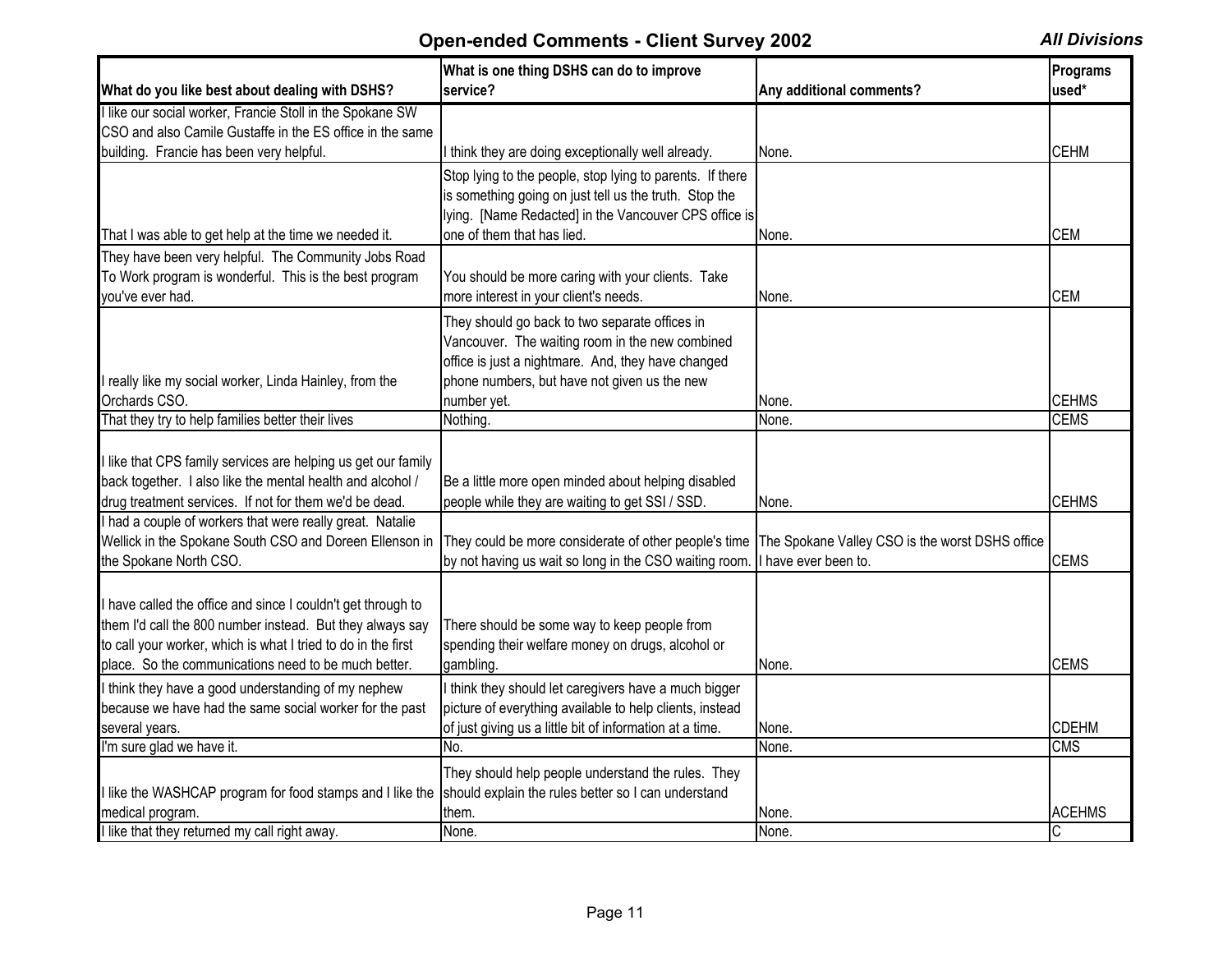# Open-ended Comments - Client Survey 2002

***All Divisions***

| What do you like best about dealing with DSHS? | What is one thing DSHS can do to improve service? | Any additional comments? | Programs used* |
|---|---|---|---|
| I like our social worker, Francie Stoll in the Spokane SW CSO and also Camile Gustaffe in the ES office in the same building. Francie has been very helpful. | I think they are doing exceptionally well already. | None. | CEHM |
| That I was able to get help at the time we needed it. | Stop lying to the people, stop lying to parents. If there is something going on just tell us the truth. Stop the lying. [Name Redacted] in the Vancouver CPS office is one of them that has lied. | None. | CEM |
| They have been very helpful. The Community Jobs Road To Work program is wonderful. This is the best program you've ever had. | You should be more caring with your clients. Take more interest in your client's needs. | None. | CEM |
| I really like my social worker, Linda Hainley, from the Orchards CSO. | They should go back to two separate offices in Vancouver. The waiting room in the new combined office is just a nightmare. And, they have changed phone numbers, but have not given us the new number yet. | None. | CEHMS |
| That they try to help families better their lives | Nothing. | None. | CEMS |
| I like that CPS family services are helping us get our family back together. I also like the mental health and alcohol / drug treatment services. If not for them we'd be dead. | Be a little more open minded about helping disabled people while they are waiting to get SSI / SSD. | None. | CEHMS |
| I had a couple of workers that were really great. Natalie Wellick in the Spokane South CSO and Doreen Ellenson in the Spokane North CSO. | They could be more considerate of other people's time by not having us wait so long in the CSO waiting room. | The Spokane Valley CSO is the worst DSHS office I have ever been to. | CEMS |
| I have called the office and since I couldn't get through to them I'd call the 800 number instead. But they always say to call your worker, which is what I tried to do in the first place. So the communications need to be much better. | There should be some way to keep people from spending their welfare money on drugs, alcohol or gambling. | None. | CEMS |
| I think they have a good understanding of my nephew because we have had the same social worker for the past several years. | I think they should let caregivers have a much bigger picture of everything available to help clients, instead of just giving us a little bit of information at a time. | None. | CDEHM |
| I'm sure glad we have it. | No. | None. | CMS |
| I like the WASHCAP program for food stamps and I like the medical program. | They should help people understand the rules. They should explain the rules better so I can understand them. | None. | ACEHMS |
| I like that they returned my call right away. | None. | None. | C |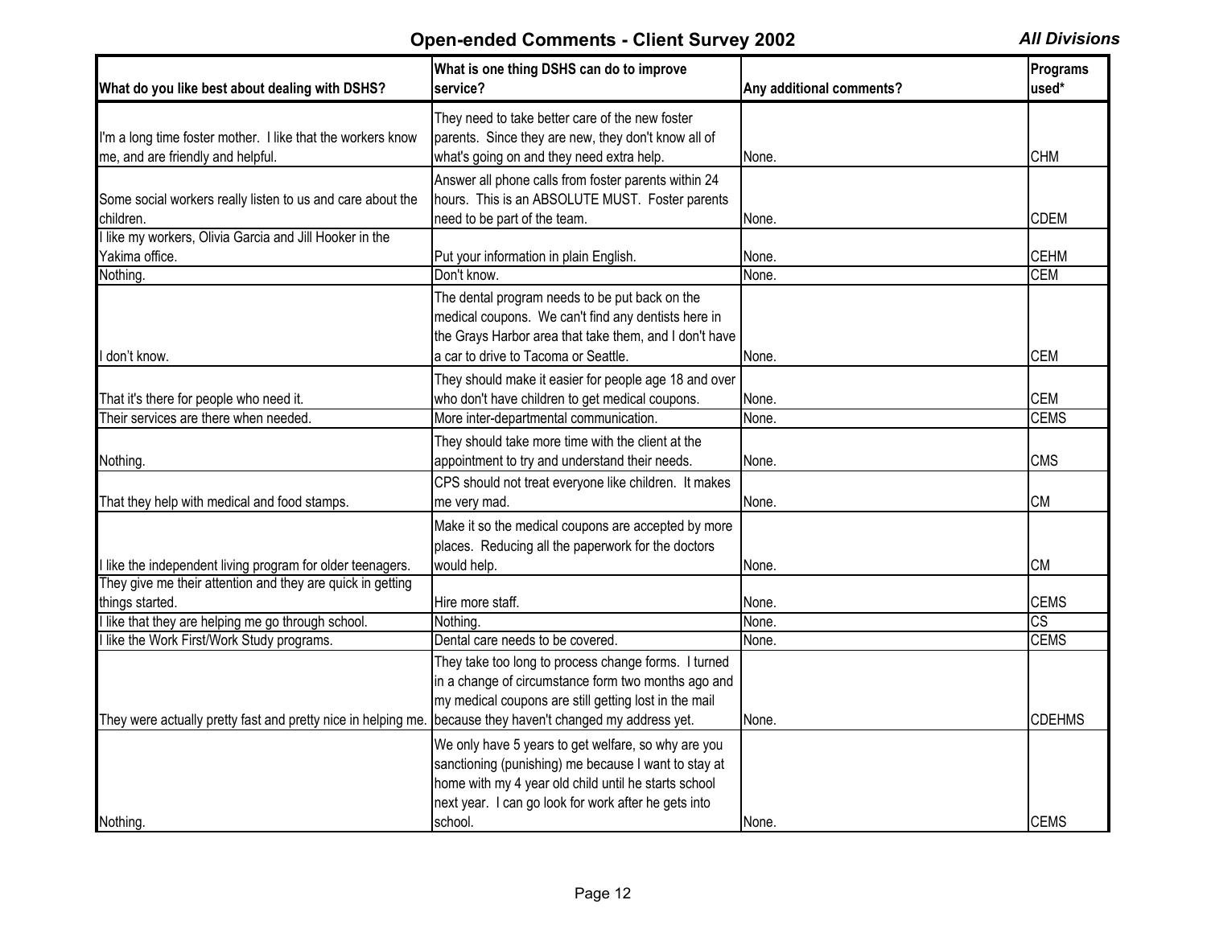## Open-ended Comments - Client Survey 2002

*All Divisions*

| What do you like best about dealing with DSHS? | What is one thing DSHS can do to improve service? | Any additional comments? | Programs used* |
|---|---|---|---|
| I'm a long time foster mother. I like that the workers know me, and are friendly and helpful. | They need to take better care of the new foster parents. Since they are new, they don't know all of what's going on and they need extra help. | None. | CHM |
| Some social workers really listen to us and care about the children. | Answer all phone calls from foster parents within 24 hours. This is an ABSOLUTE MUST. Foster parents need to be part of the team. | None. | CDEM |
| I like my workers, Olivia Garcia and Jill Hooker in the Yakima office. | Put your information in plain English. | None. | CEHM |
| Nothing. | Don't know. | None. | CEM |
| I don't know. | The dental program needs to be put back on the medical coupons. We can't find any dentists here in the Grays Harbor area that take them, and I don't have a car to drive to Tacoma or Seattle. | None. | CEM |
| That it's there for people who need it. | They should make it easier for people age 18 and over who don't have children to get medical coupons. | None. | CEM |
| Their services are there when needed. | More inter-departmental communication. | None. | CEMS |
| Nothing. | They should take more time with the client at the appointment to try and understand their needs. | None. | CMS |
| That they help with medical and food stamps. | CPS should not treat everyone like children. It makes me very mad. | None. | CM |
| I like the independent living program for older teenagers. | Make it so the medical coupons are accepted by more places. Reducing all the paperwork for the doctors would help. | None. | CM |
| They give me their attention and they are quick in getting things started. | Hire more staff. | None. | CEMS |
| I like that they are helping me go through school. | Nothing. | None. | CS |
| I like the Work First/Work Study programs. | Dental care needs to be covered. | None. | CEMS |
| They were actually pretty fast and pretty nice in helping me. | They take too long to process change forms. I turned in a change of circumstance form two months ago and my medical coupons are still getting lost in the mail because they haven't changed my address yet. | None. | CDEHMS |
| Nothing. | We only have 5 years to get welfare, so why are you sanctioning (punishing) me because I want to stay at home with my 4 year old child until he starts school next year. I can go look for work after he gets into school. | None. | CEMS |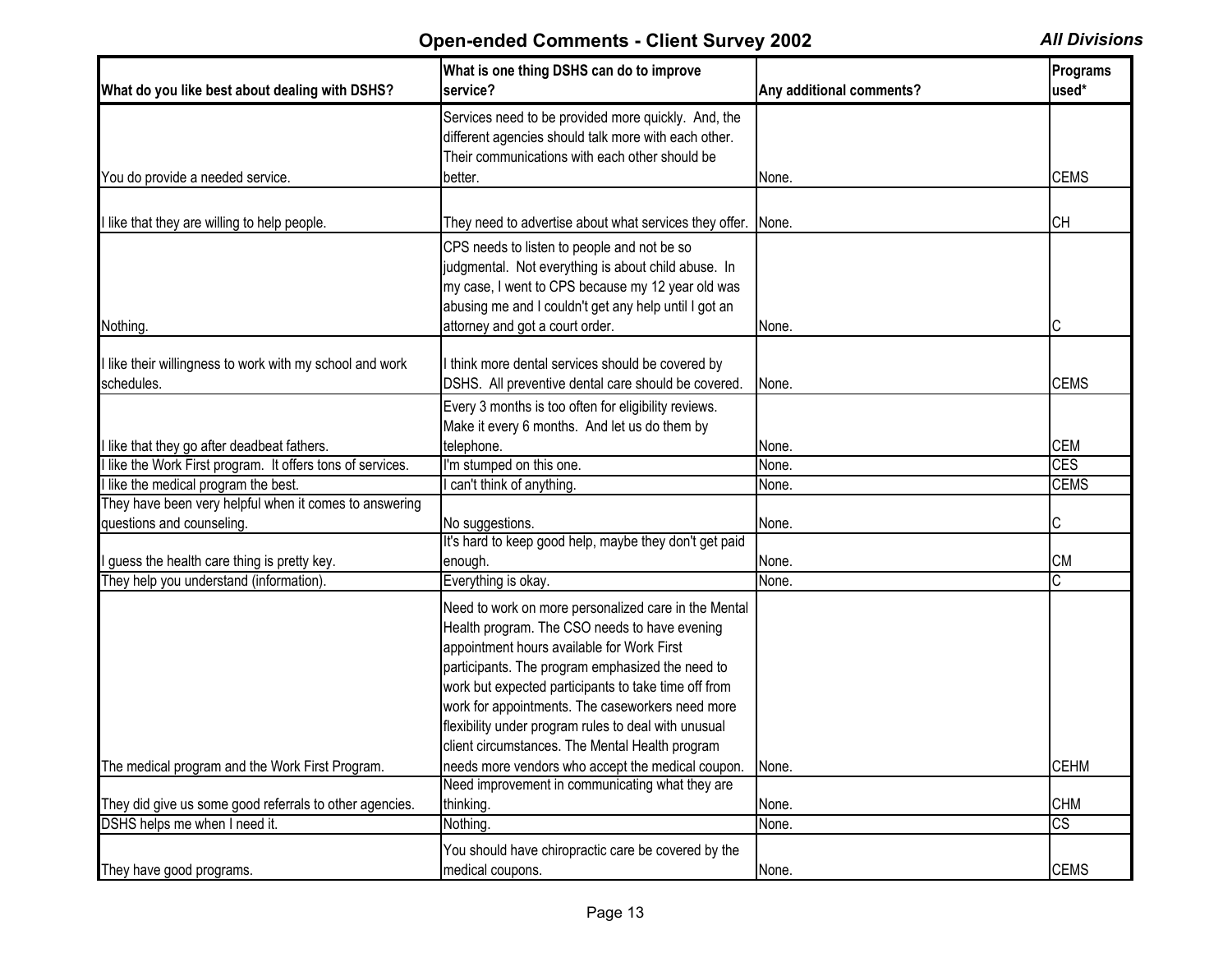## Open-ended Comments - Client Survey 2002

***All Divisions***

| What do you like best about dealing with DSHS? | What is one thing DSHS can do to improve service? | Any additional comments? | Programs used* |
|---|---|---|---|
| You do provide a needed service. | Services need to be provided more quickly. And, the different agencies should talk more with each other. Their communications with each other should be better. | None. | CEMS |
| I like that they are willing to help people. | They need to advertise about what services they offer. | None. | CH |
| Nothing. | CPS needs to listen to people and not be so judgmental. Not everything is about child abuse. In my case, I went to CPS because my 12 year old was abusing me and I couldn't get any help until I got an attorney and got a court order. | None. | C |
| I like their willingness to work with my school and work schedules. | I think more dental services should be covered by DSHS. All preventive dental care should be covered. | None. | CEMS |
| I like that they go after deadbeat fathers. | Every 3 months is too often for eligibility reviews. Make it every 6 months. And let us do them by telephone. | None. | CEM |
| I like the Work First program. It offers tons of services. | I'm stumped on this one. | None. | CES |
| I like the medical program the best. | I can't think of anything. | None. | CEMS |
| They have been very helpful when it comes to answering questions and counseling. | No suggestions. | None. | C |
| I guess the health care thing is pretty key. | It's hard to keep good help, maybe they don't get paid enough. | None. | CM |
| They help you understand (information). | Everything is okay. | None. | C |
| The medical program and the Work First Program. | Need to work on more personalized care in the Mental Health program. The CSO needs to have evening appointment hours available for Work First participants. The program emphasized the need to work but expected participants to take time off from work for appointments. The caseworkers need more flexibility under program rules to deal with unusual client circumstances. The Mental Health program needs more vendors who accept the medical coupon. | None. | CEHM |
| They did give us some good referrals to other agencies. | Need improvement in communicating what they are thinking. | None. | CHM |
| DSHS helps me when I need it. | Nothing. | None. | CS |
| They have good programs. | You should have chiropractic care be covered by the medical coupons. | None. | CEMS |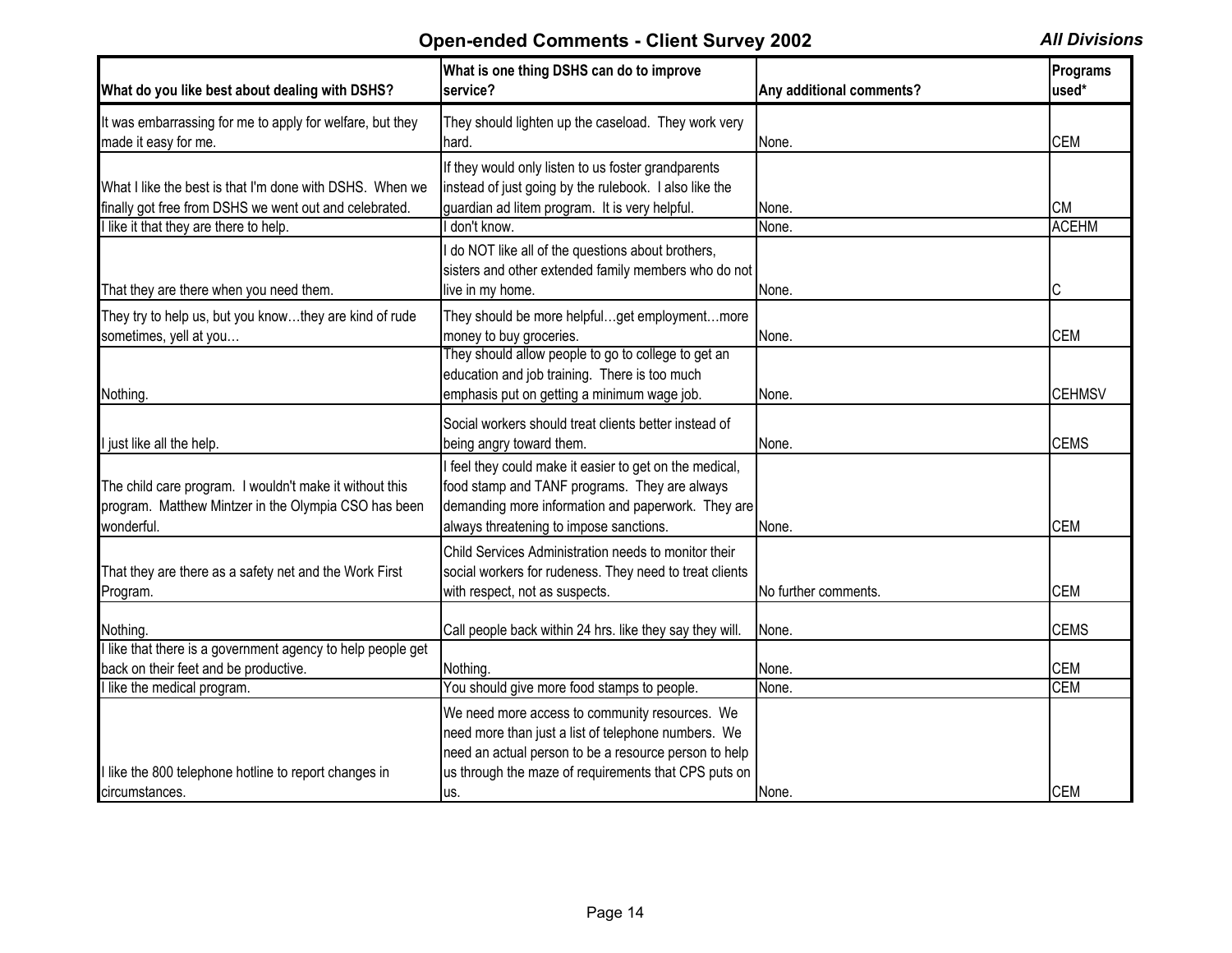## Open-ended Comments - Client Survey 2002

***All Divisions***

| What do you like best about dealing with DSHS? | What is one thing DSHS can do to improve service? | Any additional comments? | Programs used* |
|---|---|---|---|
| It was embarrassing for me to apply for welfare, but they made it easy for me. | They should lighten up the caseload. They work very hard. | None. | CEM |
| What I like the best is that I'm done with DSHS. When we finally got free from DSHS we went out and celebrated. | If they would only listen to us foster grandparents instead of just going by the rulebook. I also like the guardian ad litem program. It is very helpful. | None. | CM |
| I like it that they are there to help. | I don't know. | None. | ACEHM |
| That they are there when you need them. | I do NOT like all of the questions about brothers, sisters and other extended family members who do not live in my home. | None. | C |
| They try to help us, but you know…they are kind of rude sometimes, yell at you… | They should be more helpful…get employment…more money to buy groceries. | None. | CEM |
| Nothing. | They should allow people to go to college to get an education and job training. There is too much emphasis put on getting a minimum wage job. | None. | CEHMSV |
| I just like all the help. | Social workers should treat clients better instead of being angry toward them. | None. | CEMS |
| The child care program. I wouldn't make it without this program. Matthew Mintzer in the Olympia CSO has been wonderful. | I feel they could make it easier to get on the medical, food stamp and TANF programs. They are always demanding more information and paperwork. They are always threatening to impose sanctions. | None. | CEM |
| That they are there as a safety net and the Work First Program. | Child Services Administration needs to monitor their social workers for rudeness. They need to treat clients with respect, not as suspects. | No further comments. | CEM |
| Nothing. | Call people back within 24 hrs. like they say they will. | None. | CEMS |
| I like that there is a government agency to help people get back on their feet and be productive. | Nothing. | None. | CEM |
| I like the medical program. | You should give more food stamps to people. | None. | CEM |
| I like the 800 telephone hotline to report changes in circumstances. | We need more access to community resources. We need more than just a list of telephone numbers. We need an actual person to be a resource person to help us through the maze of requirements that CPS puts on us. | None. | CEM |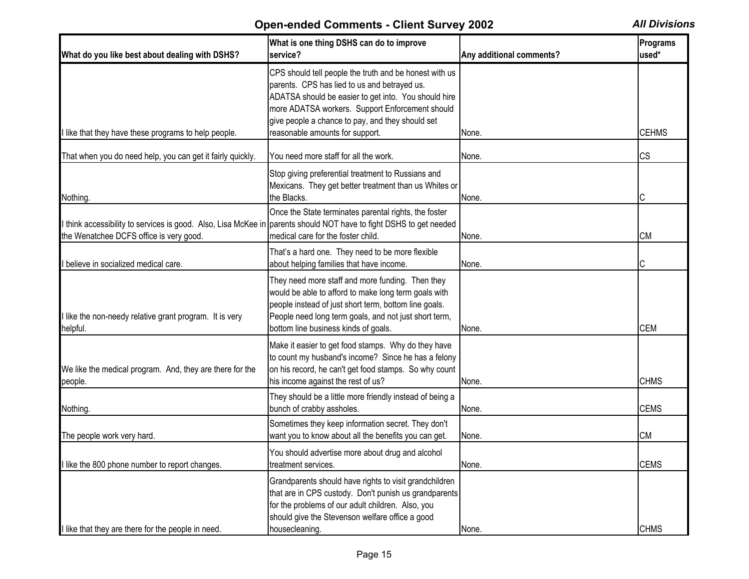## Open-ended Comments - Client Survey 2002

***All Divisions***

| What do you like best about dealing with DSHS? | What is one thing DSHS can do to improve service? | Any additional comments? | Programs used* |
|---|---|---|---|
| I like that they have these programs to help people. | CPS should tell people the truth and be honest with us parents. CPS has lied to us and betrayed us. ADATSA should be easier to get into. You should hire more ADATSA workers. Support Enforcement should give people a chance to pay, and they should set reasonable amounts for support. | None. | CEHMS |
| That when you do need help, you can get it fairly quickly. | You need more staff for all the work. | None. | CS |
| Nothing. | Stop giving preferential treatment to Russians and Mexicans. They get better treatment than us Whites or the Blacks. | None. | C |
| I think accessibility to services is good. Also, Lisa McKee in the Wenatchee DCFS office is very good. | Once the State terminates parental rights, the foster parents should NOT have to fight DSHS to get needed medical care for the foster child. | None. | CM |
| I believe in socialized medical care. | That's a hard one. They need to be more flexible about helping families that have income. | None. | C |
| I like the non-needy relative grant program. It is very helpful. | They need more staff and more funding. Then they would be able to afford to make long term goals with people instead of just short term, bottom line goals. People need long term goals, and not just short term, bottom line business kinds of goals. | None. | CEM |
| We like the medical program. And, they are there for the people. | Make it easier to get food stamps. Why do they have to count my husband's income? Since he has a felony on his record, he can't get food stamps. So why count his income against the rest of us? | None. | CHMS |
| Nothing. | They should be a little more friendly instead of being a bunch of crabby assholes. | None. | CEMS |
| The people work very hard. | Sometimes they keep information secret. They don't want you to know about all the benefits you can get. | None. | CM |
| I like the 800 phone number to report changes. | You should advertise more about drug and alcohol treatment services. | None. | CEMS |
| I like that they are there for the people in need. | Grandparents should have rights to visit grandchildren that are in CPS custody. Don't punish us grandparents for the problems of our adult children. Also, you should give the Stevenson welfare office a good housecleaning. | None. | CHMS |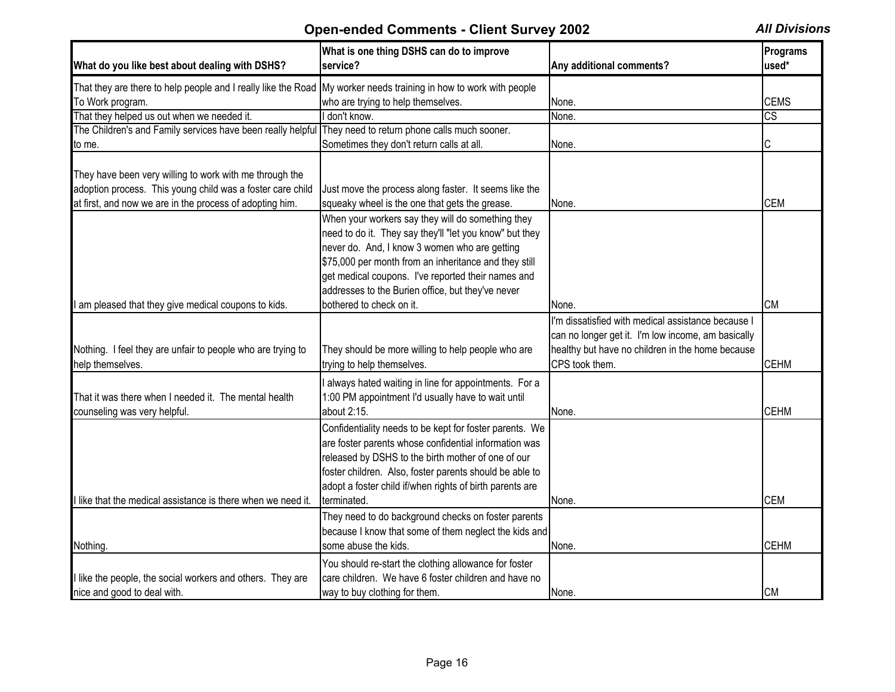## Open-ended Comments - Client Survey 2002

*All Divisions*

| What do you like best about dealing with DSHS? | What is one thing DSHS can do to improve service? | Any additional comments? | Programs used* |
|---|---|---|---|
| That they are there to help people and I really like the Road To Work program. | My worker needs training in how to work with people who are trying to help themselves. | None. | CEMS |
| That they helped us out when we needed it. | I don't know. | None. | CS |
| The Children's and Family services have been really helpful to me. | They need to return phone calls much sooner. Sometimes they don't return calls at all. | None. | C |
| They have been very willing to work with me through the adoption process. This young child was a foster care child at first, and now we are in the process of adopting him. | Just move the process along faster. It seems like the squeaky wheel is the one that gets the grease. | None. | CEM |
| I am pleased that they give medical coupons to kids. | When your workers say they will do something they need to do it. They say they'll "let you know" but they never do. And, I know 3 women who are getting $75,000 per month from an inheritance and they still get medical coupons. I've reported their names and addresses to the Burien office, but they've never bothered to check on it. | None. | CM |
| Nothing. I feel they are unfair to people who are trying to help themselves. | They should be more willing to help people who are trying to help themselves. | I'm dissatisfied with medical assistance because I can no longer get it. I'm low income, am basically healthy but have no children in the home because CPS took them. | CEHM |
| That it was there when I needed it. The mental health counseling was very helpful. | I always hated waiting in line for appointments. For a 1:00 PM appointment I'd usually have to wait until about 2:15. | None. | CEHM |
| I like that the medical assistance is there when we need it. | Confidentiality needs to be kept for foster parents. We are foster parents whose confidential information was released by DSHS to the birth mother of one of our foster children. Also, foster parents should be able to adopt a foster child if/when rights of birth parents are terminated. | None. | CEM |
| Nothing. | They need to do background checks on foster parents because I know that some of them neglect the kids and some abuse the kids. | None. | CEHM |
| I like the people, the social workers and others. They are nice and good to deal with. | You should re-start the clothing allowance for foster care children. We have 6 foster children and have no way to buy clothing for them. | None. | CM |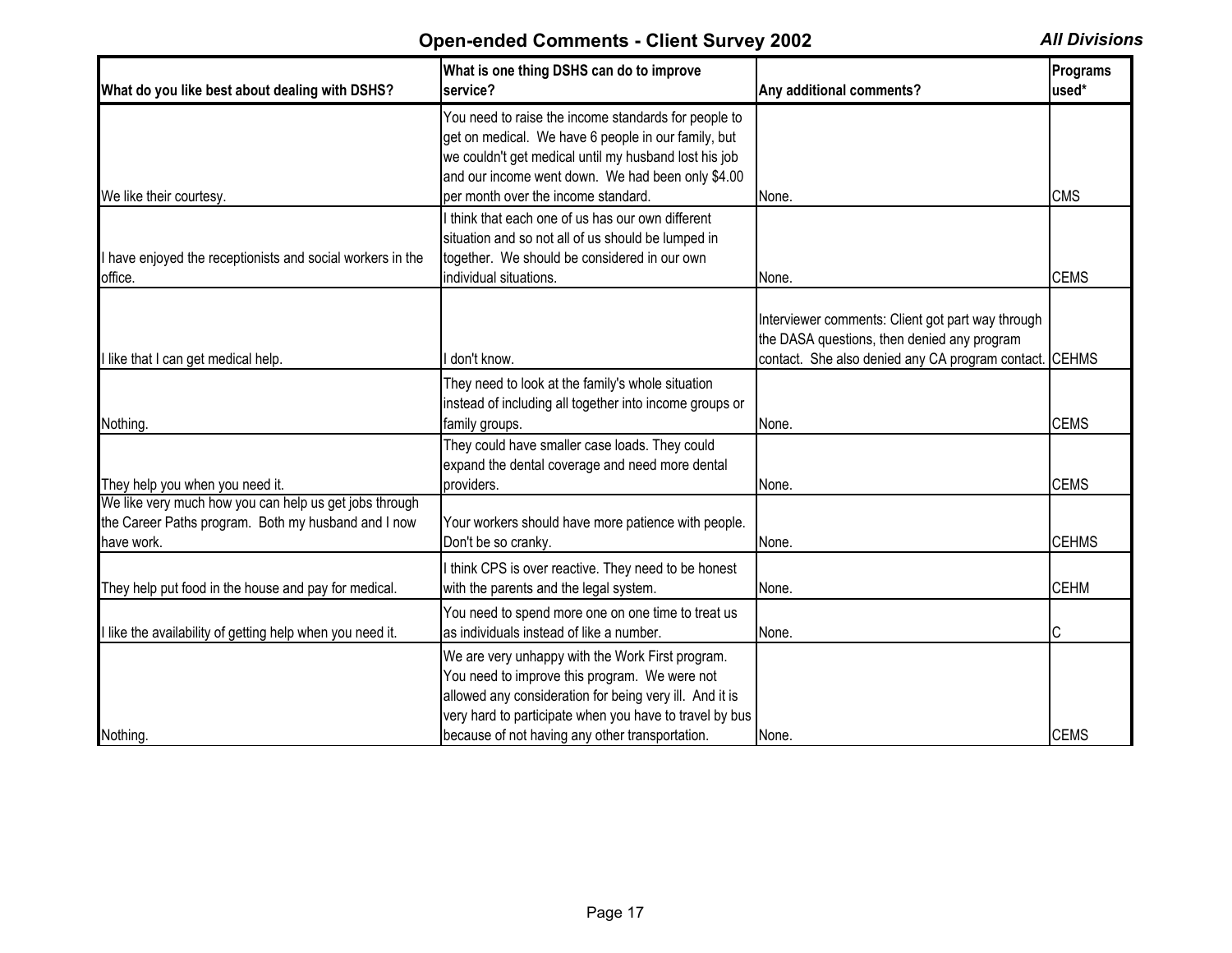# Open-ended Comments - Client Survey 2002

*All Divisions*

| What do you like best about dealing with DSHS? | What is one thing DSHS can do to improve service? | Any additional comments? | Programs used* |
|---|---|---|---|
| We like their courtesy. | You need to raise the income standards for people to get on medical. We have 6 people in our family, but we couldn't get medical until my husband lost his job and our income went down. We had been only $4.00 per month over the income standard. | None. | CMS |
| I have enjoyed the receptionists and social workers in the office. | I think that each one of us has our own different situation and so not all of us should be lumped in together. We should be considered in our own individual situations. | None. | CEMS |
| I like that I can get medical help. | I don't know. | Interviewer comments: Client got part way through the DASA questions, then denied any program contact. She also denied any CA program contact. | CEHMS |
| Nothing. | They need to look at the family's whole situation instead of including all together into income groups or family groups. | None. | CEMS |
| They help you when you need it. | They could have smaller case loads. They could expand the dental coverage and need more dental providers. | None. | CEMS |
| We like very much how you can help us get jobs through the Career Paths program. Both my husband and I now have work. | Your workers should have more patience with people. Don't be so cranky. | None. | CEHMS |
| They help put food in the house and pay for medical. | I think CPS is over reactive. They need to be honest with the parents and the legal system. | None. | CEHM |
| I like the availability of getting help when you need it. | You need to spend more one on one time to treat us as individuals instead of like a number. | None. | C |
| Nothing. | We are very unhappy with the Work First program. You need to improve this program. We were not allowed any consideration for being very ill. And it is very hard to participate when you have to travel by bus because of not having any other transportation. | None. | CEMS |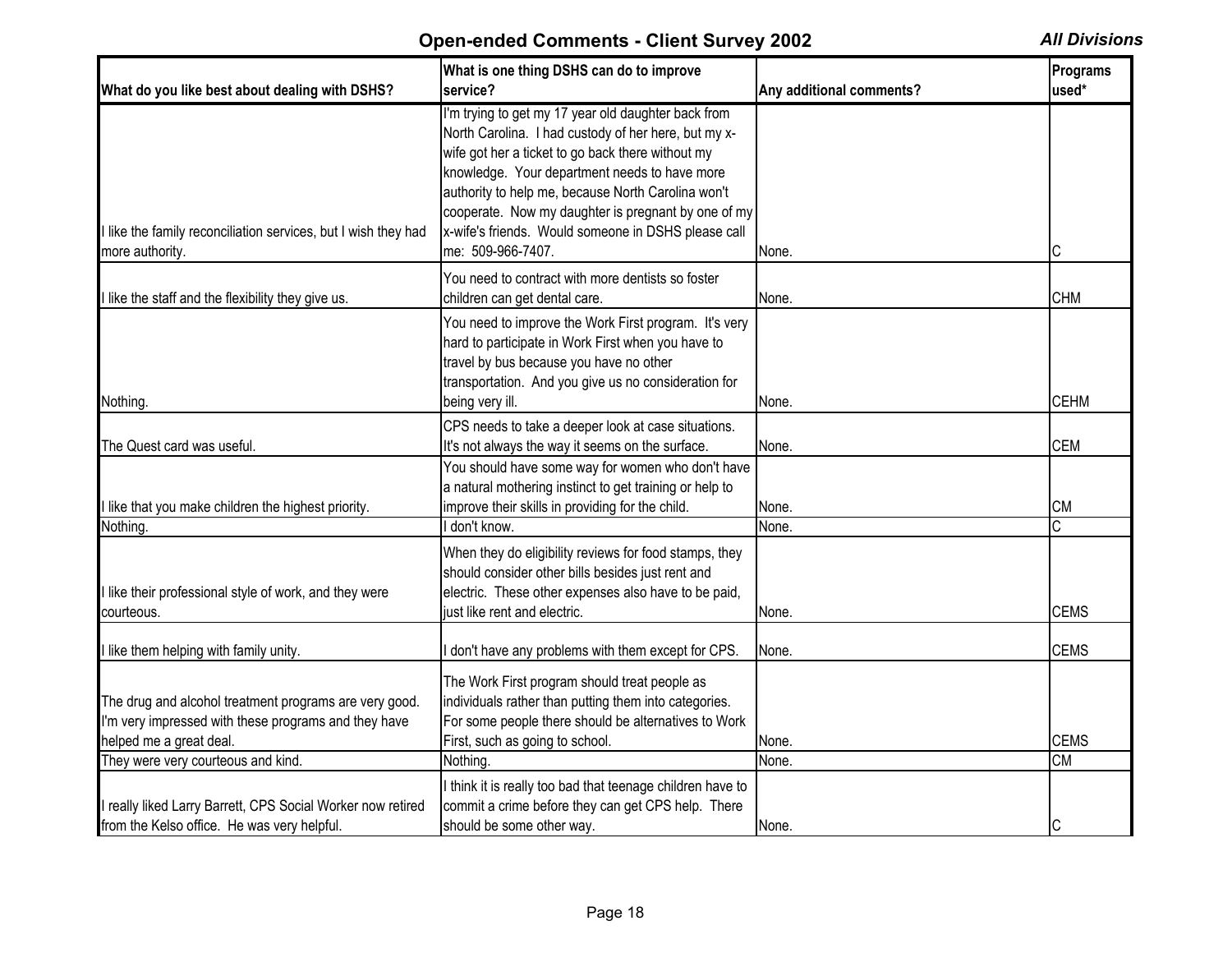## Open-ended Comments - Client Survey 2002

*All Divisions*

| What do you like best about dealing with DSHS? | What is one thing DSHS can do to improve service? | Any additional comments? | Programs used* |
|---|---|---|---|
| I like the family reconciliation services, but I wish they had more authority. | I'm trying to get my 17 year old daughter back from North Carolina. I had custody of her here, but my x-wife got her a ticket to go back there without my knowledge. Your department needs to have more authority to help me, because North Carolina won't cooperate. Now my daughter is pregnant by one of my x-wife's friends. Would someone in DSHS please call me: 509-966-7407. | None. | C |
| I like the staff and the flexibility they give us. | You need to contract with more dentists so foster children can get dental care. | None. | CHM |
| Nothing. | You need to improve the Work First program. It's very hard to participate in Work First when you have to travel by bus because you have no other transportation. And you give us no consideration for being very ill. | None. | CEHM |
| The Quest card was useful. | CPS needs to take a deeper look at case situations. It's not always the way it seems on the surface. | None. | CEM |
| I like that you make children the highest priority. | You should have some way for women who don't have a natural mothering instinct to get training or help to improve their skills in providing for the child. | None. | CM |
| Nothing. | I don't know. | None. | C |
| I like their professional style of work, and they were courteous. | When they do eligibility reviews for food stamps, they should consider other bills besides just rent and electric. These other expenses also have to be paid, just like rent and electric. | None. | CEMS |
| I like them helping with family unity. | I don't have any problems with them except for CPS. | None. | CEMS |
| The drug and alcohol treatment programs are very good. I'm very impressed with these programs and they have helped me a great deal. | The Work First program should treat people as individuals rather than putting them into categories. For some people there should be alternatives to Work First, such as going to school. | None. | CEMS |
| They were very courteous and kind. | Nothing. | None. | CM |
| I really liked Larry Barrett, CPS Social Worker now retired from the Kelso office. He was very helpful. | I think it is really too bad that teenage children have to commit a crime before they can get CPS help. There should be some other way. | None. | C |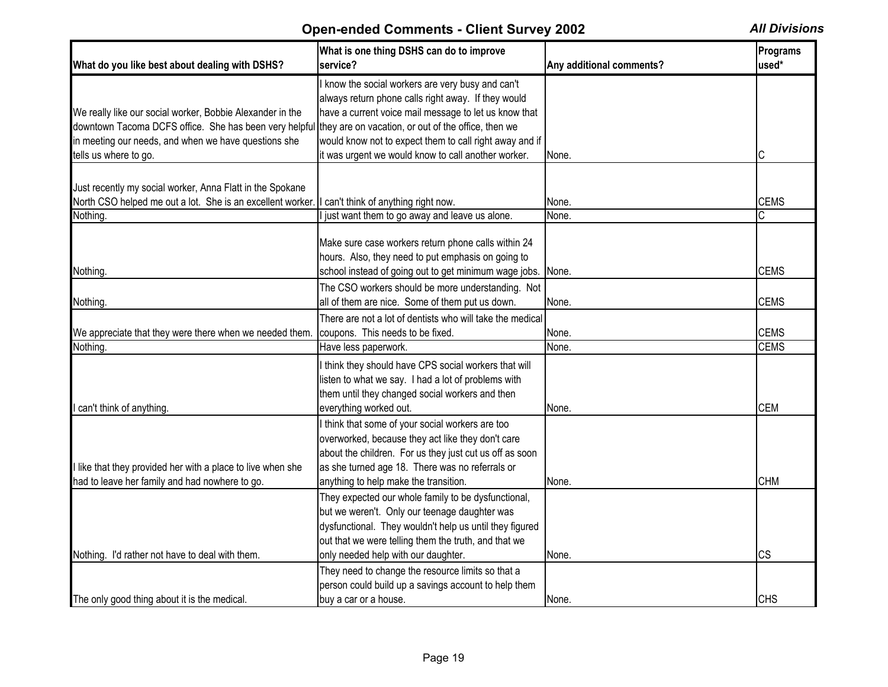# Open-ended Comments - Client Survey 2002

***All Divisions***

| What do you like best about dealing with DSHS? | What is one thing DSHS can do to improve service? | Any additional comments? | Programs used* |
|---|---|---|---|
| We really like our social worker, Bobbie Alexander in the downtown Tacoma DCFS office. She has been very helpful in meeting our needs, and when we have questions she tells us where to go. | I know the social workers are very busy and can't always return phone calls right away. If they would have a current voice mail message to let us know that they are on vacation, or out of the office, then we would know not to expect them to call right away and if it was urgent we would know to call another worker. | None. | C |
| Just recently my social worker, Anna Flatt in the Spokane North CSO helped me out a lot. She is an excellent worker. | I can't think of anything right now. | None. | CEMS |
| Nothing. | I just want them to go away and leave us alone. | None. | C |
| Nothing. | Make sure case workers return phone calls within 24 hours. Also, they need to put emphasis on going to school instead of going out to get minimum wage jobs. | None. | CEMS |
| Nothing. | The CSO workers should be more understanding. Not all of them are nice. Some of them put us down. | None. | CEMS |
| We appreciate that they were there when we needed them. | There are not a lot of dentists who will take the medical coupons. This needs to be fixed. | None. | CEMS |
| Nothing. | Have less paperwork. | None. | CEMS |
| I can't think of anything. | I think they should have CPS social workers that will listen to what we say. I had a lot of problems with them until they changed social workers and then everything worked out. | None. | CEM |
| I like that they provided her with a place to live when she had to leave her family and had nowhere to go. | I think that some of your social workers are too overworked, because they act like they don't care about the children. For us they just cut us off as soon as she turned age 18. There was no referrals or anything to help make the transition. | None. | CHM |
| Nothing. I'd rather not have to deal with them. | They expected our whole family to be dysfunctional, but we weren't. Only our teenage daughter was dysfunctional. They wouldn't help us until they figured out that we were telling them the truth, and that we only needed help with our daughter. | None. | CS |
| The only good thing about it is the medical. | They need to change the resource limits so that a person could build up a savings account to help them buy a car or a house. | None. | CHS |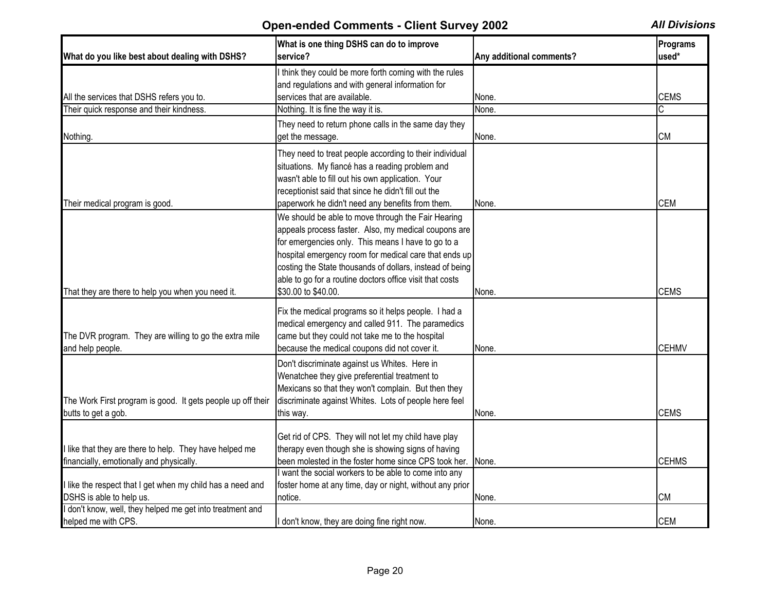## Open-ended Comments - Client Survey 2002

*All Divisions*

| What do you like best about dealing with DSHS? | What is one thing DSHS can do to improve service? | Any additional comments? | Programs used* |
|---|---|---|---|
| All the services that DSHS refers you to. | I think they could be more forth coming with the rules and regulations and with general information for services that are available. | None. | CEMS |
| Their quick response and their kindness. | Nothing. It is fine the way it is. | None. | C |
| Nothing. | They need to return phone calls in the same day they get the message. | None. | CM |
| Their medical program is good. | They need to treat people according to their individual situations. My fiancé has a reading problem and wasn't able to fill out his own application. Your receptionist said that since he didn't fill out the paperwork he didn't need any benefits from them. | None. | CEM |
| That they are there to help you when you need it. | We should be able to move through the Fair Hearing appeals process faster. Also, my medical coupons are for emergencies only. This means I have to go to a hospital emergency room for medical care that ends up costing the State thousands of dollars, instead of being able to go for a routine doctors office visit that costs $30.00 to $40.00. | None. | CEMS |
| The DVR program. They are willing to go the extra mile and help people. | Fix the medical programs so it helps people. I had a medical emergency and called 911. The paramedics came but they could not take me to the hospital because the medical coupons did not cover it. | None. | CEHMV |
| The Work First program is good. It gets people up off their butts to get a gob. | Don't discriminate against us Whites. Here in Wenatchee they give preferential treatment to Mexicans so that they won't complain. But then they discriminate against Whites. Lots of people here feel this way. | None. | CEMS |
| I like that they are there to help. They have helped me financially, emotionally and physically. | Get rid of CPS. They will not let my child have play therapy even though she is showing signs of having been molested in the foster home since CPS took her. | None. | CEHMS |
| I like the respect that I get when my child has a need and DSHS is able to help us. | I want the social workers to be able to come into any foster home at any time, day or night, without any prior notice. | None. | CM |
| I don't know, well, they helped me get into treatment and helped me with CPS. | I don't know, they are doing fine right now. | None. | CEM |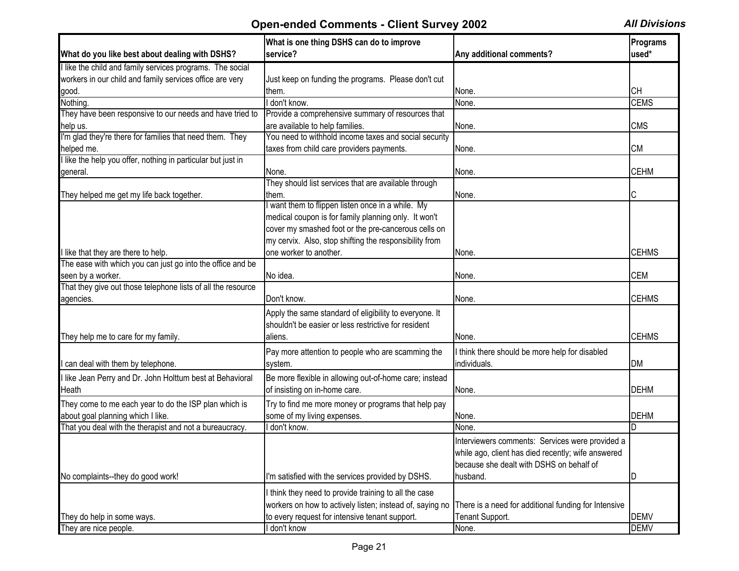## Open-ended Comments - Client Survey 2002

*All Divisions*

| What do you like best about dealing with DSHS? | What is one thing DSHS can do to improve service? | Any additional comments? | Programs used* |
|---|---|---|---|
| I like the child and family services programs. The social workers in our child and family services office are very good. | Just keep on funding the programs. Please don't cut them. | None. | CH |
| Nothing. | I don't know. | None. | CEMS |
| They have been responsive to our needs and have tried to help us. | Provide a comprehensive summary of resources that are available to help families. | None. | CMS |
| I'm glad they're there for families that need them. They helped me. | You need to withhold income taxes and social security taxes from child care providers payments. | None. | CM |
| I like the help you offer, nothing in particular but just in general. | None. | None. | CEHM |
| They helped me get my life back together. | They should list services that are available through them. | None. | C |
| I like that they are there to help. | I want them to flippen listen once in a while. My medical coupon is for family planning only. It won't cover my smashed foot or the pre-cancerous cells on my cervix. Also, stop shifting the responsibility from one worker to another. | None. | CEHMS |
| The ease with which you can just go into the office and be seen by a worker. | No idea. | None. | CEM |
| That they give out those telephone lists of all the resource agencies. | Don't know. | None. | CEHMS |
| They help me to care for my family. | Apply the same standard of eligibility to everyone. It shouldn't be easier or less restrictive for resident aliens. | None. | CEHMS |
| I can deal with them by telephone. | Pay more attention to people who are scamming the system. | I think there should be more help for disabled individuals. | DM |
| I like Jean Perry and Dr. John Holttum best at Behavioral Heath | Be more flexible in allowing out-of-home care; instead of insisting on in-home care. | None. | DEHM |
| They come to me each year to do the ISP plan which is about goal planning which I like. | Try to find me more money or programs that help pay some of my living expenses. | None. | DEHM |
| That you deal with the therapist and not a bureaucracy. | I don't know. | None. | D |
| No complaints--they do good work! | I'm satisfied with the services provided by DSHS. | Interviewers comments: Services were provided a while ago, client has died recently; wife answered because she dealt with DSHS on behalf of husband. | D |
| They do help in some ways. | I think they need to provide training to all the case workers on how to actively listen; instead of, saying no to every request for intensive tenant support. | There is a need for additional funding for Intensive Tenant Support. | DEMV |
| They are nice people. | I don't know | None. | DEMV |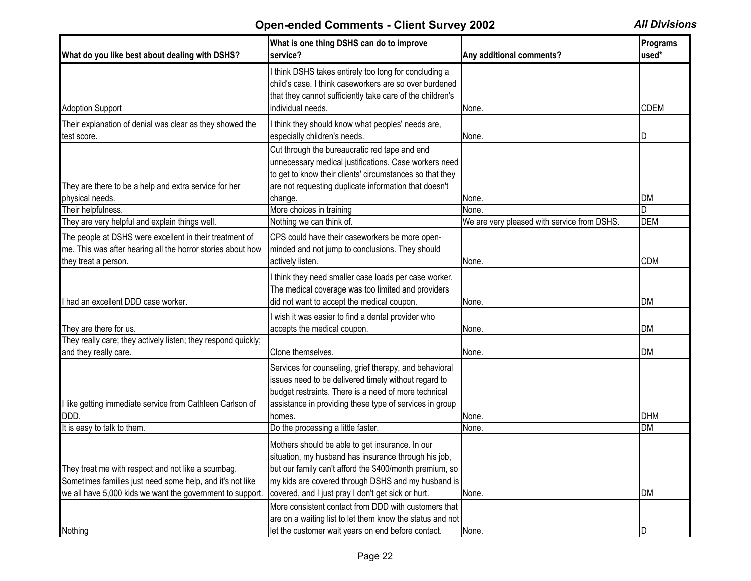## Open-ended Comments - Client Survey 2002

*All Divisions*

| What do you like best about dealing with DSHS? | What is one thing DSHS can do to improve service? | Any additional comments? | Programs used* |
|---|---|---|---|
| Adoption Support | I think DSHS takes entirely too long for concluding a child's case. I think caseworkers are so over burdened that they cannot sufficiently take care of the children's individual needs. | None. | CDEM |
| Their explanation of denial was clear as they showed the test score. | I think they should know what peoples' needs are, especially children's needs. | None. | D |
| They are there to be a help and extra service for her physical needs. | Cut through the bureaucratic red tape and end unnecessary medical justifications. Case workers need to get to know their clients' circumstances so that they are not requesting duplicate information that doesn't change. | None. | DM |
| Their helpfulness. | More choices in training | None. | D |
| They are very helpful and explain things well. | Nothing we can think of. | We are very pleased with service from DSHS. | DEM |
| The people at DSHS were excellent in their treatment of me. This was after hearing all the horror stories about how they treat a person. | CPS could have their caseworkers be more open-minded and not jump to conclusions. They should actively listen. | None. | CDM |
| I had an excellent DDD case worker. | I think they need smaller case loads per case worker. The medical coverage was too limited and providers did not want to accept the medical coupon. | None. | DM |
| They are there for us. | I wish it was easier to find a dental provider who accepts the medical coupon. | None. | DM |
| They really care; they actively listen; they respond quickly; and they really care. | Clone themselves. | None. | DM |
| I like getting immediate service from Cathleen Carlson of DDD. | Services for counseling, grief therapy, and behavioral issues need to be delivered timely without regard to budget restraints. There is a need of more technical assistance in providing these type of services in group homes. | None. | DHM |
| It is easy to talk to them. | Do the processing a little faster. | None. | DM |
| They treat me with respect and not like a scumbag. Sometimes families just need some help, and it's not like we all have 5,000 kids we want the government to support. | Mothers should be able to get insurance. In our situation, my husband has insurance through his job, but our family can't afford the $400/month premium, so my kids are covered through DSHS and my husband is covered, and I just pray I don't get sick or hurt. | None. | DM |
| Nothing | More consistent contact from DDD with customers that are on a waiting list to let them know the status and not let the customer wait years on end before contact. | None. | D |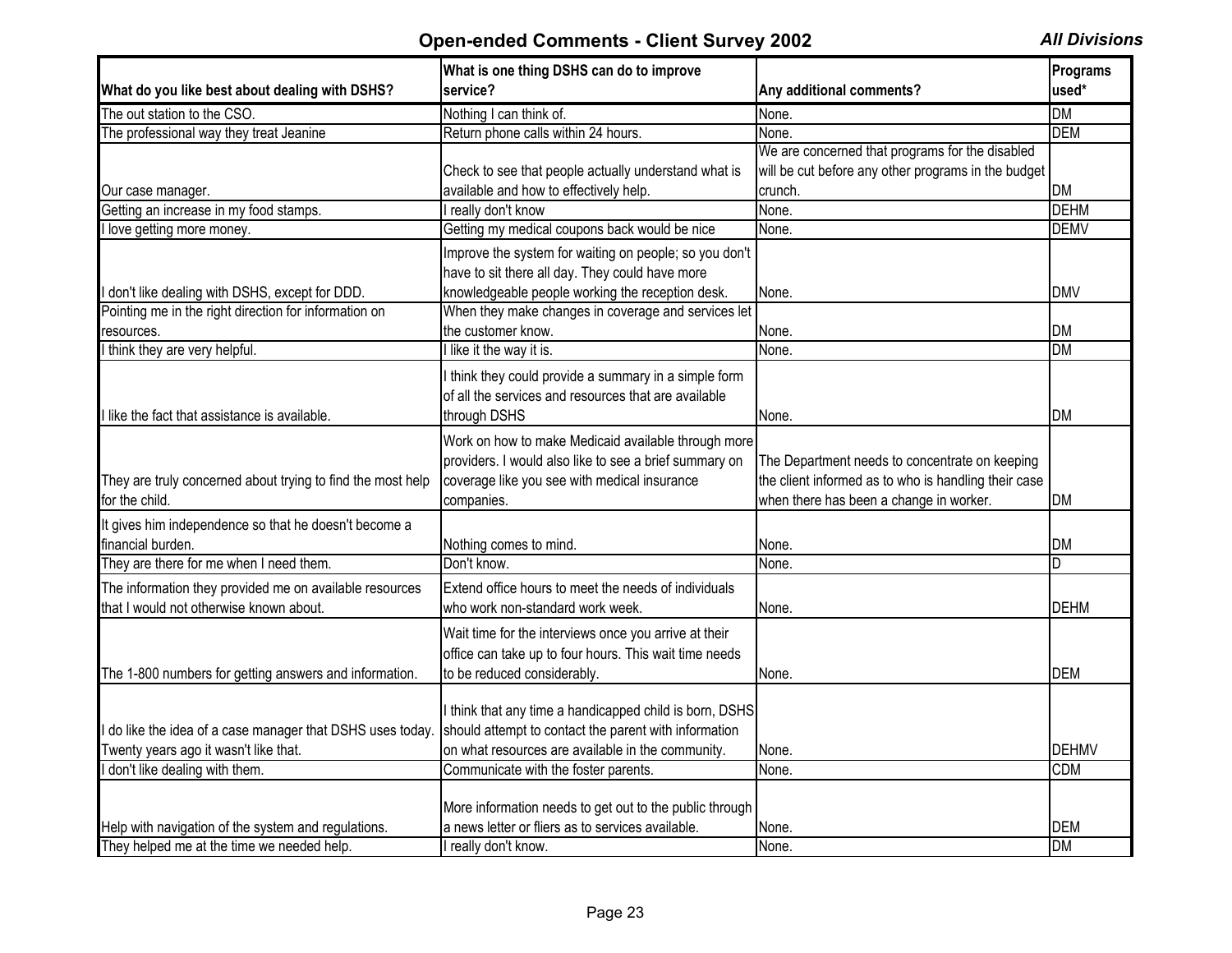## Open-ended Comments - Client Survey 2002

*All Divisions*

| What do you like best about dealing with DSHS? | What is one thing DSHS can do to improve service? | Any additional comments? | Programs used* |
|---|---|---|---|
| The out station to the CSO. | Nothing I can think of. | None. | DM |
| The professional way they treat Jeanine | Return phone calls within 24 hours. | None. | DEM |
| Our case manager. | Check to see that people actually understand what is available and how to effectively help. | We are concerned that programs for the disabled will be cut before any other programs in the budget crunch. | DM |
| Getting an increase in my food stamps. | I really don't know | None. | DEHM |
| I love getting more money. | Getting my medical coupons back would be nice | None. | DEMV |
| I don't like dealing with DSHS, except for DDD. | Improve the system for waiting on people; so you don't have to sit there all day. They could have more knowledgeable people working the reception desk. | None. | DMV |
| Pointing me in the right direction for information on resources. | When they make changes in coverage and services let the customer know. | None. | DM |
| I think they are very helpful. | I like it the way it is. | None. | DM |
| I like the fact that assistance is available. | I think they could provide a summary in a simple form of all the services and resources that are available through DSHS | None. | DM |
| They are truly concerned about trying to find the most help for the child. | Work on how to make Medicaid available through more providers. I would also like to see a brief summary on coverage like you see with medical insurance companies. | The Department needs to concentrate on keeping the client informed as to who is handling their case when there has been a change in worker. | DM |
| It gives him independence so that he doesn't become a financial burden. | Nothing comes to mind. | None. | DM |
| They are there for me when I need them. | Don't know. | None. | D |
| The information they provided me on available resources that I would not otherwise known about. | Extend office hours to meet the needs of individuals who work non-standard work week. | None. | DEHM |
| The 1-800 numbers for getting answers and information. | Wait time for the interviews once you arrive at their office can take up to four hours. This wait time needs to be reduced considerably. | None. | DEM |
| I do like the idea of a case manager that DSHS uses today. Twenty years ago it wasn't like that. | I think that any time a handicapped child is born, DSHS should attempt to contact the parent with information on what resources are available in the community. | None. | DEHMV |
| I don't like dealing with them. | Communicate with the foster parents. | None. | CDM |
| Help with navigation of the system and regulations. | More information needs to get out to the public through a news letter or fliers as to services available. | None. | DEM |
| They helped me at the time we needed help. | I really don't know. | None. | DM |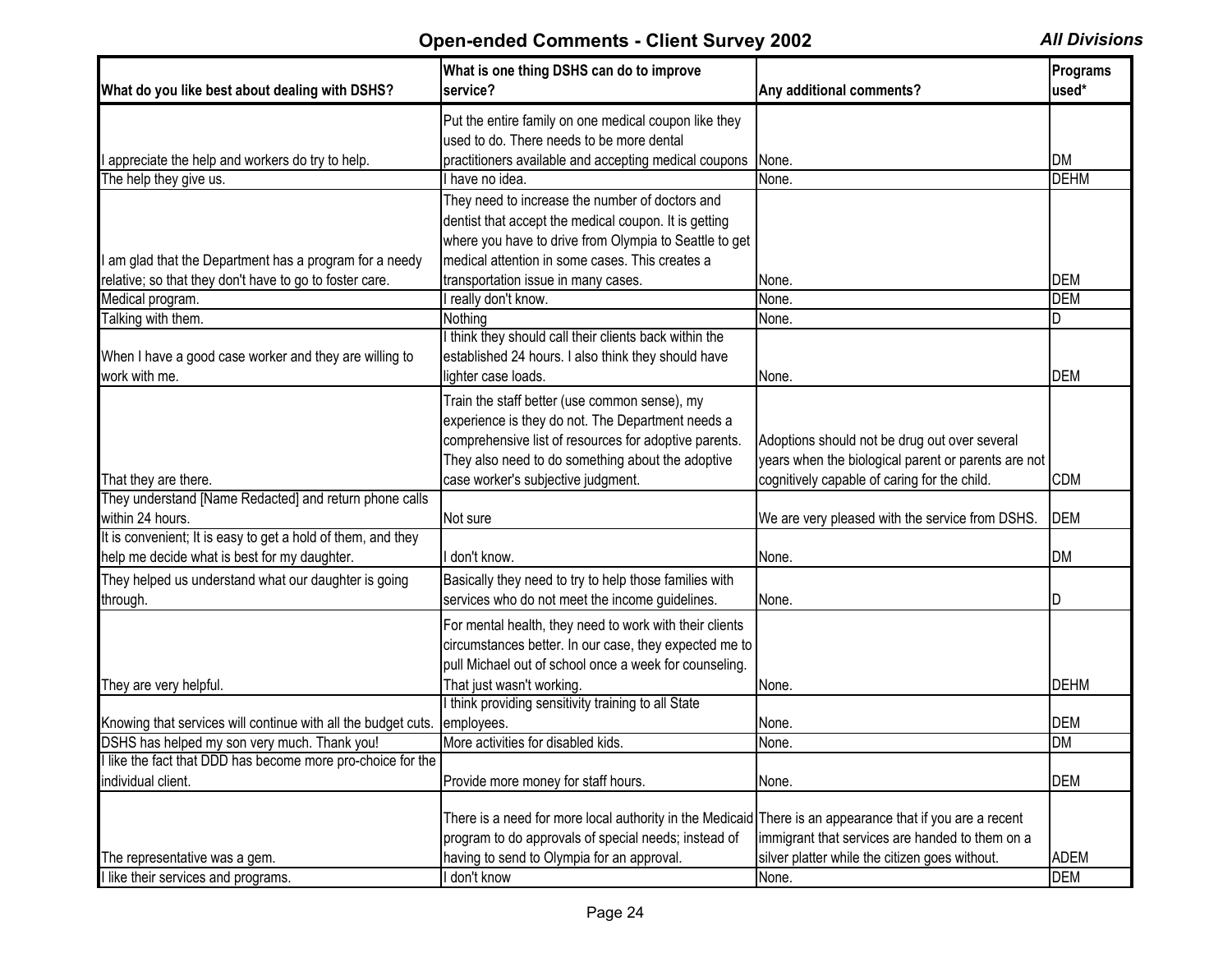## Open-ended Comments - Client Survey 2002

*All Divisions*

| What do you like best about dealing with DSHS? | What is one thing DSHS can do to improve service? | Any additional comments? | Programs used* |
|---|---|---|---|
| I appreciate the help and workers do try to help. | Put the entire family on one medical coupon like they used to do. There needs to be more dental practitioners available and accepting medical coupons | None. | DM |
| The help they give us. | I have no idea. | None. | DEHM |
| I am glad that the Department has a program for a needy relative; so that they don't have to go to foster care. | They need to increase the number of doctors and dentist that accept the medical coupon. It is getting where you have to drive from Olympia to Seattle to get medical attention in some cases. This creates a transportation issue in many cases. | None. | DEM |
| Medical program. | I really don't know. | None. | DEM |
| Talking with them. | Nothing | None. | D |
| When I have a good case worker and they are willing to work with me. | I think they should call their clients back within the established 24 hours. I also think they should have lighter case loads. | None. | DEM |
| That they are there. | Train the staff better (use common sense), my experience is they do not. The Department needs a comprehensive list of resources for adoptive parents. They also need to do something about the adoptive case worker's subjective judgment. | Adoptions should not be drug out over several years when the biological parent or parents are not cognitively capable of caring for the child. | CDM |
| They understand [Name Redacted] and return phone calls within 24 hours. | Not sure | We are very pleased with the service from DSHS. | DEM |
| It is convenient; It is easy to get a hold of them, and they help me decide what is best for my daughter. | I don't know. | None. | DM |
| They helped us understand what our daughter is going through. | Basically they need to try to help those families with services who do not meet the income guidelines. | None. | D |
| They are very helpful. | For mental health, they need to work with their clients circumstances better. In our case, they expected me to pull Michael out of school once a week for counseling. That just wasn't working. | None. | DEHM |
| Knowing that services will continue with all the budget cuts. | I think providing sensitivity training to all State employees. | None. | DEM |
| DSHS has helped my son very much. Thank you! | More activities for disabled kids. | None. | DM |
| I like the fact that DDD has become more pro-choice for the individual client. | Provide more money for staff hours. | None. | DEM |
| The representative was a gem. | There is a need for more local authority in the Medicaid program to do approvals of special needs; instead of having to send to Olympia for an approval. | There is an appearance that if you are a recent immigrant that services are handed to them on a silver platter while the citizen goes without. | ADEM |
| I like their services and programs. | I don't know | None. | DEM |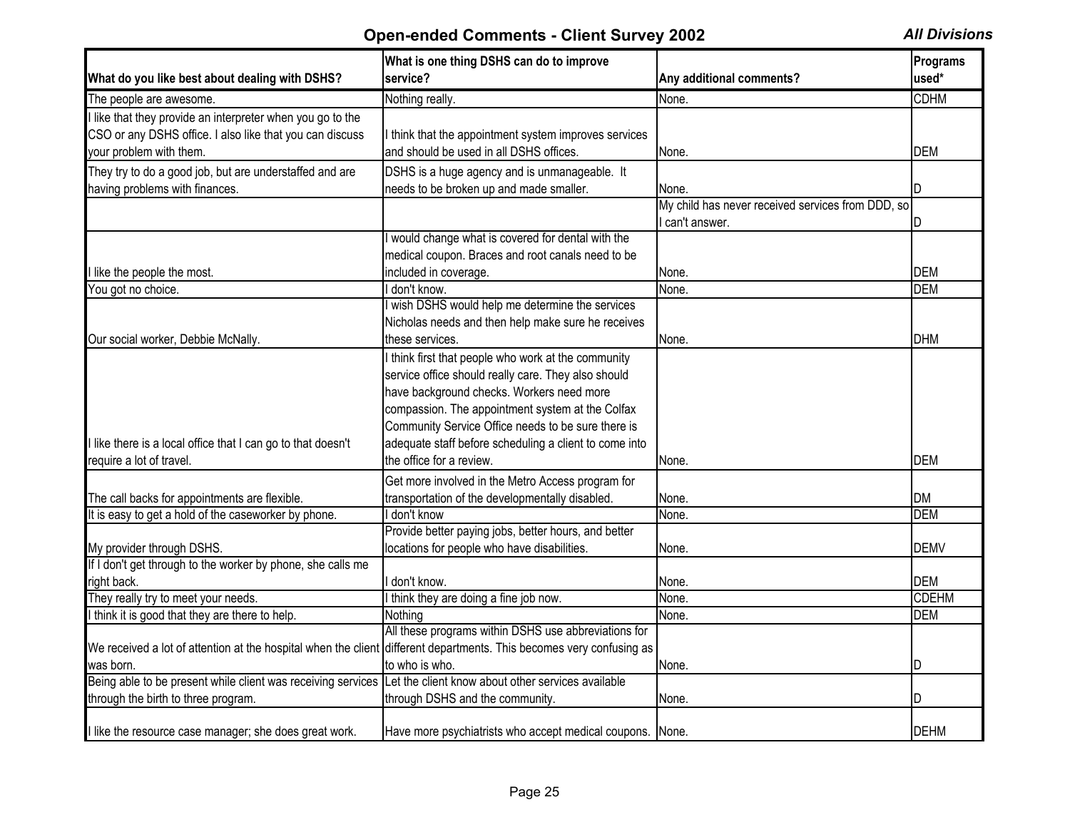## Open-ended Comments - Client Survey 2002

***All Divisions***

| What do you like best about dealing with DSHS? | What is one thing DSHS can do to improve service? | Any additional comments? | Programs used* |
|---|---|---|---|
| The people are awesome. | Nothing really. | None. | CDHM |
| I like that they provide an interpreter when you go to the CSO or any DSHS office. I also like that you can discuss your problem with them. | I think that the appointment system improves services and should be used in all DSHS offices. | None. | DEM |
| They try to do a good job, but are understaffed and are having problems with finances. | DSHS is a huge agency and is unmanageable. It needs to be broken up and made smaller. | None. | D |
| | | My child has never received services from DDD, so I can't answer. | D |
| I like the people the most. | I would change what is covered for dental with the medical coupon. Braces and root canals need to be included in coverage. | None. | DEM |
| You got no choice. | I don't know. | None. | DEM |
| Our social worker, Debbie McNally. | I wish DSHS would help me determine the services Nicholas needs and then help make sure he receives these services. | None. | DHM |
| I like there is a local office that I can go to that doesn't require a lot of travel. | I think first that people who work at the community service office should really care. They also should have background checks. Workers need more compassion. The appointment system at the Colfax Community Service Office needs to be sure there is adequate staff before scheduling a client to come into the office for a review. | None. | DEM |
| The call backs for appointments are flexible. | Get more involved in the Metro Access program for transportation of the developmentally disabled. | None. | DM |
| It is easy to get a hold of the caseworker by phone. | I don't know | None. | DEM |
| My provider through DSHS. | Provide better paying jobs, better hours, and better locations for people who have disabilities. | None. | DEMV |
| If I don't get through to the worker by phone, she calls me right back. | I don't know. | None. | DEM |
| They really try to meet your needs. | I think they are doing a fine job now. | None. | CDEHM |
| I think it is good that they are there to help. | Nothing | None. | DEM |
| We received a lot of attention at the hospital when the client was born. | All these programs within DSHS use abbreviations for different departments. This becomes very confusing as to who is who. | None. | D |
| Being able to be present while client was receiving services through the birth to three program. | Let the client know about other services available through DSHS and the community. | None. | D |
| I like the resource case manager; she does great work. | Have more psychiatrists who accept medical coupons. | None. | DEHM |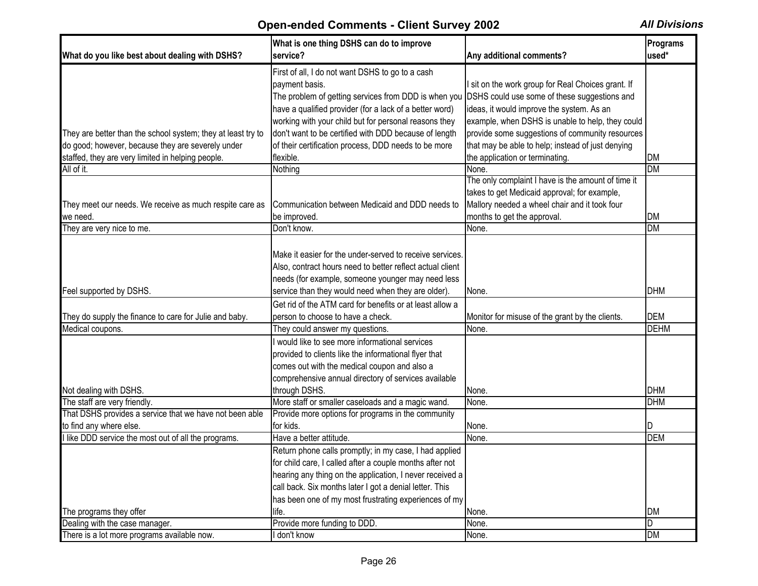## Open-ended Comments - Client Survey 2002

***All Divisions***

| What do you like best about dealing with DSHS? | What is one thing DSHS can do to improve service? | Any additional comments? | Programs used* |
|---|---|---|---|
| They are better than the school system; they at least try to do good; however, because they are severely under staffed, they are very limited in helping people. | First of all, I do not want DSHS to go to a cash payment basis. The problem of getting services from DDD is when you have a qualified provider (for a lack of a better word) working with your child but for personal reasons they don't want to be certified with DDD because of length of their certification process, DDD needs to be more flexible. | I sit on the work group for Real Choices grant. If DSHS could use some of these suggestions and ideas, it would improve the system. As an example, when DSHS is unable to help, they could provide some suggestions of community resources that may be able to help; instead of just denying the application or terminating. | DM |
| All of it. | Nothing | None. | DM |
| They meet our needs. We receive as much respite care as we need. | Communication between Medicaid and DDD needs to be improved. | The only complaint I have is the amount of time it takes to get Medicaid approval; for example, Mallory needed a wheel chair and it took four months to get the approval. | DM |
| They are very nice to me. | Don't know. | None. | DM |
| Feel supported by DSHS. | Make it easier for the under-served to receive services. Also, contract hours need to better reflect actual client needs (for example, someone younger may need less service than they would need when they are older). | None. | DHM |
| They do supply the finance to care for Julie and baby. | Get rid of the ATM card for benefits or at least allow a person to choose to have a check. | Monitor for misuse of the grant by the clients. | DEM |
| Medical coupons. | They could answer my questions. | None. | DEHM |
| Not dealing with DSHS. | I would like to see more informational services provided to clients like the informational flyer that comes out with the medical coupon and also a comprehensive annual directory of services available through DSHS. | None. | DHM |
| The staff are very friendly. | More staff or smaller caseloads and a magic wand. | None. | DHM |
| That DSHS provides a service that we have not been able to find any where else. | Provide more options for programs in the community for kids. | None. | D |
| I like DDD service the most out of all the programs. | Have a better attitude. | None. | DEM |
| The programs they offer | Return phone calls promptly; in my case, I had applied for child care, I called after a couple months after not hearing any thing on the application, I never received a call back. Six months later I got a denial letter. This has been one of my most frustrating experiences of my life. | None. | DM |
| Dealing with the case manager. | Provide more funding to DDD. | None. | D |
| There is a lot more programs available now. | I don't know | None. | DM |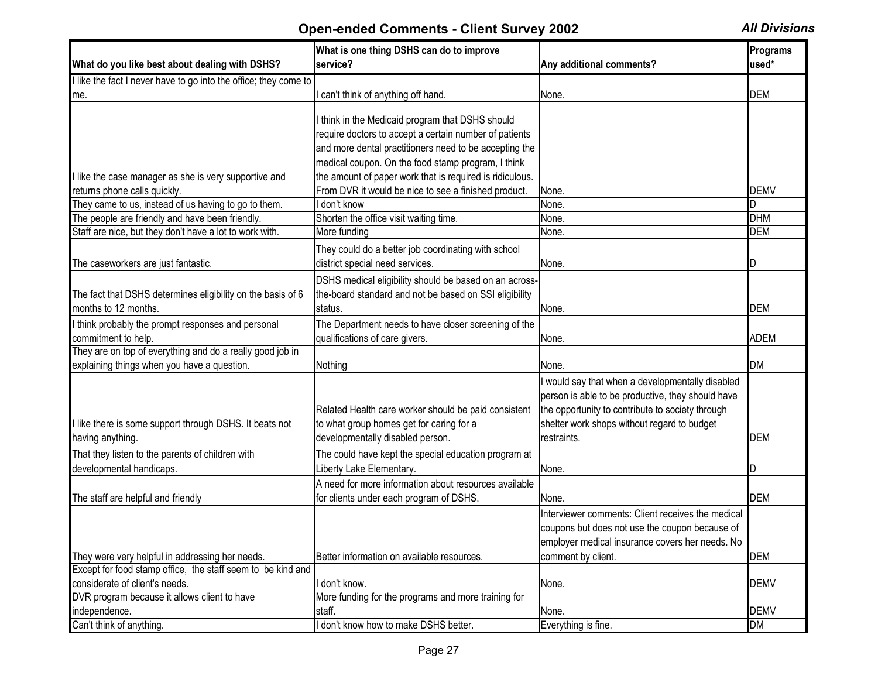## Open-ended Comments - Client Survey 2002

*All Divisions*

| What do you like best about dealing with DSHS? | What is one thing DSHS can do to improve service? | Any additional comments? | Programs used* |
|---|---|---|---|
| I like the fact I never have to go into the office; they come to me. | I can't think of anything off hand. | None. | DEM |
| I like the case manager as she is very supportive and returns phone calls quickly. | I think in the Medicaid program that DSHS should require doctors to accept a certain number of patients and more dental practitioners need to be accepting the medical coupon. On the food stamp program, I think the amount of paper work that is required is ridiculous. From DVR it would be nice to see a finished product. | None. | DEMV |
| They came to us, instead of us having to go to them. | I don't know | None. | D |
| The people are friendly and have been friendly. | Shorten the office visit waiting time. | None. | DHM |
| Staff are nice, but they don't have a lot to work with. | More funding | None. | DEM |
| The caseworkers are just fantastic. | They could do a better job coordinating with school district special need services. | None. | D |
| The fact that DSHS determines eligibility on the basis of 6 months to 12 months. | DSHS medical eligibility should be based on an across-the-board standard and not be based on SSI eligibility status. | None. | DEM |
| I think probably the prompt responses and personal commitment to help. | The Department needs to have closer screening of the qualifications of care givers. | None. | ADEM |
| They are on top of everything and do a really good job in explaining things when you have a question. | Nothing | None. | DM |
| I like there is some support through DSHS. It beats not having anything. | Related Health care worker should be paid consistent to what group homes get for caring for a developmentally disabled person. | I would say that when a developmentally disabled person is able to be productive, they should have the opportunity to contribute to society through shelter work shops without regard to budget restraints. | DEM |
| That they listen to the parents of children with developmental handicaps. | The could have kept the special education program at Liberty Lake Elementary. | None. | D |
| The staff are helpful and friendly | A need for more information about resources available for clients under each program of DSHS. | None. | DEM |
| They were very helpful in addressing her needs. | Better information on available resources. | Interviewer comments: Client receives the medical coupons but does not use the coupon because of employer medical insurance covers her needs. No comment by client. | DEM |
| Except for food stamp office, the staff seem to be kind and considerate of client's needs. | I don't know. | None. | DEMV |
| DVR program because it allows client to have independence. | More funding for the programs and more training for staff. | None. | DEMV |
| Can't think of anything. | I don't know how to make DSHS better. | Everything is fine. | DM |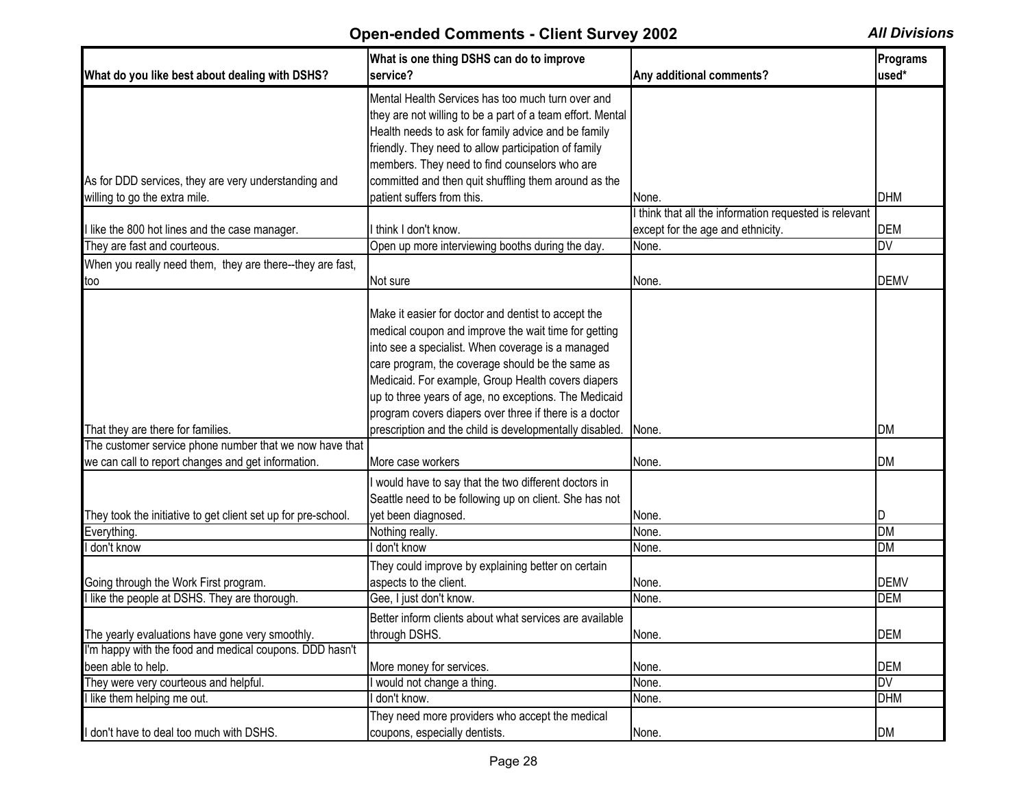## Open-ended Comments - Client Survey 2002

*All Divisions*

| What do you like best about dealing with DSHS? | What is one thing DSHS can do to improve service? | Any additional comments? | Programs used* |
|---|---|---|---|
| As for DDD services, they are very understanding and willing to go the extra mile. | Mental Health Services has too much turn over and they are not willing to be a part of a team effort. Mental Health needs to ask for family advice and be family friendly. They need to allow participation of family members. They need to find counselors who are committed and then quit shuffling them around as the patient suffers from this. | None. | DHM |
| I like the 800 hot lines and the case manager. | I think I don't know. | I think that all the information requested is relevant except for the age and ethnicity. | DEM |
| They are fast and courteous. | Open up more interviewing booths during the day. | None. | DV |
| When you really need them, they are there--they are fast, too | Not sure | None. | DEMV |
| That they are there for families. | Make it easier for doctor and dentist to accept the medical coupon and improve the wait time for getting into see a specialist. When coverage is a managed care program, the coverage should be the same as Medicaid. For example, Group Health covers diapers up to three years of age, no exceptions. The Medicaid program covers diapers over three if there is a doctor prescription and the child is developmentally disabled. | None. | DM |
| The customer service phone number that we now have that we can call to report changes and get information. | More case workers | None. | DM |
| They took the initiative to get client set up for pre-school. | I would have to say that the two different doctors in Seattle need to be following up on client. She has not yet been diagnosed. | None. | D |
| Everything. | Nothing really. | None. | DM |
| I don't know | I don't know | None. | DM |
| Going through the Work First program. | They could improve by explaining better on certain aspects to the client. | None. | DEMV |
| I like the people at DSHS. They are thorough. | Gee, I just don't know. | None. | DEM |
| The yearly evaluations have gone very smoothly. | Better inform clients about what services are available through DSHS. | None. | DEM |
| I'm happy with the food and medical coupons. DDD hasn't been able to help. | More money for services. | None. | DEM |
| They were very courteous and helpful. | I would not change a thing. | None. | DV |
| I like them helping me out. | I don't know. | None. | DHM |
| I don't have to deal too much with DSHS. | They need more providers who accept the medical coupons, especially dentists. | None. | DM |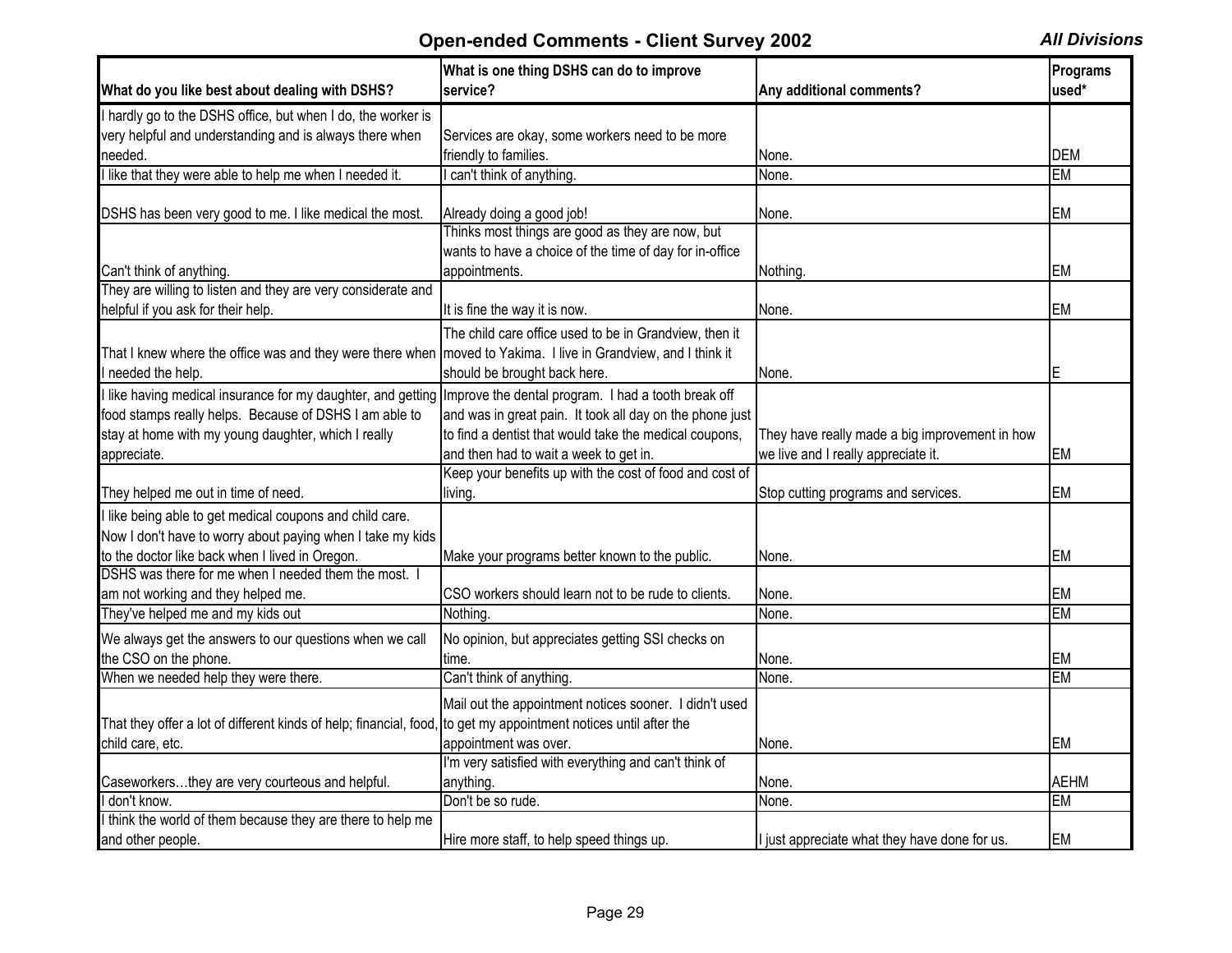# Open-ended Comments - Client Survey 2002

*All Divisions*

| What do you like best about dealing with DSHS? | What is one thing DSHS can do to improve service? | Any additional comments? | Programs used* |
|---|---|---|---|
| I hardly go to the DSHS office, but when I do, the worker is very helpful and understanding and is always there when needed. | Services are okay, some workers need to be more friendly to families. | None. | DEM |
| I like that they were able to help me when I needed it. | I can't think of anything. | None. | EM |
| DSHS has been very good to me. I like medical the most. | Already doing a good job! | None. | EM |
| Can't think of anything. | Thinks most things are good as they are now, but wants to have a choice of the time of day for in-office appointments. | Nothing. | EM |
| They are willing to listen and they are very considerate and helpful if you ask for their help. | It is fine the way it is now. | None. | EM |
| That I knew where the office was and they were there when I needed the help. | The child care office used to be in Grandview, then it moved to Yakima. I live in Grandview, and I think it should be brought back here. | None. | E |
| I like having medical insurance for my daughter, and getting food stamps really helps. Because of DSHS I am able to stay at home with my young daughter, which I really appreciate. | Improve the dental program. I had a tooth break off and was in great pain. It took all day on the phone just to find a dentist that would take the medical coupons, and then had to wait a week to get in. | They have really made a big improvement in how we live and I really appreciate it. | EM |
| They helped me out in time of need. | Keep your benefits up with the cost of food and cost of living. | Stop cutting programs and services. | EM |
| I like being able to get medical coupons and child care. Now I don't have to worry about paying when I take my kids to the doctor like back when I lived in Oregon. | Make your programs better known to the public. | None. | EM |
| DSHS was there for me when I needed them the most. I am not working and they helped me. | CSO workers should learn not to be rude to clients. | None. | EM |
| They've helped me and my kids out | Nothing. | None. | EM |
| We always get the answers to our questions when we call the CSO on the phone. | No opinion, but appreciates getting SSI checks on time. | None. | EM |
| When we needed help they were there. | Can't think of anything. | None. | EM |
| That they offer a lot of different kinds of help; financial, food, child care, etc. | Mail out the appointment notices sooner. I didn't used to get my appointment notices until after the appointment was over. | None. | EM |
| Caseworkers…they are very courteous and helpful. | I'm very satisfied with everything and can't think of anything. | None. | AEHM |
| I don't know. | Don't be so rude. | None. | EM |
| I think the world of them because they are there to help me and other people. | Hire more staff, to help speed things up. | I just appreciate what they have done for us. | EM |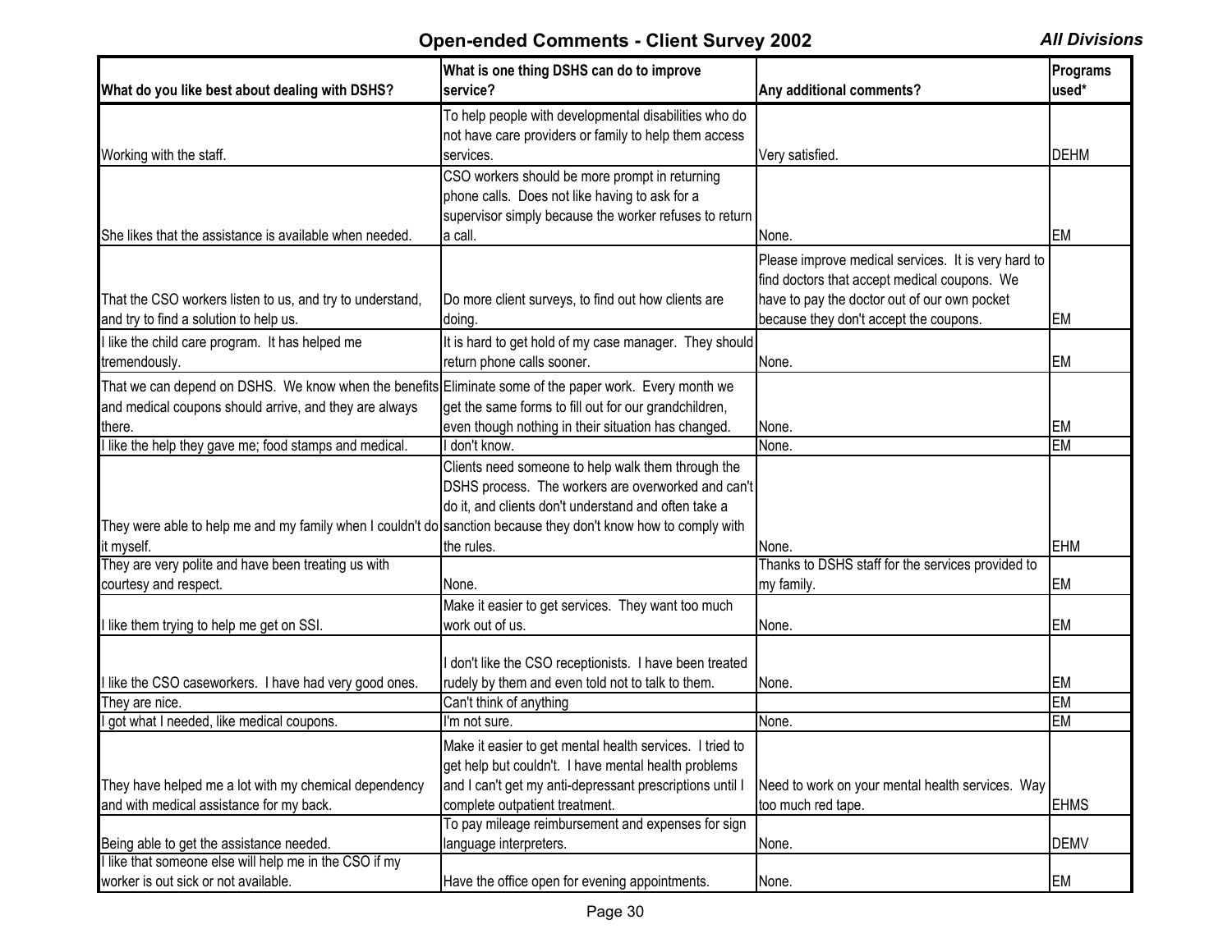## Open-ended Comments - Client Survey 2002

*All Divisions*

| What do you like best about dealing with DSHS? | What is one thing DSHS can do to improve service? | Any additional comments? | Programs used* |
|---|---|---|---|
| Working with the staff. | To help people with developmental disabilities who do not have care providers or family to help them access services. | Very satisfied. | DEHM |
| She likes that the assistance is available when needed. | CSO workers should be more prompt in returning phone calls. Does not like having to ask for a supervisor simply because the worker refuses to return a call. | None. | EM |
| That the CSO workers listen to us, and try to understand, and try to find a solution to help us. | Do more client surveys, to find out how clients are doing. | Please improve medical services. It is very hard to find doctors that accept medical coupons. We have to pay the doctor out of our own pocket because they don't accept the coupons. | EM |
| I like the child care program. It has helped me tremendously. | It is hard to get hold of my case manager. They should return phone calls sooner. | None. | EM |
| That we can depend on DSHS. We know when the benefits and medical coupons should arrive, and they are always there. | Eliminate some of the paper work. Every month we get the same forms to fill out for our grandchildren, even though nothing in their situation has changed. | None. | EM |
| I like the help they gave me; food stamps and medical. | I don't know. | None. | EM |
| They were able to help me and my family when I couldn't do it myself. | Clients need someone to help walk them through the DSHS process. The workers are overworked and can't do it, and clients don't understand and often take a sanction because they don't know how to comply with the rules. | None. | EHM |
| They are very polite and have been treating us with courtesy and respect. | None. | Thanks to DSHS staff for the services provided to my family. | EM |
| I like them trying to help me get on SSI. | Make it easier to get services. They want too much work out of us. | None. | EM |
| I like the CSO caseworkers. I have had very good ones. | I don't like the CSO receptionists. I have been treated rudely by them and even told not to talk to them. | None. | EM |
| They are nice. | Can't think of anything | | EM |
| I got what I needed, like medical coupons. | I'm not sure. | None. | EM |
| They have helped me a lot with my chemical dependency and with medical assistance for my back. | Make it easier to get mental health services. I tried to get help but couldn't. I have mental health problems and I can't get my anti-depressant prescriptions until I complete outpatient treatment. | Need to work on your mental health services. Way too much red tape. | EHMS |
| Being able to get the assistance needed. | To pay mileage reimbursement and expenses for sign language interpreters. | None. | DEMV |
| I like that someone else will help me in the CSO if my worker is out sick or not available. | Have the office open for evening appointments. | None. | EM |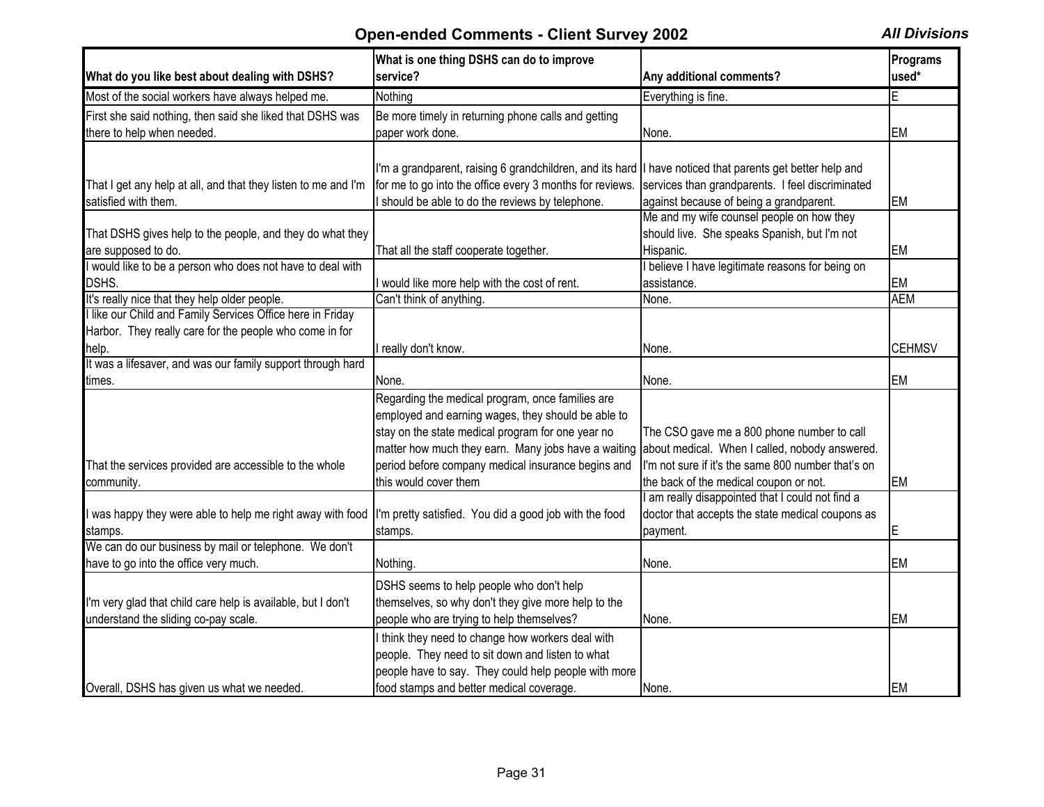## Open-ended Comments - Client Survey 2002

*All Divisions*

| What do you like best about dealing with DSHS? | What is one thing DSHS can do to improve service? | Any additional comments? | Programs used* |
|---|---|---|---|
| Most of the social workers have always helped me. | Nothing | Everything is fine. | E |
| First she said nothing, then said she liked that DSHS was there to help when needed. | Be more timely in returning phone calls and getting paper work done. | None. | EM |
| That I get any help at all, and that they listen to me and I'm satisfied with them. | I'm a grandparent, raising 6 grandchildren, and its hard for me to go into the office every 3 months for reviews. I should be able to do the reviews by telephone. | I have noticed that parents get better help and services than grandparents. I feel discriminated against because of being a grandparent. | EM |
| That DSHS gives help to the people, and they do what they are supposed to do. | That all the staff cooperate together. | Me and my wife counsel people on how they should live. She speaks Spanish, but I'm not Hispanic. | EM |
| I would like to be a person who does not have to deal with DSHS. | I would like more help with the cost of rent. | I believe I have legitimate reasons for being on assistance. | EM |
| It's really nice that they help older people. | Can't think of anything. | None. | AEM |
| I like our Child and Family Services Office here in Friday Harbor. They really care for the people who come in for help. | I really don't know. | None. | CEHMSV |
| It was a lifesaver, and was our family support through hard times. | None. | None. | EM |
| That the services provided are accessible to the whole community. | Regarding the medical program, once families are employed and earning wages, they should be able to stay on the state medical program for one year no matter how much they earn. Many jobs have a waiting period before company medical insurance begins and this would cover them | The CSO gave me a 800 phone number to call about medical. When I called, nobody answered. I'm not sure if it's the same 800 number that's on the back of the medical coupon or not. | EM |
| I was happy they were able to help me right away with food stamps. | I'm pretty satisfied. You did a good job with the food stamps. | I am really disappointed that I could not find a doctor that accepts the state medical coupons as payment. | E |
| We can do our business by mail or telephone. We don't have to go into the office very much. | Nothing. | None. | EM |
| I'm very glad that child care help is available, but I don't understand the sliding co-pay scale. | DSHS seems to help people who don't help themselves, so why don't they give more help to the people who are trying to help themselves? | None. | EM |
| Overall, DSHS has given us what we needed. | I think they need to change how workers deal with people. They need to sit down and listen to what people have to say. They could help people with more food stamps and better medical coverage. | None. | EM |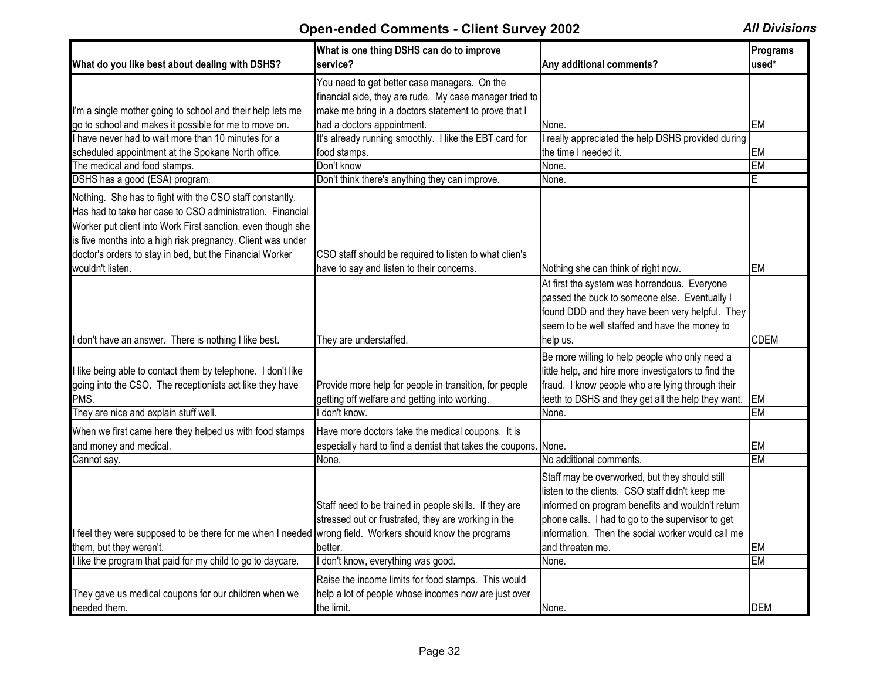## Open-ended Comments - Client Survey 2002

*All Divisions*

| What do you like best about dealing with DSHS? | What is one thing DSHS can do to improve service? | Any additional comments? | Programs used* |
|---|---|---|---|
| I'm a single mother going to school and their help lets me go to school and makes it possible for me to move on. | You need to get better case managers. On the financial side, they are rude. My case manager tried to make me bring in a doctors statement to prove that I had a doctors appointment. | None. | EM |
| I have never had to wait more than 10 minutes for a scheduled appointment at the Spokane North office. | It's already running smoothly. I like the EBT card for food stamps. | I really appreciated the help DSHS provided during the time I needed it. | EM |
| The medical and food stamps. | Don't know | None. | EM |
| DSHS has a good (ESA) program. | Don't think there's anything they can improve. | None. | E |
| Nothing. She has to fight with the CSO staff constantly. Has had to take her case to CSO administration. Financial Worker put client into Work First sanction, even though she is five months into a high risk pregnancy. Client was under doctor's orders to stay in bed, but the Financial Worker wouldn't listen. | CSO staff should be required to listen to what clien's have to say and listen to their concerns. | Nothing she can think of right now. | EM |
| I don't have an answer. There is nothing I like best. | They are understaffed. | At first the system was horrendous. Everyone passed the buck to someone else. Eventually I found DDD and they have been very helpful. They seem to be well staffed and have the money to help us. | CDEM |
| I like being able to contact them by telephone. I don't like going into the CSO. The receptionists act like they have PMS. | Provide more help for people in transition, for people getting off welfare and getting into working. | Be more willing to help people who only need a little help, and hire more investigators to find the fraud. I know people who are lying through their teeth to DSHS and they get all the help they want. | EM |
| They are nice and explain stuff well. | I don't know. | None. | EM |
| When we first came here they helped us with food stamps and money and medical. | Have more doctors take the medical coupons. It is especially hard to find a dentist that takes the coupons. | None. | EM |
| Cannot say. | None. | No additional comments. | EM |
| I feel they were supposed to be there for me when I needed them, but they weren't. | Staff need to be trained in people skills. If they are stressed out or frustrated, they are working in the wrong field. Workers should know the programs better. | Staff may be overworked, but they should still listen to the clients. CSO staff didn't keep me informed on program benefits and wouldn't return phone calls. I had to go to the supervisor to get information. Then the social worker would call me and threaten me. | EM |
| I like the program that paid for my child to go to daycare. | I don't know, everything was good. | None. | EM |
| They gave us medical coupons for our children when we needed them. | Raise the income limits for food stamps. This would help a lot of people whose incomes now are just over the limit. | None. | DEM |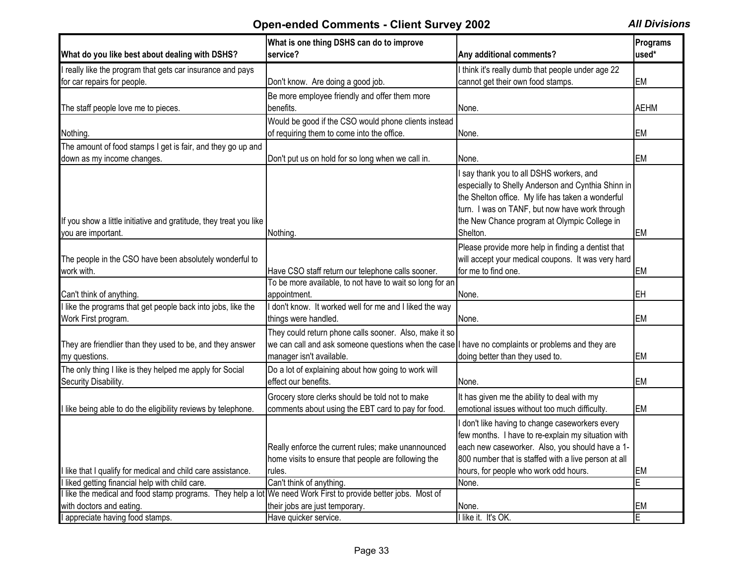## Open-ended Comments - Client Survey 2002

*All Divisions*

| What do you like best about dealing with DSHS? | What is one thing DSHS can do to improve service? | Any additional comments? | Programs used* |
|---|---|---|---|
| I really like the program that gets car insurance and pays for car repairs for people. | Don't know. Are doing a good job. | I think it's really dumb that people under age 22 cannot get their own food stamps. | EM |
| The staff people love me to pieces. | Be more employee friendly and offer them more benefits. | None. | AEHM |
| Nothing. | Would be good if the CSO would phone clients instead of requiring them to come into the office. | None. | EM |
| The amount of food stamps I get is fair, and they go up and down as my income changes. | Don't put us on hold for so long when we call in. | None. | EM |
| If you show a little initiative and gratitude, they treat you like you are important. | Nothing. | I say thank you to all DSHS workers, and especially to Shelly Anderson and Cynthia Shinn in the Shelton office. My life has taken a wonderful turn. I was on TANF, but now have work through the New Chance program at Olympic College in Shelton. | EM |
| The people in the CSO have been absolutely wonderful to work with. | Have CSO staff return our telephone calls sooner. | Please provide more help in finding a dentist that will accept your medical coupons. It was very hard for me to find one. | EM |
| Can't think of anything. | To be more available, to not have to wait so long for an appointment. | None. | EH |
| I like the programs that get people back into jobs, like the Work First program. | I don't know. It worked well for me and I liked the way things were handled. | None. | EM |
| They are friendlier than they used to be, and they answer my questions. | They could return phone calls sooner. Also, make it so we can call and ask someone questions when the case manager isn't available. | I have no complaints or problems and they are doing better than they used to. | EM |
| The only thing I like is they helped me apply for Social Security Disability. | Do a lot of explaining about how going to work will effect our benefits. | None. | EM |
| I like being able to do the eligibility reviews by telephone. | Grocery store clerks should be told not to make comments about using the EBT card to pay for food. | It has given me the ability to deal with my emotional issues without too much difficulty. | EM |
| I like that I qualify for medical and child care assistance. | Really enforce the current rules; make unannounced home visits to ensure that people are following the rules. | I don't like having to change caseworkers every few months. I have to re-explain my situation with each new caseworker. Also, you should have a 1-800 number that is staffed with a live person at all hours, for people who work odd hours. | EM |
| I liked getting financial help with child care. | Can't think of anything. | None. | E |
| I like the medical and food stamp programs. They help a lot with doctors and eating. | We need Work First to provide better jobs. Most of their jobs are just temporary. | None. | EM |
| I appreciate having food stamps. | Have quicker service. | I like it. It's OK. | E |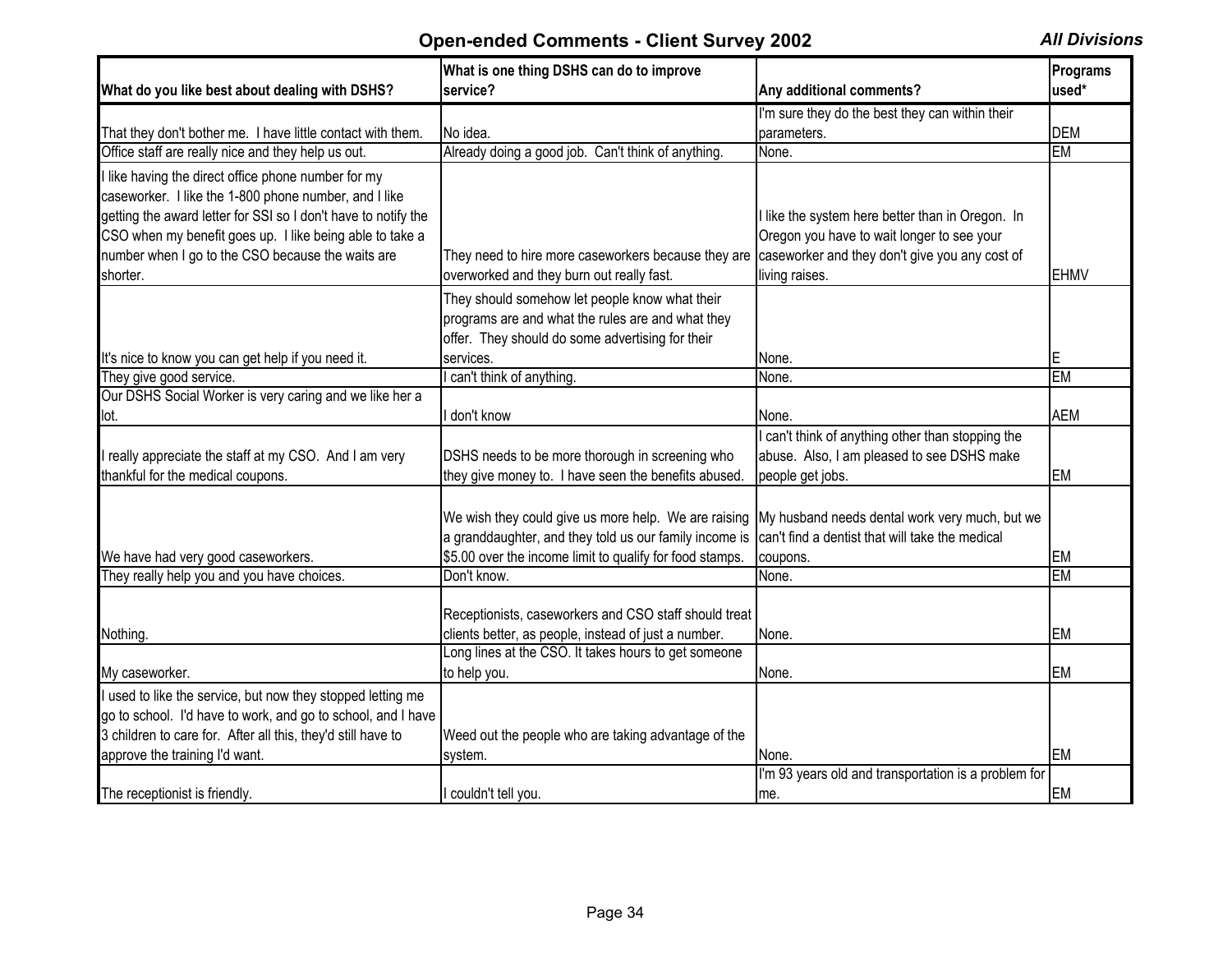## Open-ended Comments - Client Survey 2002

*All Divisions*

| What do you like best about dealing with DSHS? | What is one thing DSHS can do to improve service? | Any additional comments? | Programs used* |
|---|---|---|---|
| That they don't bother me. I have little contact with them. | No idea. | I'm sure they do the best they can within their parameters. | DEM |
| Office staff are really nice and they help us out. | Already doing a good job. Can't think of anything. | None. | EM |
| I like having the direct office phone number for my caseworker. I like the 1-800 phone number, and I like getting the award letter for SSI so I don't have to notify the CSO when my benefit goes up. I like being able to take a number when I go to the CSO because the waits are shorter. | They need to hire more caseworkers because they are overworked and they burn out really fast. | I like the system here better than in Oregon. In Oregon you have to wait longer to see your caseworker and they don't give you any cost of living raises. | EHMV |
| It's nice to know you can get help if you need it. | They should somehow let people know what their programs are and what the rules are and what they offer. They should do some advertising for their services. | None. | E |
| They give good service. | I can't think of anything. | None. | EM |
| Our DSHS Social Worker is very caring and we like her a lot. | I don't know | None. | AEM |
| I really appreciate the staff at my CSO. And I am very thankful for the medical coupons. | DSHS needs to be more thorough in screening who they give money to. I have seen the benefits abused. | I can't think of anything other than stopping the abuse. Also, I am pleased to see DSHS make people get jobs. | EM |
| We have had very good caseworkers. | We wish they could give us more help. We are raising a granddaughter, and they told us our family income is $5.00 over the income limit to qualify for food stamps. | My husband needs dental work very much, but we can't find a dentist that will take the medical coupons. | EM |
| They really help you and you have choices. | Don't know. | None. | EM |
| Nothing. | Receptionists, caseworkers and CSO staff should treat clients better, as people, instead of just a number. | None. | EM |
| My caseworker. | Long lines at the CSO. It takes hours to get someone to help you. | None. | EM |
| I used to like the service, but now they stopped letting me go to school. I'd have to work, and go to school, and I have 3 children to care for. After all this, they'd still have to approve the training I'd want. | Weed out the people who are taking advantage of the system. | None. | EM |
| The receptionist is friendly. | I couldn't tell you. | I'm 93 years old and transportation is a problem for me. | EM |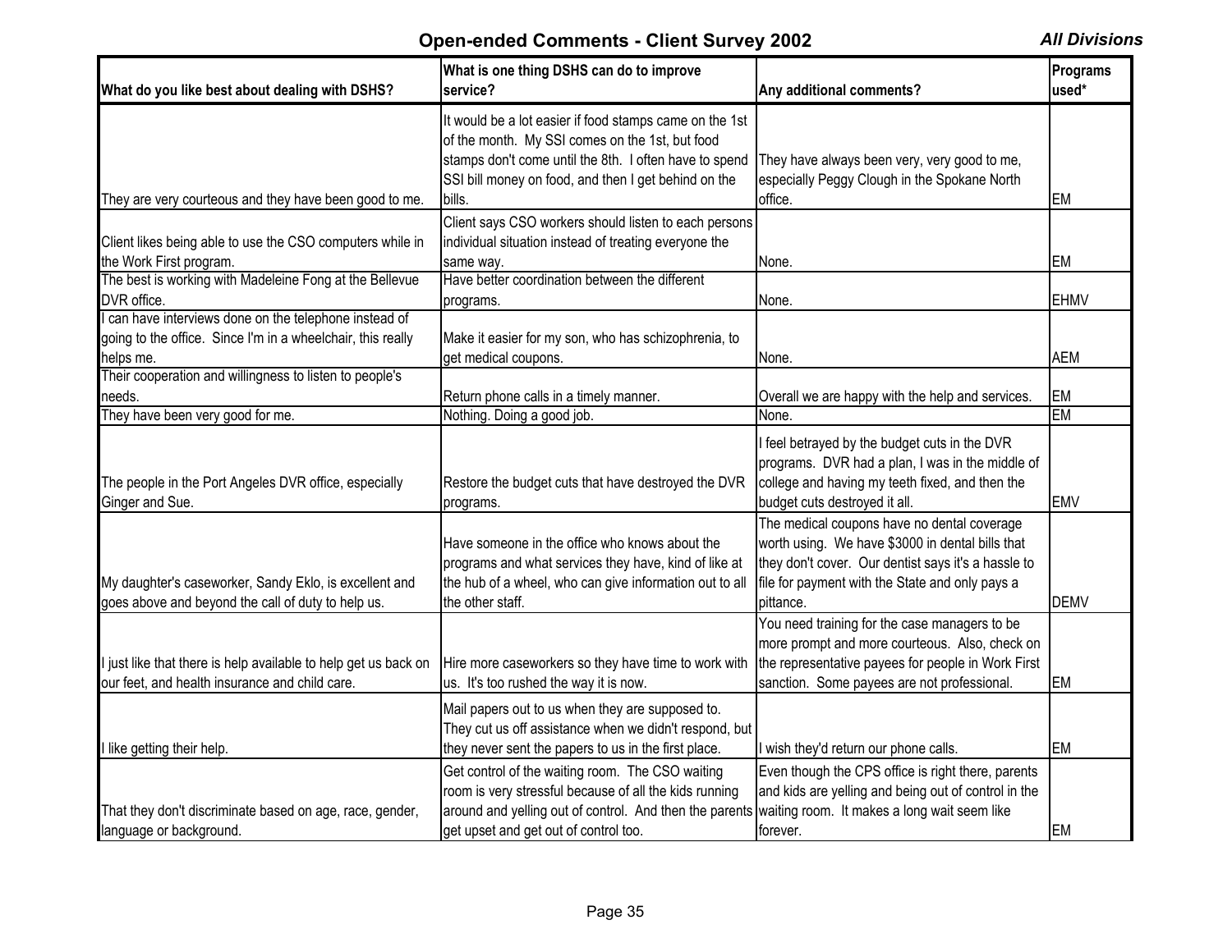## Open-ended Comments - Client Survey 2002

*All Divisions*

| What do you like best about dealing with DSHS? | What is one thing DSHS can do to improve service? | Any additional comments? | Programs used* |
|---|---|---|---|
| They are very courteous and they have been good to me. | It would be a lot easier if food stamps came on the 1st of the month. My SSI comes on the 1st, but food stamps don't come until the 8th. I often have to spend SSI bill money on food, and then I get behind on the bills. | They have always been very, very good to me, especially Peggy Clough in the Spokane North office. | EM |
| Client likes being able to use the CSO computers while in the Work First program. | Client says CSO workers should listen to each persons individual situation instead of treating everyone the same way. | None. | EM |
| The best is working with Madeleine Fong at the Bellevue DVR office. | Have better coordination between the different programs. | None. | EHMV |
| I can have interviews done on the telephone instead of going to the office. Since I'm in a wheelchair, this really helps me. | Make it easier for my son, who has schizophrenia, to get medical coupons. | None. | AEM |
| Their cooperation and willingness to listen to people's needs. | Return phone calls in a timely manner. | Overall we are happy with the help and services. | EM |
| They have been very good for me. | Nothing. Doing a good job. | None. | EM |
| The people in the Port Angeles DVR office, especially Ginger and Sue. | Restore the budget cuts that have destroyed the DVR programs. | I feel betrayed by the budget cuts in the DVR programs. DVR had a plan, I was in the middle of college and having my teeth fixed, and then the budget cuts destroyed it all. | EMV |
| My daughter's caseworker, Sandy Eklo, is excellent and goes above and beyond the call of duty to help us. | Have someone in the office who knows about the programs and what services they have, kind of like at the hub of a wheel, who can give information out to all the other staff. | The medical coupons have no dental coverage worth using. We have $3000 in dental bills that they don't cover. Our dentist says it's a hassle to file for payment with the State and only pays a pittance. | DEMV |
| I just like that there is help available to help get us back on our feet, and health insurance and child care. | Hire more caseworkers so they have time to work with us. It's too rushed the way it is now. | You need training for the case managers to be more prompt and more courteous. Also, check on the representative payees for people in Work First sanction. Some payees are not professional. | EM |
| I like getting their help. | Mail papers out to us when they are supposed to. They cut us off assistance when we didn't respond, but they never sent the papers to us in the first place. | I wish they'd return our phone calls. | EM |
| That they don't discriminate based on age, race, gender, language or background. | Get control of the waiting room. The CSO waiting room is very stressful because of all the kids running around and yelling out of control. And then the parents get upset and get out of control too. | Even though the CPS office is right there, parents and kids are yelling and being out of control in the waiting room. It makes a long wait seem like forever. | EM |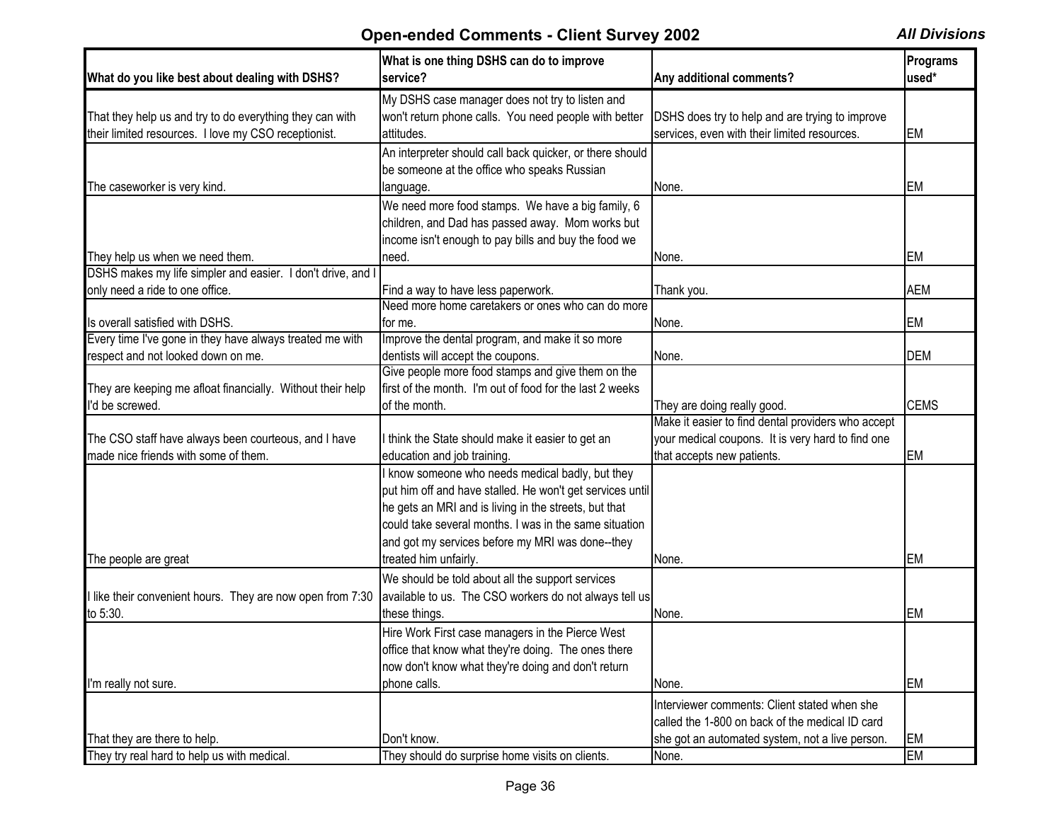## Open-ended Comments - Client Survey 2002

*All Divisions*

| What do you like best about dealing with DSHS? | What is one thing DSHS can do to improve service? | Any additional comments? | Programs used* |
|---|---|---|---|
| That they help us and try to do everything they can with their limited resources. I love my CSO receptionist. | My DSHS case manager does not try to listen and won't return phone calls. You need people with better attitudes. | DSHS does try to help and are trying to improve services, even with their limited resources. | EM |
| The caseworker is very kind. | An interpreter should call back quicker, or there should be someone at the office who speaks Russian language. | None. | EM |
| They help us when we need them. | We need more food stamps. We have a big family, 6 children, and Dad has passed away. Mom works but income isn't enough to pay bills and buy the food we need. | None. | EM |
| DSHS makes my life simpler and easier. I don't drive, and I only need a ride to one office. | Find a way to have less paperwork. | Thank you. | AEM |
| Is overall satisfied with DSHS. | Need more home caretakers or ones who can do more for me. | None. | EM |
| Every time I've gone in they have always treated me with respect and not looked down on me. | Improve the dental program, and make it so more dentists will accept the coupons. | None. | DEM |
| They are keeping me afloat financially. Without their help I'd be screwed. | Give people more food stamps and give them on the first of the month. I'm out of food for the last 2 weeks of the month. | They are doing really good. | CEMS |
| The CSO staff have always been courteous, and I have made nice friends with some of them. | I think the State should make it easier to get an education and job training. | Make it easier to find dental providers who accept your medical coupons. It is very hard to find one that accepts new patients. | EM |
| The people are great | I know someone who needs medical badly, but they put him off and have stalled. He won't get services until he gets an MRI and is living in the streets, but that could take several months. I was in the same situation and got my services before my MRI was done--they treated him unfairly. | None. | EM |
| I like their convenient hours. They are now open from 7:30 to 5:30. | We should be told about all the support services available to us. The CSO workers do not always tell us these things. | None. | EM |
| I'm really not sure. | Hire Work First case managers in the Pierce West office that know what they're doing. The ones there now don't know what they're doing and don't return phone calls. | None. | EM |
| That they are there to help. | Don't know. | Interviewer comments: Client stated when she called the 1-800 on back of the medical ID card she got an automated system, not a live person. | EM |
| They try real hard to help us with medical. | They should do surprise home visits on clients. | None. | EM |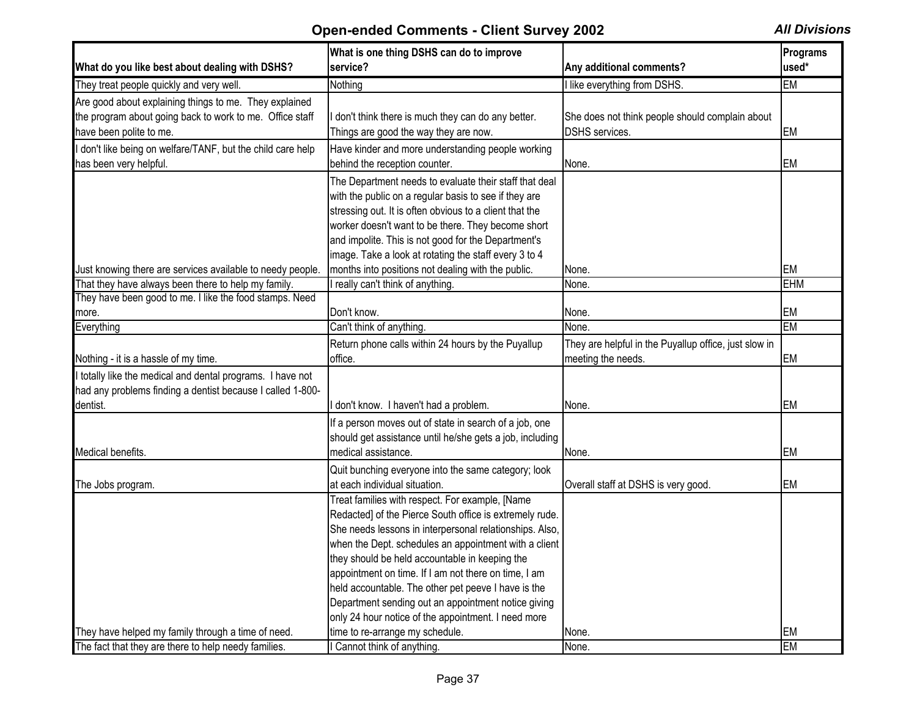## Open-ended Comments - Client Survey 2002

***All Divisions***

| What do you like best about dealing with DSHS? | What is one thing DSHS can do to improve service? | Any additional comments? | Programs used* |
|---|---|---|---|
| They treat people quickly and very well. | Nothing | I like everything from DSHS. | EM |
| Are good about explaining things to me. They explained the program about going back to work to me. Office staff have been polite to me. | I don't think there is much they can do any better. Things are good the way they are now. | She does not think people should complain about DSHS services. | EM |
| I don't like being on welfare/TANF, but the child care help has been very helpful. | Have kinder and more understanding people working behind the reception counter. | None. | EM |
| Just knowing there are services available to needy people. | The Department needs to evaluate their staff that deal with the public on a regular basis to see if they are stressing out. It is often obvious to a client that the worker doesn't want to be there. They become short and impolite. This is not good for the Department's image. Take a look at rotating the staff every 3 to 4 months into positions not dealing with the public. | None. | EM |
| That they have always been there to help my family. | I really can't think of anything. | None. | EHM |
| They have been good to me. I like the food stamps. Need more. | Don't know. | None. | EM |
| Everything | Can't think of anything. | None. | EM |
| Nothing - it is a hassle of my time. | Return phone calls within 24 hours by the Puyallup office. | They are helpful in the Puyallup office, just slow in meeting the needs. | EM |
| I totally like the medical and dental programs. I have not had any problems finding a dentist because I called 1-800-dentist. | I don't know. I haven't had a problem. | None. | EM |
| Medical benefits. | If a person moves out of state in search of a job, one should get assistance until he/she gets a job, including medical assistance. | None. | EM |
| The Jobs program. | Quit bunching everyone into the same category; look at each individual situation. | Overall staff at DSHS is very good. | EM |
| They have helped my family through a time of need. | Treat families with respect. For example, [Name Redacted] of the Pierce South office is extremely rude. She needs lessons in interpersonal relationships. Also, when the Dept. schedules an appointment with a client they should be held accountable in keeping the appointment on time. If I am not there on time, I am held accountable. The other pet peeve I have is the Department sending out an appointment notice giving only 24 hour notice of the appointment. I need more time to re-arrange my schedule. | None. | EM |
| The fact that they are there to help needy families. | I Cannot think of anything. | None. | EM |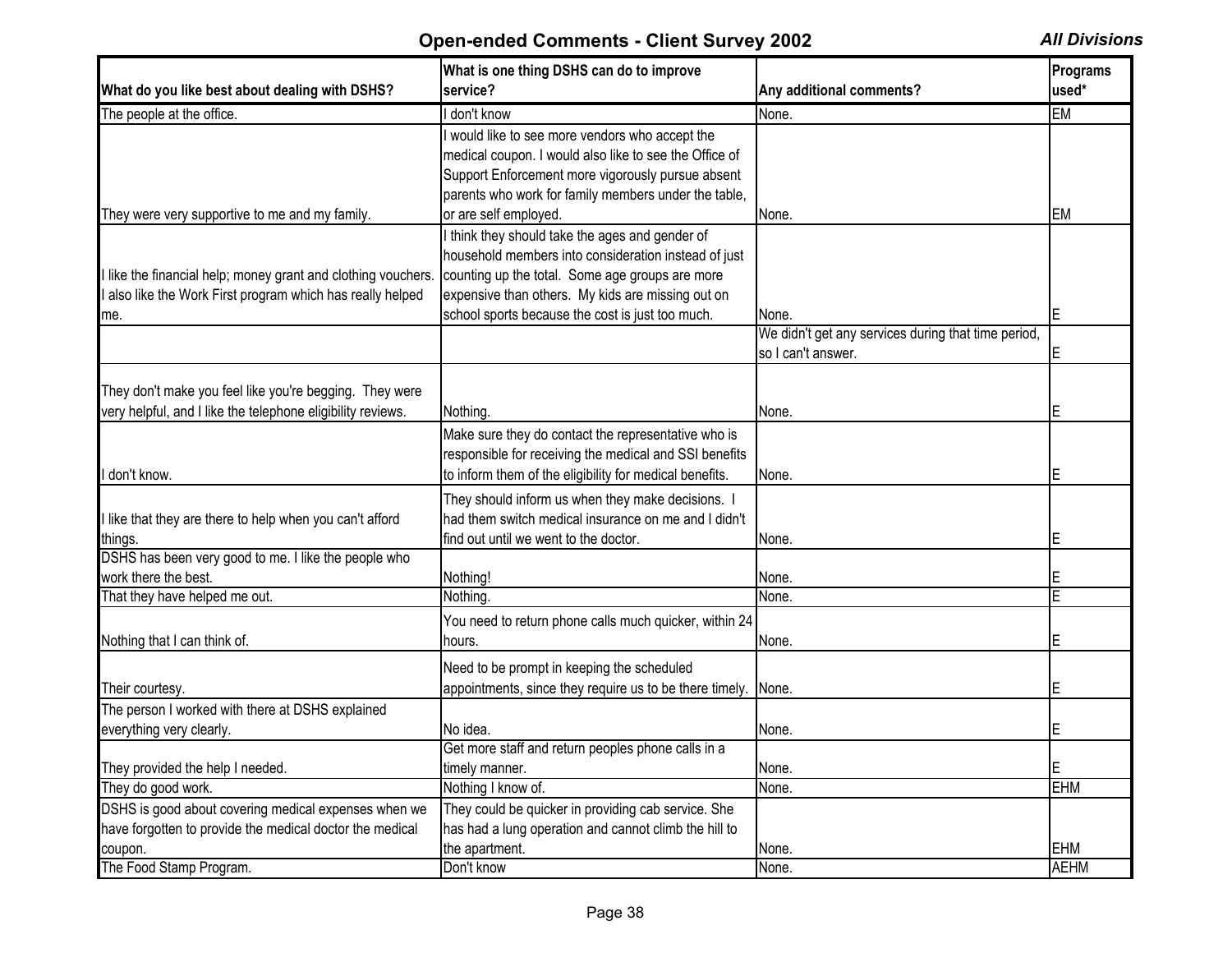## Open-ended Comments - Client Survey 2002

***All Divisions***

| What do you like best about dealing with DSHS? | What is one thing DSHS can do to improve service? | Any additional comments? | Programs used* |
|---|---|---|---|
| The people at the office. | I don't know | None. | EM |
| They were very supportive to me and my family. | I would like to see more vendors who accept the medical coupon. I would also like to see the Office of Support Enforcement more vigorously pursue absent parents who work for family members under the table, or are self employed. | None. | EM |
| I like the financial help; money grant and clothing vouchers. I also like the Work First program which has really helped me. | I think they should take the ages and gender of household members into consideration instead of just counting up the total. Some age groups are more expensive than others. My kids are missing out on school sports because the cost is just too much. | None. | E |
| | | We didn't get any services during that time period, so I can't answer. | E |
| They don't make you feel like you're begging. They were very helpful, and I like the telephone eligibility reviews. | Nothing. | None. | E |
| I don't know. | Make sure they do contact the representative who is responsible for receiving the medical and SSI benefits to inform them of the eligibility for medical benefits. | None. | E |
| I like that they are there to help when you can't afford things. | They should inform us when they make decisions. I had them switch medical insurance on me and I didn't find out until we went to the doctor. | None. | E |
| DSHS has been very good to me. I like the people who work there the best. | Nothing! | None. | E |
| That they have helped me out. | Nothing. | None. | E |
| Nothing that I can think of. | You need to return phone calls much quicker, within 24 hours. | None. | E |
| Their courtesy. | Need to be prompt in keeping the scheduled appointments, since they require us to be there timely. | None. | E |
| The person I worked with there at DSHS explained everything very clearly. | No idea. | None. | E |
| They provided the help I needed. | Get more staff and return peoples phone calls in a timely manner. | None. | E |
| They do good work. | Nothing I know of. | None. | EHM |
| DSHS is good about covering medical expenses when we have forgotten to provide the medical doctor the medical coupon. | They could be quicker in providing cab service. She has had a lung operation and cannot climb the hill to the apartment. | None. | EHM |
| The Food Stamp Program. | Don't know | None. | AEHM |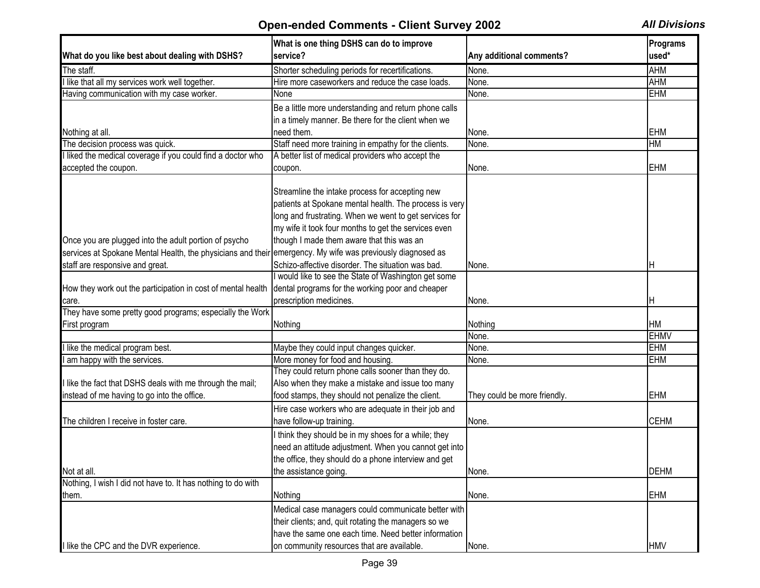## Open-ended Comments - Client Survey 2002

*All Divisions*

| What do you like best about dealing with DSHS? | What is one thing DSHS can do to improve service? | Any additional comments? | Programs used* |
|---|---|---|---|
| The staff. | Shorter scheduling periods for recertifications. | None. | AHM |
| I like that all my services work well together. | Hire more caseworkers and reduce the case loads. | None. | AHM |
| Having communication with my case worker. | None | None. | EHM |
| Nothing at all. | Be a little more understanding and return phone calls in a timely manner. Be there for the client when we need them. | None. | EHM |
| The decision process was quick. | Staff need more training in empathy for the clients. | None. | HM |
| I liked the medical coverage if you could find a doctor who accepted the coupon. | A better list of medical providers who accept the coupon. | None. | EHM |
| Once you are plugged into the adult portion of psycho services at Spokane Mental Health, the physicians and their staff are responsive and great. | Streamline the intake process for accepting new patients at Spokane mental health. The process is very long and frustrating. When we went to get services for my wife it took four months to get the services even though I made them aware that this was an emergency. My wife was previously diagnosed as Schizo-affective disorder. The situation was bad. | None. | H |
| How they work out the participation in cost of mental health care. | I would like to see the State of Washington get some dental programs for the working poor and cheaper prescription medicines. | None. | H |
| They have some pretty good programs; especially the Work First program | Nothing | Nothing | HM |
| | | None. | EHMV |
| I like the medical program best. | Maybe they could input changes quicker. | None. | EHM |
| I am happy with the services. | More money for food and housing. | None. | EHM |
| I like the fact that DSHS deals with me through the mail; instead of me having to go into the office. | They could return phone calls sooner than they do. Also when they make a mistake and issue too many food stamps, they should not penalize the client. | They could be more friendly. | EHM |
| The children I receive in foster care. | Hire case workers who are adequate in their job and have follow-up training. | None. | CEHM |
| Not at all. | I think they should be in my shoes for a while; they need an attitude adjustment. When you cannot get into the office, they should do a phone interview and get the assistance going. | None. | DEHM |
| Nothing, I wish I did not have to. It has nothing to do with them. | Nothing | None. | EHM |
| I like the CPC and the DVR experience. | Medical case managers could communicate better with their clients; and, quit rotating the managers so we have the same one each time. Need better information on community resources that are available. | None. | HMV |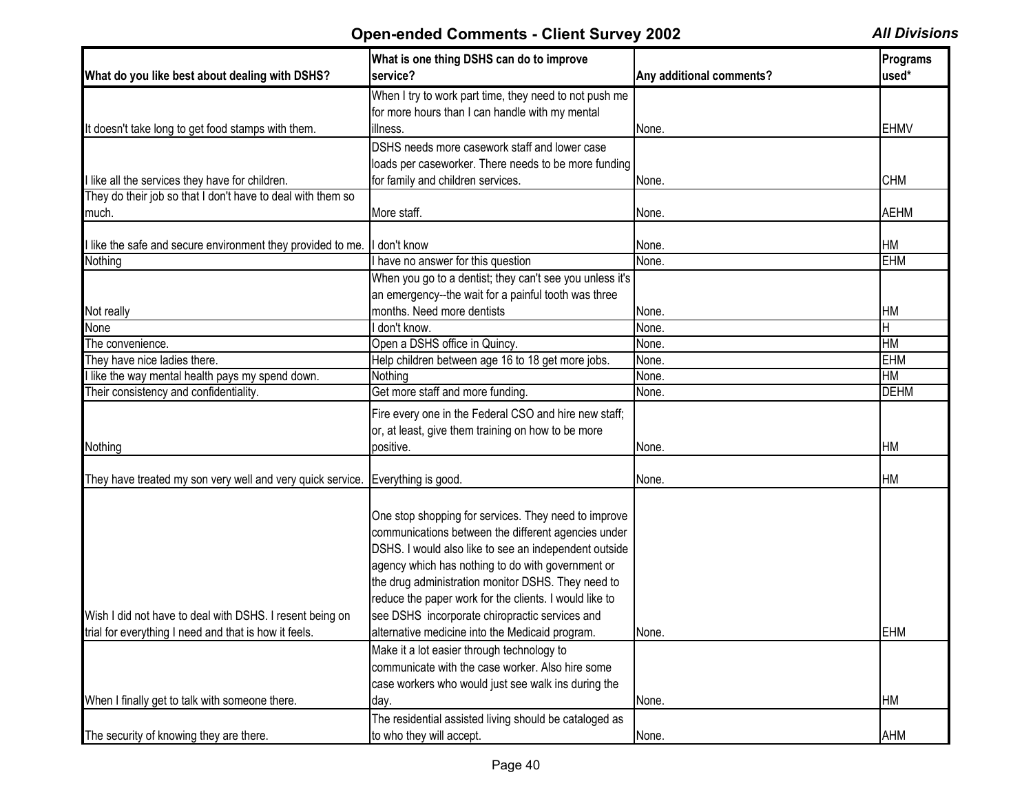## Open-ended Comments - Client Survey 2002

***All Divisions***

| What do you like best about dealing with DSHS? | What is one thing DSHS can do to improve service? | Any additional comments? | Programs used* |
|---|---|---|---|
| It doesn't take long to get food stamps with them. | When I try to work part time, they need to not push me for more hours than I can handle with my mental illness. | None. | EHMV |
| I like all the services they have for children. | DSHS needs more casework staff and lower case loads per caseworker. There needs to be more funding for family and children services. | None. | CHM |
| They do their job so that I don't have to deal with them so much. | More staff. | None. | AEHM |
| I like the safe and secure environment they provided to me. | I don't know | None. | HM |
| Nothing | I have no answer for this question | None. | EHM |
| Not really | When you go to a dentist; they can't see you unless it's an emergency--the wait for a painful tooth was three months. Need more dentists | None. | HM |
| None | I don't know. | None. | H |
| The convenience. | Open a DSHS office in Quincy. | None. | HM |
| They have nice ladies there. | Help children between age 16 to 18 get more jobs. | None. | EHM |
| I like the way mental health pays my spend down. | Nothing | None. | HM |
| Their consistency and confidentiality. | Get more staff and more funding. | None. | DEHM |
| Nothing | Fire every one in the Federal CSO and hire new staff; or, at least, give them training on how to be more positive. | None. | HM |
| They have treated my son very well and very quick service. | Everything is good. | None. | HM |
| Wish I did not have to deal with DSHS. I resent being on trial for everything I need and that is how it feels. | One stop shopping for services. They need to improve communications between the different agencies under DSHS. I would also like to see an independent outside agency which has nothing to do with government or the drug administration monitor DSHS. They need to reduce the paper work for the clients. I would like to see DSHS incorporate chiropractic services and alternative medicine into the Medicaid program. | None. | EHM |
| When I finally get to talk with someone there. | Make it a lot easier through technology to communicate with the case worker. Also hire some case workers who would just see walk ins during the day. | None. | HM |
| The security of knowing they are there. | The residential assisted living should be cataloged as to who they will accept. | None. | AHM |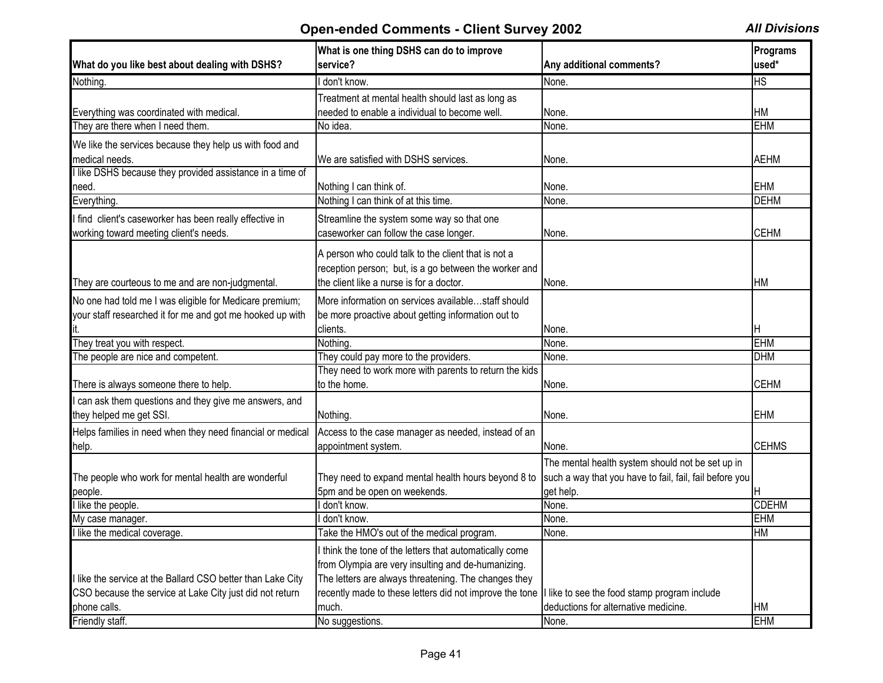## Open-ended Comments - Client Survey 2002

*All Divisions*

| What do you like best about dealing with DSHS? | What is one thing DSHS can do to improve service? | Any additional comments? | Programs used* |
|---|---|---|---|
| Nothing. | I don't know. | None. | HS |
| Everything was coordinated with medical. | Treatment at mental health should last as long as needed to enable a individual to become well. | None. | HM |
| They are there when I need them. | No idea. | None. | EHM |
| We like the services because they help us with food and medical needs. | We are satisfied with DSHS services. | None. | AEHM |
| I like DSHS because they provided assistance in a time of need. | Nothing I can think of. | None. | EHM |
| Everything. | Nothing I can think of at this time. | None. | DEHM |
| I find client's caseworker has been really effective in working toward meeting client's needs. | Streamline the system some way so that one caseworker can follow the case longer. | None. | CEHM |
| They are courteous to me and are non-judgmental. | A person who could talk to the client that is not a reception person; but, is a go between the worker and the client like a nurse is for a doctor. | None. | HM |
| No one had told me I was eligible for Medicare premium; your staff researched it for me and got me hooked up with it. | More information on services available…staff should be more proactive about getting information out to clients. | None. | H |
| They treat you with respect. | Nothing. | None. | EHM |
| The people are nice and competent. | They could pay more to the providers. | None. | DHM |
| There is always someone there to help. | They need to work more with parents to return the kids to the home. | None. | CEHM |
| I can ask them questions and they give me answers, and they helped me get SSI. | Nothing. | None. | EHM |
| Helps families in need when they need financial or medical help. | Access to the case manager as needed, instead of an appointment system. | None. | CEHMS |
| The people who work for mental health are wonderful people. | They need to expand mental health hours beyond 8 to 5pm and be open on weekends. | The mental health system should not be set up in such a way that you have to fail, fail, fail before you get help. | H |
| I like the people. | I don't know. | None. | CDEHM |
| My case manager. | I don't know. | None. | EHM |
| I like the medical coverage. | Take the HMO's out of the medical program. | None. | HM |
| I like the service at the Ballard CSO better than Lake City CSO because the service at Lake City just did not return phone calls. | I think the tone of the letters that automatically come from Olympia are very insulting and de-humanizing. The letters are always threatening. The changes they recently made to these letters did not improve the tone much. | I like to see the food stamp program include deductions for alternative medicine. | HM |
| Friendly staff. | No suggestions. | None. | EHM |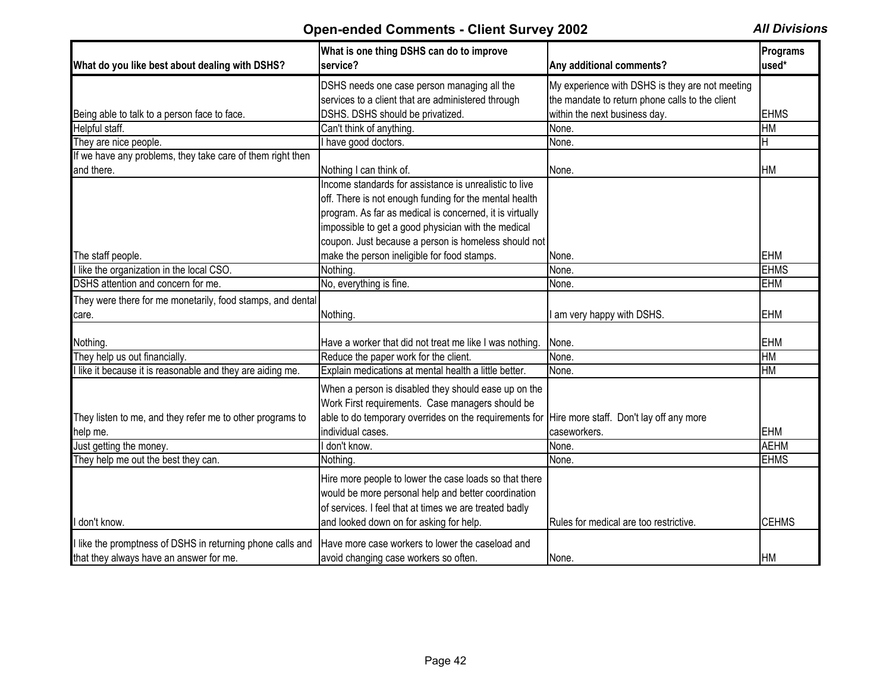## Open-ended Comments - Client Survey 2002

*All Divisions*

| What do you like best about dealing with DSHS? | What is one thing DSHS can do to improve service? | Any additional comments? | Programs used* |
|---|---|---|---|
| Being able to talk to a person face to face. | DSHS needs one case person managing all the services to a client that are administered through DSHS. DSHS should be privatized. | My experience with DSHS is they are not meeting the mandate to return phone calls to the client within the next business day. | EHMS |
| Helpful staff. | Can't think of anything. | None. | HM |
| They are nice people. | I have good doctors. | None. | H |
| If we have any problems, they take care of them right then and there. | Nothing I can think of. | None. | HM |
| The staff people. | Income standards for assistance is unrealistic to live off. There is not enough funding for the mental health program. As far as medical is concerned, it is virtually impossible to get a good physician with the medical coupon. Just because a person is homeless should not make the person ineligible for food stamps. | None. | EHM |
| I like the organization in the local CSO. | Nothing. | None. | EHMS |
| DSHS attention and concern for me. | No, everything is fine. | None. | EHM |
| They were there for me monetarily, food stamps, and dental care. | Nothing. | I am very happy with DSHS. | EHM |
| Nothing. | Have a worker that did not treat me like I was nothing. | None. | EHM |
| They help us out financially. | Reduce the paper work for the client. | None. | HM |
| I like it because it is reasonable and they are aiding me. | Explain medications at mental health a little better. | None. | HM |
| They listen to me, and they refer me to other programs to help me. | When a person is disabled they should ease up on the Work First requirements. Case managers should be able to do temporary overrides on the requirements for individual cases. | Hire more staff. Don't lay off any more caseworkers. | EHM |
| Just getting the money. | I don't know. | None. | AEHM |
| They help me out the best they can. | Nothing. | None. | EHMS |
| I don't know. | Hire more people to lower the case loads so that there would be more personal help and better coordination of services. I feel that at times we are treated badly and looked down on for asking for help. | Rules for medical are too restrictive. | CEHMS |
| I like the promptness of DSHS in returning phone calls and that they always have an answer for me. | Have more case workers to lower the caseload and avoid changing case workers so often. | None. | HM |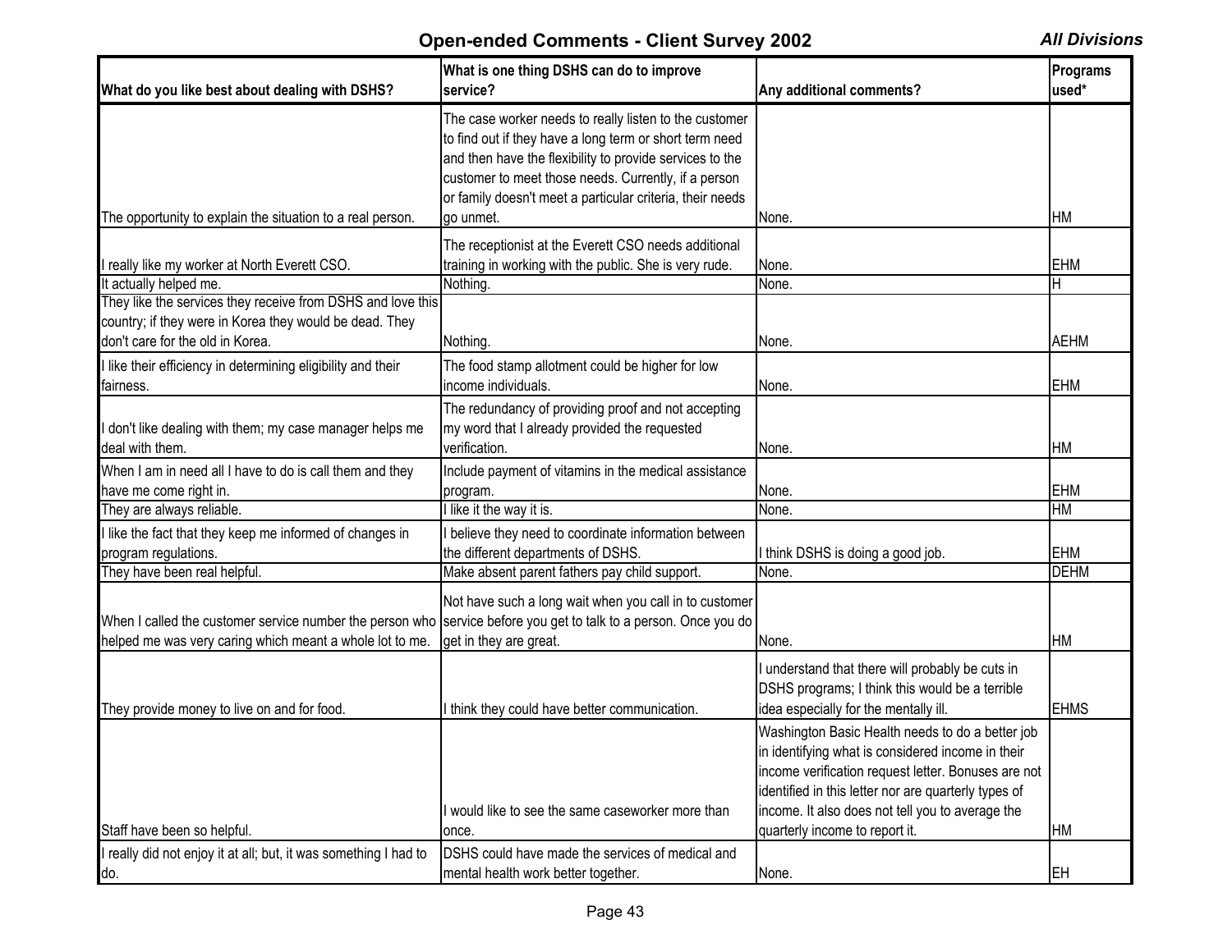## Open-ended Comments - Client Survey 2002

*All Divisions*

| What do you like best about dealing with DSHS? | What is one thing DSHS can do to improve service? | Any additional comments? | Programs used* |
|---|---|---|---|
| The opportunity to explain the situation to a real person. | The case worker needs to really listen to the customer to find out if they have a long term or short term need and then have the flexibility to provide services to the customer to meet those needs. Currently, if a person or family doesn't meet a particular criteria, their needs go unmet. | None. | HM |
| I really like my worker at North Everett CSO. | The receptionist at the Everett CSO needs additional training in working with the public. She is very rude. | None. | EHM |
| It actually helped me. | Nothing. | None. | H |
| They like the services they receive from DSHS and love this country; if they were in Korea they would be dead. They don't care for the old in Korea. | Nothing. | None. | AEHM |
| I like their efficiency in determining eligibility and their fairness. | The food stamp allotment could be higher for low income individuals. | None. | EHM |
| I don't like dealing with them; my case manager helps me deal with them. | The redundancy of providing proof and not accepting my word that I already provided the requested verification. | None. | HM |
| When I am in need all I have to do is call them and they have me come right in. | Include payment of vitamins in the medical assistance program. | None. | EHM |
| They are always reliable. | I like it the way it is. | None. | HM |
| I like the fact that they keep me informed of changes in program regulations. | I believe they need to coordinate information between the different departments of DSHS. | I think DSHS is doing a good job. | EHM |
| They have been real helpful. | Make absent parent fathers pay child support. | None. | DEHM |
| When I called the customer service number the person who helped me was very caring which meant a whole lot to me. | Not have such a long wait when you call in to customer service before you get to talk to a person. Once you do get in they are great. | None. | HM |
| They provide money to live on and for food. | I think they could have better communication. | I understand that there will probably be cuts in DSHS programs; I think this would be a terrible idea especially for the mentally ill. | EHMS |
| Staff have been so helpful. | I would like to see the same caseworker more than once. | Washington Basic Health needs to do a better job in identifying what is considered income in their income verification request letter. Bonuses are not identified in this letter nor are quarterly types of income. It also does not tell you to average the quarterly income to report it. | HM |
| I really did not enjoy it at all; but, it was something I had to do. | DSHS could have made the services of medical and mental health work better together. | None. | EH |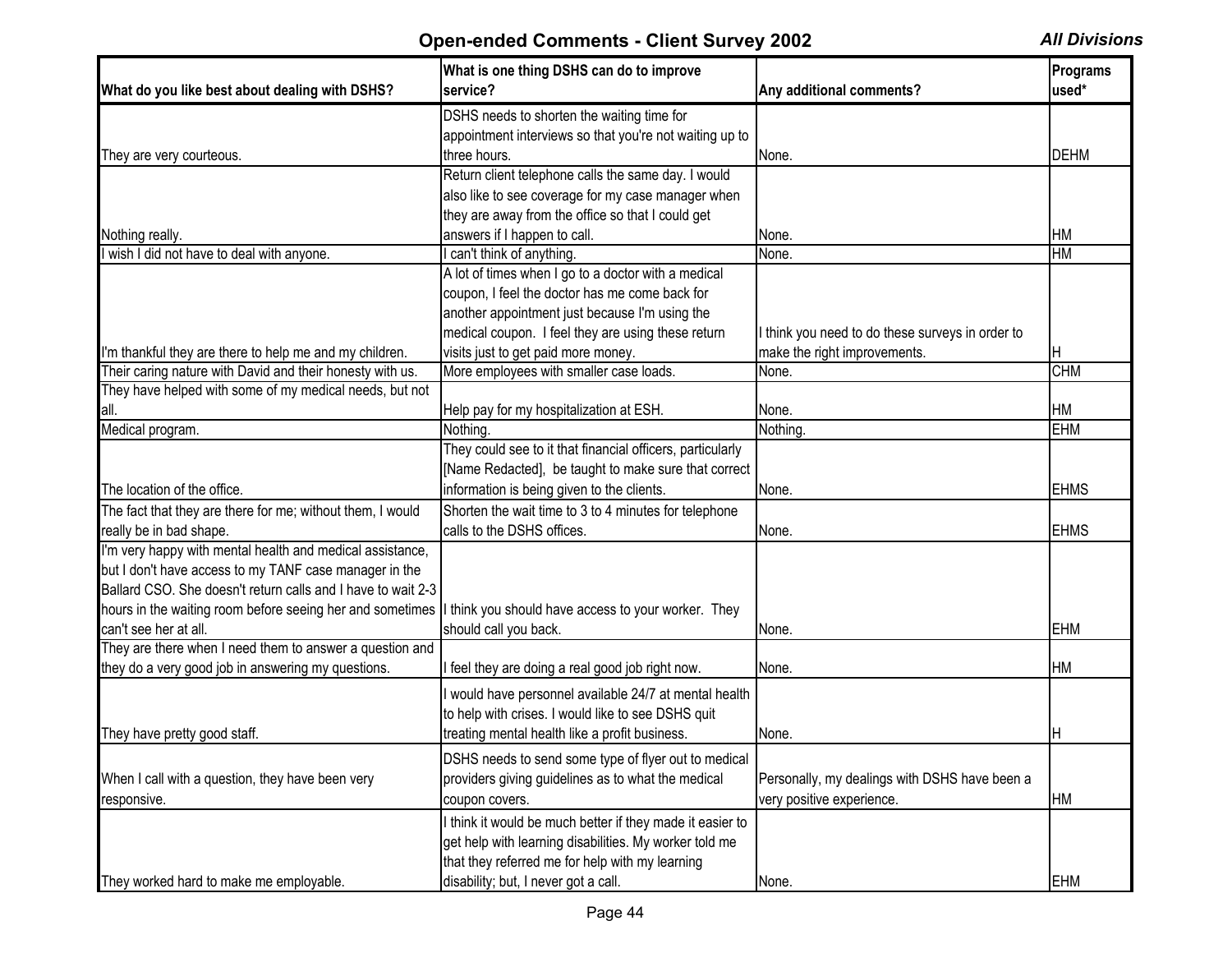## Open-ended Comments - Client Survey 2002

*All Divisions*

| What do you like best about dealing with DSHS? | What is one thing DSHS can do to improve service? | Any additional comments? | Programs used* |
|---|---|---|---|
| They are very courteous. | DSHS needs to shorten the waiting time for appointment interviews so that you're not waiting up to three hours. | None. | DEHM |
| Nothing really. | Return client telephone calls the same day. I would also like to see coverage for my case manager when they are away from the office so that I could get answers if I happen to call. | None. | HM |
| I wish I did not have to deal with anyone. | I can't think of anything. | None. | HM |
| I'm thankful they are there to help me and my children. | A lot of times when I go to a doctor with a medical coupon, I feel the doctor has me come back for another appointment just because I'm using the medical coupon. I feel they are using these return visits just to get paid more money. | I think you need to do these surveys in order to make the right improvements. | H |
| Their caring nature with David and their honesty with us. | More employees with smaller case loads. | None. | CHM |
| They have helped with some of my medical needs, but not all. | Help pay for my hospitalization at ESH. | None. | HM |
| Medical program. | Nothing. | Nothing. | EHM |
| The location of the office. | They could see to it that financial officers, particularly [Name Redacted], be taught to make sure that correct information is being given to the clients. | None. | EHMS |
| The fact that they are there for me; without them, I would really be in bad shape. | Shorten the wait time to 3 to 4 minutes for telephone calls to the DSHS offices. | None. | EHMS |
| I'm very happy with mental health and medical assistance, but I don't have access to my TANF case manager in the Ballard CSO. She doesn't return calls and I have to wait 2-3 hours in the waiting room before seeing her and sometimes can't see her at all. | I think you should have access to your worker. They should call you back. | None. | EHM |
| They are there when I need them to answer a question and they do a very good job in answering my questions. | I feel they are doing a real good job right now. | None. | HM |
| They have pretty good staff. | I would have personnel available 24/7 at mental health to help with crises. I would like to see DSHS quit treating mental health like a profit business. | None. | H |
| When I call with a question, they have been very responsive. | DSHS needs to send some type of flyer out to medical providers giving guidelines as to what the medical coupon covers. | Personally, my dealings with DSHS have been a very positive experience. | HM |
| They worked hard to make me employable. | I think it would be much better if they made it easier to get help with learning disabilities. My worker told me that they referred me for help with my learning disability; but, I never got a call. | None. | EHM |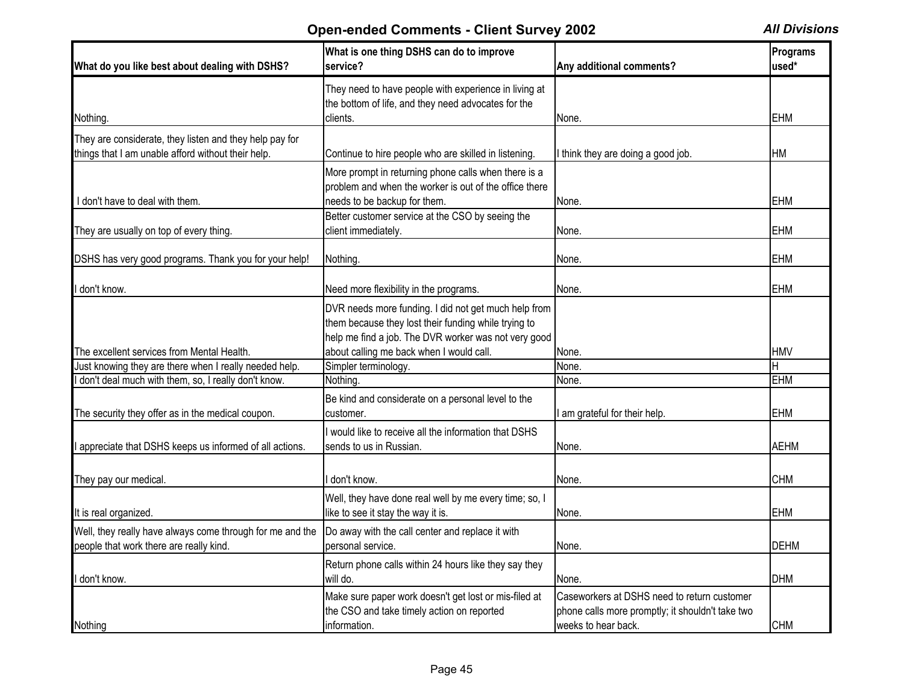## Open-ended Comments - Client Survey 2002

***All Divisions***

| What do you like best about dealing with DSHS? | What is one thing DSHS can do to improve service? | Any additional comments? | Programs used* |
|---|---|---|---|
| Nothing. | They need to have people with experience in living at the bottom of life, and they need advocates for the clients. | None. | EHM |
| They are considerate, they listen and they help pay for things that I am unable afford without their help. | Continue to hire people who are skilled in listening. | I think they are doing a good job. | HM |
| I don't have to deal with them. | More prompt in returning phone calls when there is a problem and when the worker is out of the office there needs to be backup for them. | None. | EHM |
| They are usually on top of every thing. | Better customer service at the CSO by seeing the client immediately. | None. | EHM |
| DSHS has very good programs. Thank you for your help! | Nothing. | None. | EHM |
| I don't know. | Need more flexibility in the programs. | None. | EHM |
| The excellent services from Mental Health. | DVR needs more funding. I did not get much help from them because they lost their funding while trying to help me find a job. The DVR worker was not very good about calling me back when I would call. | None. | HMV |
| Just knowing they are there when I really needed help. | Simpler terminology. | None. | H |
| I don't deal much with them, so, I really don't know. | Nothing. | None. | EHM |
| The security they offer as in the medical coupon. | Be kind and considerate on a personal level to the customer. | I am grateful for their help. | EHM |
| I appreciate that DSHS keeps us informed of all actions. | I would like to receive all the information that DSHS sends to us in Russian. | None. | AEHM |
| They pay our medical. | I don't know. | None. | CHM |
| It is real organized. | Well, they have done real well by me every time; so, I like to see it stay the way it is. | None. | EHM |
| Well, they really have always come through for me and the people that work there are really kind. | Do away with the call center and replace it with personal service. | None. | DEHM |
| I don't know. | Return phone calls within 24 hours like they say they will do. | None. | DHM |
| Nothing | Make sure paper work doesn't get lost or mis-filed at the CSO and take timely action on reported information. | Caseworkers at DSHS need to return customer phone calls more promptly; it shouldn't take two weeks to hear back. | CHM |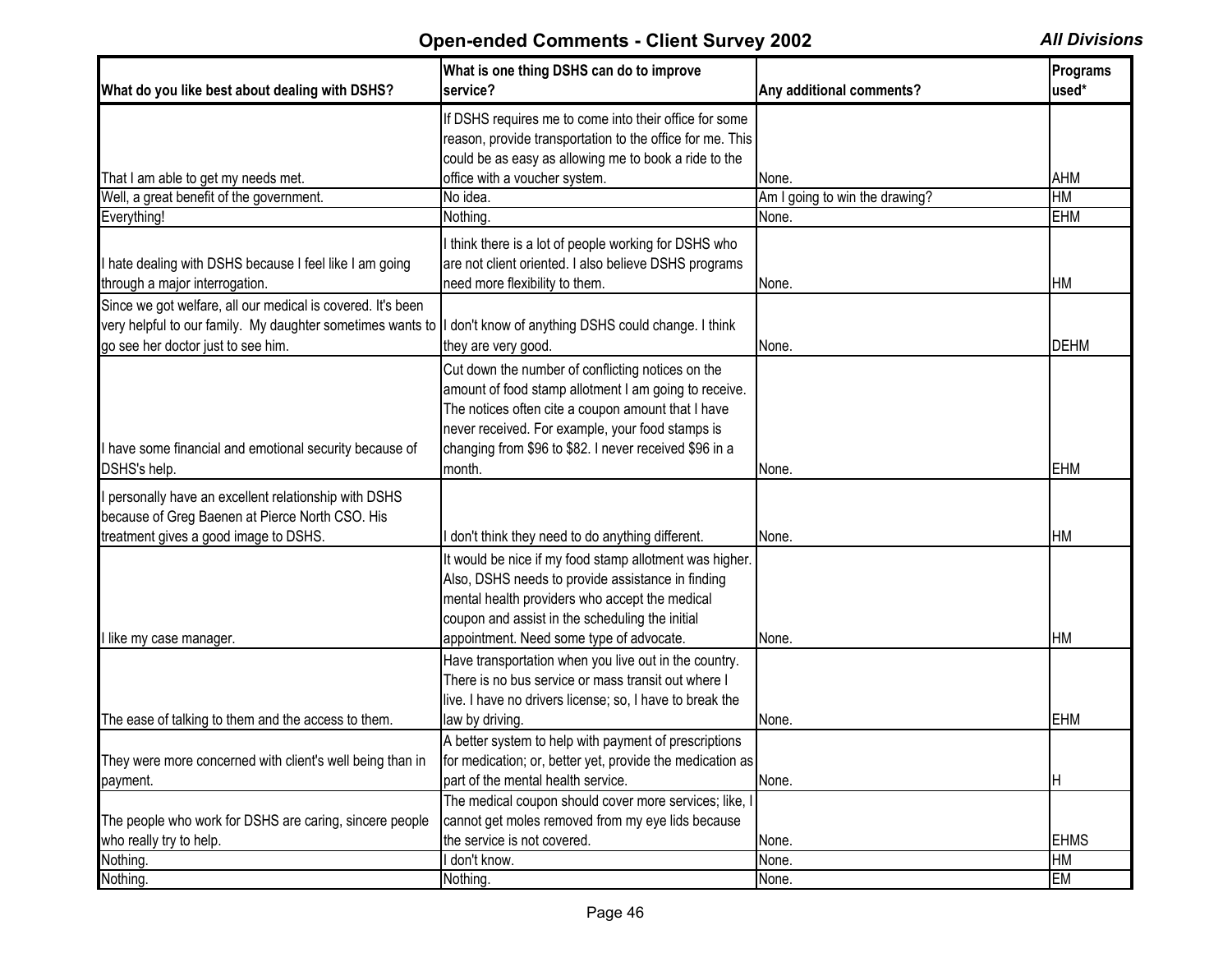## Open-ended Comments - Client Survey 2002

*All Divisions*

| What do you like best about dealing with DSHS? | What is one thing DSHS can do to improve service? | Any additional comments? | Programs used* |
|---|---|---|---|
| That I am able to get my needs met. | If DSHS requires me to come into their office for some reason, provide transportation to the office for me. This could be as easy as allowing me to book a ride to the office with a voucher system. | None. | AHM |
| Well, a great benefit of the government. | No idea. | Am I going to win the drawing? | HM |
| Everything! | Nothing. | None. | EHM |
| I hate dealing with DSHS because I feel like I am going through a major interrogation. | I think there is a lot of people working for DSHS who are not client oriented. I also believe DSHS programs need more flexibility to them. | None. | HM |
| Since we got welfare, all our medical is covered. It's been very helpful to our family. My daughter sometimes wants to go see her doctor just to see him. | I don't know of anything DSHS could change. I think they are very good. | None. | DEHM |
| I have some financial and emotional security because of DSHS's help. | Cut down the number of conflicting notices on the amount of food stamp allotment I am going to receive. The notices often cite a coupon amount that I have never received. For example, your food stamps is changing from $96 to $82. I never received $96 in a month. | None. | EHM |
| I personally have an excellent relationship with DSHS because of Greg Baenen at Pierce North CSO. His treatment gives a good image to DSHS. | I don't think they need to do anything different. | None. | HM |
| I like my case manager. | It would be nice if my food stamp allotment was higher. Also, DSHS needs to provide assistance in finding mental health providers who accept the medical coupon and assist in the scheduling the initial appointment. Need some type of advocate. | None. | HM |
| The ease of talking to them and the access to them. | Have transportation when you live out in the country. There is no bus service or mass transit out where I live. I have no drivers license; so, I have to break the law by driving. | None. | EHM |
| They were more concerned with client's well being than in payment. | A better system to help with payment of prescriptions for medication; or, better yet, provide the medication as part of the mental health service. | None. | H |
| The people who work for DSHS are caring, sincere people who really try to help. | The medical coupon should cover more services; like, I cannot get moles removed from my eye lids because the service is not covered. | None. | EHMS |
| Nothing. | I don't know. | None. | HM |
| Nothing. | Nothing. | None. | EM |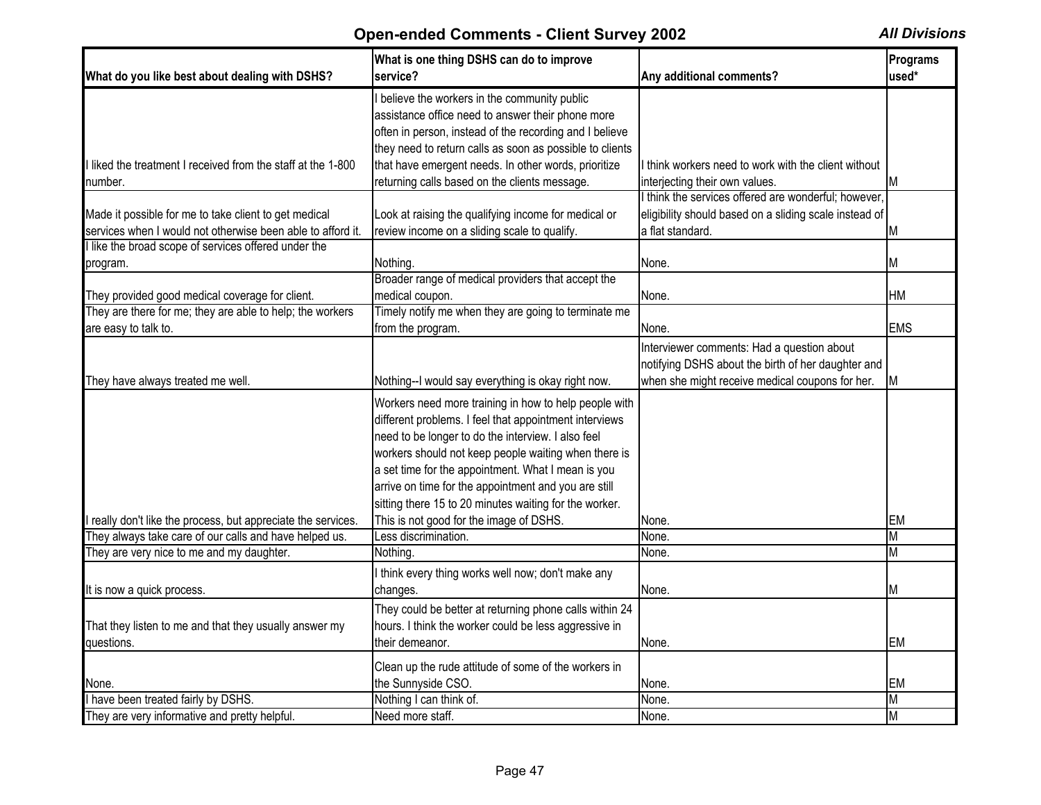## Open-ended Comments - Client Survey 2002

*All Divisions*

| What do you like best about dealing with DSHS? | What is one thing DSHS can do to improve service? | Any additional comments? | Programs used* |
|---|---|---|---|
| I liked the treatment I received from the staff at the 1-800 number. | I believe the workers in the community public assistance office need to answer their phone more often in person, instead of the recording and I believe they need to return calls as soon as possible to clients that have emergent needs. In other words, prioritize returning calls based on the clients message. | I think workers need to work with the client without interjecting their own values. | M |
| Made it possible for me to take client to get medical services when I would not otherwise been able to afford it. | Look at raising the qualifying income for medical or review income on a sliding scale to qualify. | I think the services offered are wonderful; however, eligibility should based on a sliding scale instead of a flat standard. | M |
| I like the broad scope of services offered under the program. | Nothing. | None. | M |
| They provided good medical coverage for client. | Broader range of medical providers that accept the medical coupon. | None. | HM |
| They are there for me; they are able to help; the workers are easy to talk to. | Timely notify me when they are going to terminate me from the program. | None. | EMS |
| They have always treated me well. | Nothing--I would say everything is okay right now. | Interviewer comments: Had a question about notifying DSHS about the birth of her daughter and when she might receive medical coupons for her. | M |
| I really don't like the process, but appreciate the services. | Workers need more training in how to help people with different problems. I feel that appointment interviews need to be longer to do the interview. I also feel workers should not keep people waiting when there is a set time for the appointment. What I mean is you arrive on time for the appointment and you are still sitting there 15 to 20 minutes waiting for the worker. This is not good for the image of DSHS. | None. | EM |
| They always take care of our calls and have helped us. | Less discrimination. | None. | M |
| They are very nice to me and my daughter. | Nothing. | None. | M |
| It is now a quick process. | I think every thing works well now; don't make any changes. | None. | M |
| That they listen to me and that they usually answer my questions. | They could be better at returning phone calls within 24 hours. I think the worker could be less aggressive in their demeanor. | None. | EM |
| None. | Clean up the rude attitude of some of the workers in the Sunnyside CSO. | None. | EM |
| I have been treated fairly by DSHS. | Nothing I can think of. | None. | M |
| They are very informative and pretty helpful. | Need more staff. | None. | M |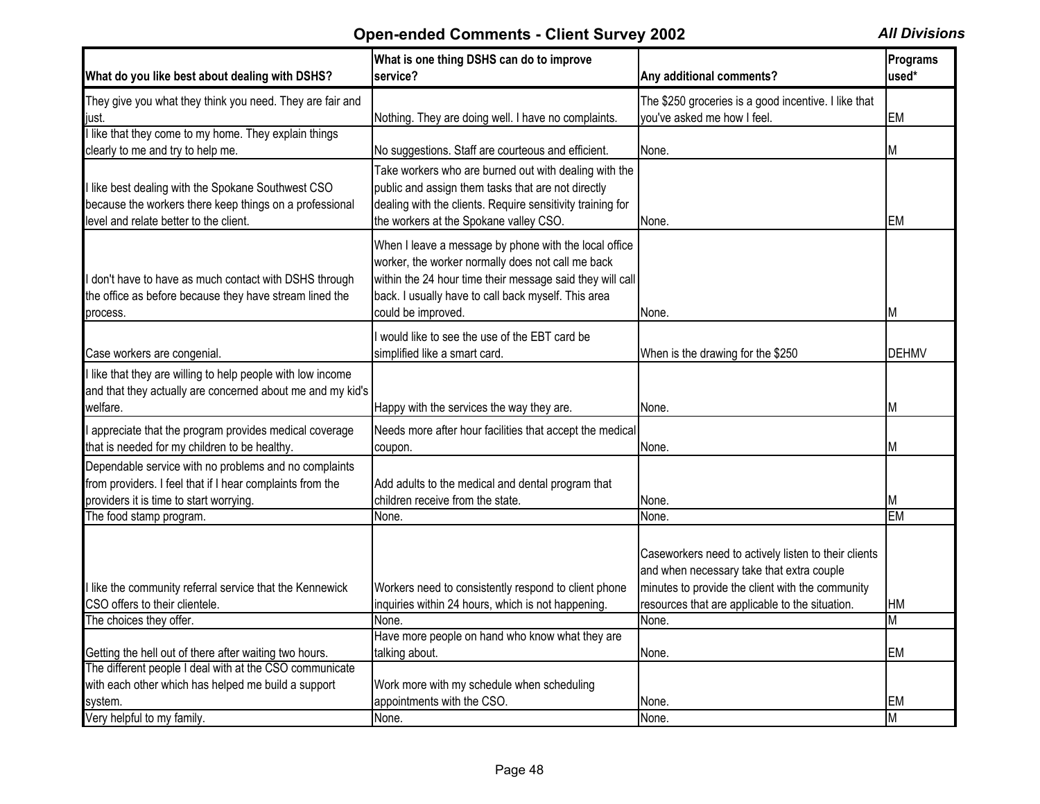## Open-ended Comments - Client Survey 2002

*All Divisions*

| What do you like best about dealing with DSHS? | What is one thing DSHS can do to improve service? | Any additional comments? | Programs used* |
|---|---|---|---|
| They give you what they think you need. They are fair and just. | Nothing. They are doing well. I have no complaints. | The $250 groceries is a good incentive. I like that you've asked me how I feel. | EM |
| I like that they come to my home. They explain things clearly to me and try to help me. | No suggestions. Staff are courteous and efficient. | None. | M |
| I like best dealing with the Spokane Southwest CSO because the workers there keep things on a professional level and relate better to the client. | Take workers who are burned out with dealing with the public and assign them tasks that are not directly dealing with the clients. Require sensitivity training for the workers at the Spokane valley CSO. | None. | EM |
| I don't have to have as much contact with DSHS through the office as before because they have stream lined the process. | When I leave a message by phone with the local office worker, the worker normally does not call me back within the 24 hour time their message said they will call back. I usually have to call back myself. This area could be improved. | None. | M |
| Case workers are congenial. | I would like to see the use of the EBT card be simplified like a smart card. | When is the drawing for the $250 | DEHMV |
| I like that they are willing to help people with low income and that they actually are concerned about me and my kid's welfare. | Happy with the services the way they are. | None. | M |
| I appreciate that the program provides medical coverage that is needed for my children to be healthy. | Needs more after hour facilities that accept the medical coupon. | None. | M |
| Dependable service with no problems and no complaints from providers. I feel that if I hear complaints from the providers it is time to start worrying. | Add adults to the medical and dental program that children receive from the state. | None. | M |
| The food stamp program. | None. | None. | EM |
| I like the community referral service that the Kennewick CSO offers to their clientele. | Workers need to consistently respond to client phone inquiries within 24 hours, which is not happening. | Caseworkers need to actively listen to their clients and when necessary take that extra couple minutes to provide the client with the community resources that are applicable to the situation. | HM |
| The choices they offer. | None. | None. | M |
| Getting the hell out of there after waiting two hours. | Have more people on hand who know what they are talking about. | None. | EM |
| The different people I deal with at the CSO communicate with each other which has helped me build a support system. | Work more with my schedule when scheduling appointments with the CSO. | None. | EM |
| Very helpful to my family. | None. | None. | M |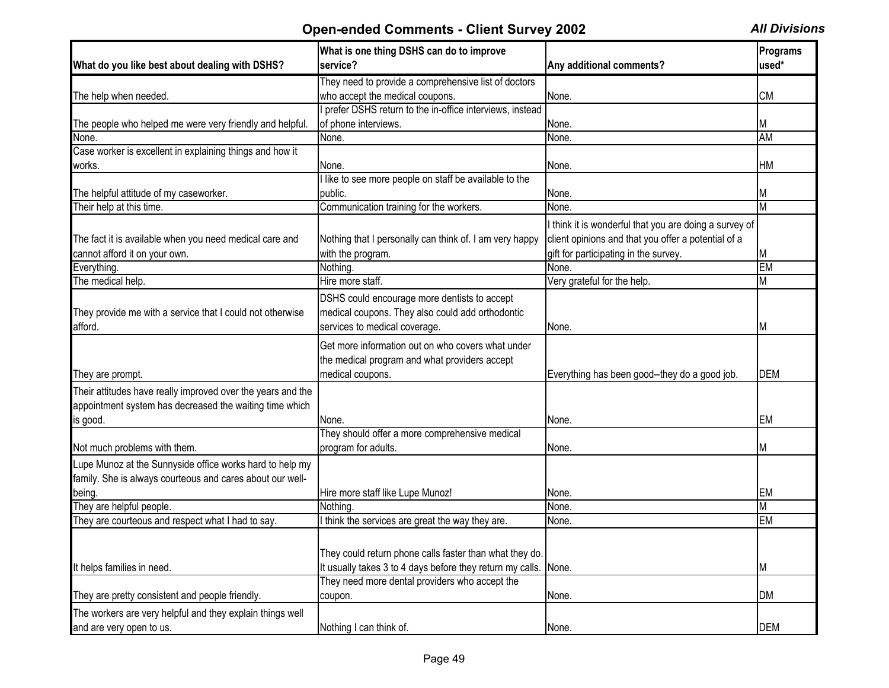## Open-ended Comments - Client Survey 2002

*All Divisions*

| What do you like best about dealing with DSHS? | What is one thing DSHS can do to improve service? | Any additional comments? | Programs used* |
|---|---|---|---|
| The help when needed. | They need to provide a comprehensive list of doctors who accept the medical coupons. | None. | CM |
| The people who helped me were very friendly and helpful. | I prefer DSHS return to the in-office interviews, instead of phone interviews. | None. | M |
| None. | None. | None. | AM |
| Case worker is excellent in explaining things and how it works. | None. | None. | HM |
| The helpful attitude of my caseworker. | I like to see more people on staff be available to the public. | None. | M |
| Their help at this time. | Communication training for the workers. | None. | M |
| The fact it is available when you need medical care and cannot afford it on your own. | Nothing that I personally can think of. I am very happy with the program. | I think it is wonderful that you are doing a survey of client opinions and that you offer a potential of a gift for participating in the survey. | M |
| Everything. | Nothing. | None. | EM |
| The medical help. | Hire more staff. | Very grateful for the help. | M |
| They provide me with a service that I could not otherwise afford. | DSHS could encourage more dentists to accept medical coupons. They also could add orthodontic services to medical coverage. | None. | M |
| They are prompt. | Get more information out on who covers what under the medical program and what providers accept medical coupons. | Everything has been good--they do a good job. | DEM |
| Their attitudes have really improved over the years and the appointment system has decreased the waiting time which is good. | None. | None. | EM |
| Not much problems with them. | They should offer a more comprehensive medical program for adults. | None. | M |
| Lupe Munoz at the Sunnyside office works hard to help my family. She is always courteous and cares about our well-being. | Hire more staff like Lupe Munoz! | None. | EM |
| They are helpful people. | Nothing. | None. | M |
| They are courteous and respect what I had to say. | I think the services are great the way they are. | None. | EM |
| It helps families in need. | They could return phone calls faster than what they do. It usually takes 3 to 4 days before they return my calls. | None. | M |
| They are pretty consistent and people friendly. | They need more dental providers who accept the coupon. | None. | DM |
| The workers are very helpful and they explain things well and are very open to us. | Nothing I can think of. | None. | DEM |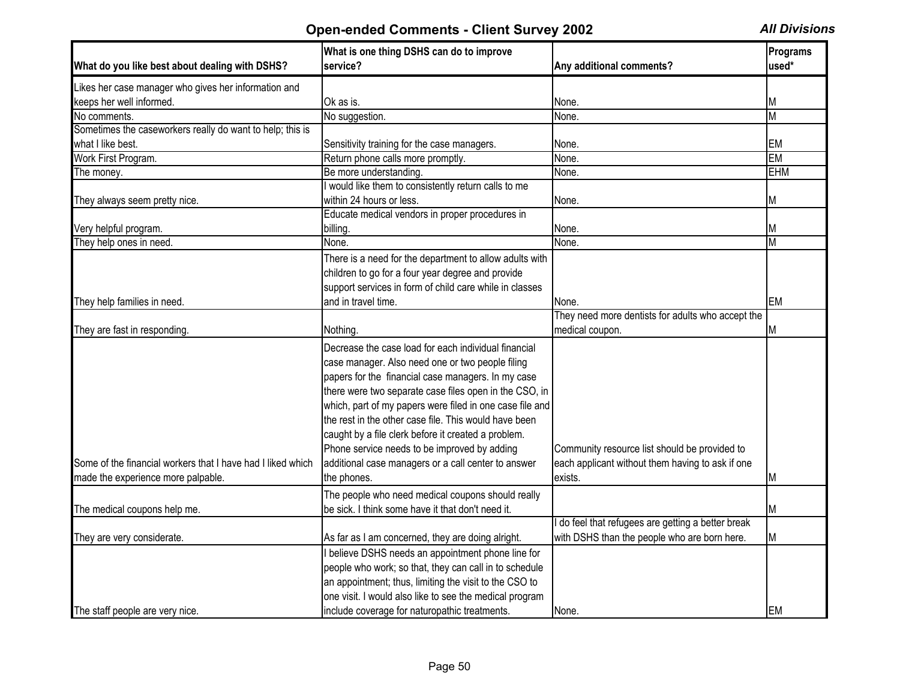## Open-ended Comments - Client Survey 2002

***All Divisions***

| What do you like best about dealing with DSHS? | What is one thing DSHS can do to improve service? | Any additional comments? | Programs used* |
|---|---|---|---|
| Likes her case manager who gives her information and keeps her well informed. | Ok as is. | None. | M |
| No comments. | No suggestion. | None. | M |
| Sometimes the caseworkers really do want to help; this is what I like best. | Sensitivity training for the case managers. | None. | EM |
| Work First Program. | Return phone calls more promptly. | None. | EM |
| The money. | Be more understanding. | None. | EHM |
| They always seem pretty nice. | I would like them to consistently return calls to me within 24 hours or less. | None. | M |
| Very helpful program. | Educate medical vendors in proper procedures in billing. | None. | M |
| They help ones in need. | None. | None. | M |
| They help families in need. | There is a need for the department to allow adults with children to go for a four year degree and provide support services in form of child care while in classes and in travel time. | None. | EM |
| They are fast in responding. | Nothing. | They need more dentists for adults who accept the medical coupon. | M |
| Some of the financial workers that I have had I liked which made the experience more palpable. | Decrease the case load for each individual financial case manager. Also need one or two people filing papers for the financial case managers. In my case there were two separate case files open in the CSO, in which, part of my papers were filed in one case file and the rest in the other case file. This would have been caught by a file clerk before it created a problem. Phone service needs to be improved by adding additional case managers or a call center to answer the phones. | Community resource list should be provided to each applicant without them having to ask if one exists. | M |
| The medical coupons help me. | The people who need medical coupons should really be sick. I think some have it that don't need it. | | M |
| They are very considerate. | As far as I am concerned, they are doing alright. | I do feel that refugees are getting a better break with DSHS than the people who are born here. | M |
| The staff people are very nice. | I believe DSHS needs an appointment phone line for people who work; so that, they can call in to schedule an appointment; thus, limiting the visit to the CSO to one visit. I would also like to see the medical program include coverage for naturopathic treatments. | None. | EM |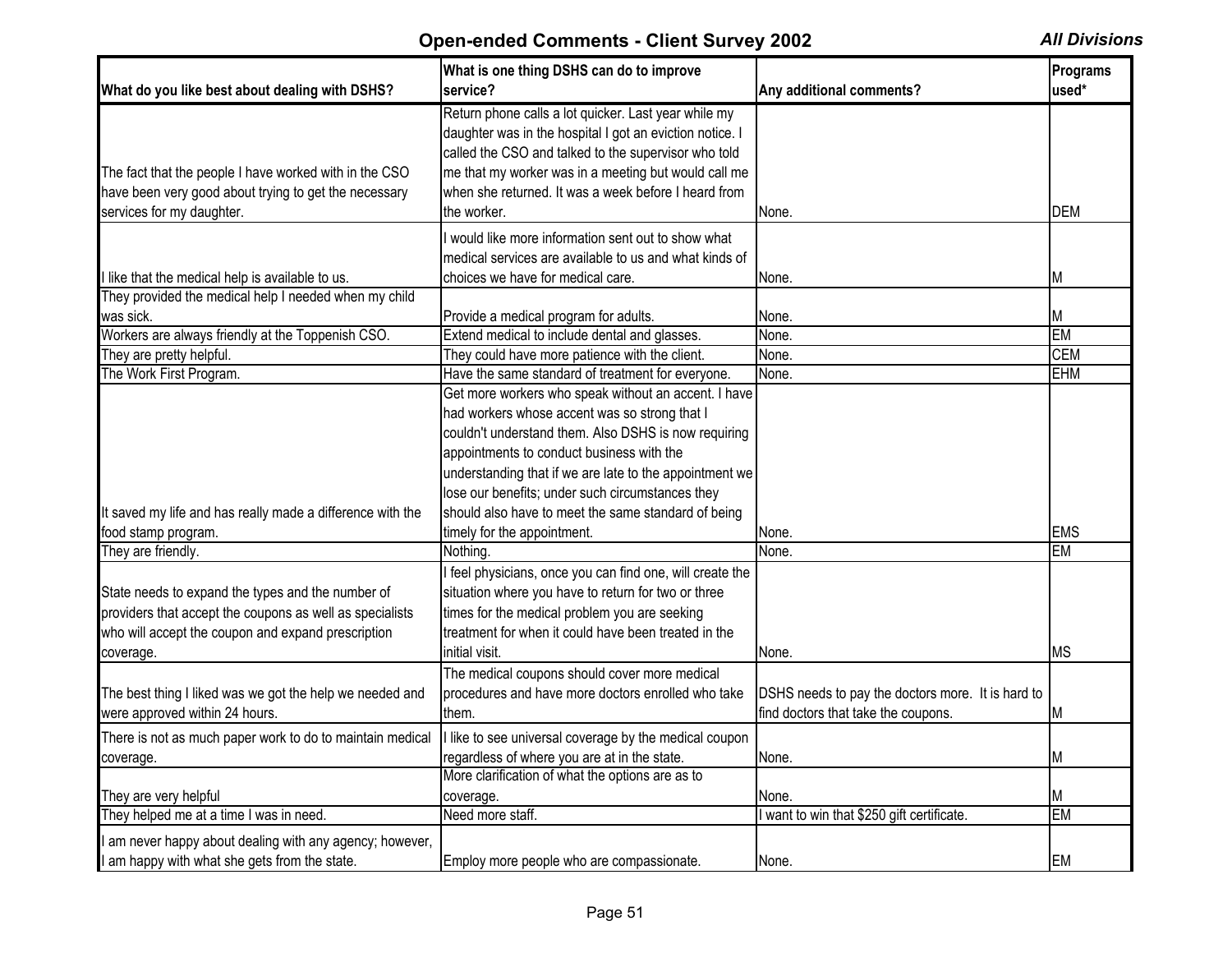# Open-ended Comments - Client Survey 2002

*All Divisions*

| What do you like best about dealing with DSHS? | What is one thing DSHS can do to improve service? | Any additional comments? | Programs used* |
|---|---|---|---|
| The fact that the people I have worked with in the CSO have been very good about trying to get the necessary services for my daughter. | Return phone calls a lot quicker. Last year while my daughter was in the hospital I got an eviction notice. I called the CSO and talked to the supervisor who told me that my worker was in a meeting but would call me when she returned. It was a week before I heard from the worker. | None. | DEM |
| I like that the medical help is available to us. | I would like more information sent out to show what medical services are available to us and what kinds of choices we have for medical care. | None. | M |
| They provided the medical help I needed when my child was sick. | Provide a medical program for adults. | None. | M |
| Workers are always friendly at the Toppenish CSO. | Extend medical to include dental and glasses. | None. | EM |
| They are pretty helpful. | They could have more patience with the client. | None. | CEM |
| The Work First Program. | Have the same standard of treatment for everyone. | None. | EHM |
| It saved my life and has really made a difference with the food stamp program. | Get more workers who speak without an accent. I have had workers whose accent was so strong that I couldn't understand them. Also DSHS is now requiring appointments to conduct business with the understanding that if we are late to the appointment we lose our benefits; under such circumstances they should also have to meet the same standard of being timely for the appointment. | None. | EMS |
| They are friendly. | Nothing. | None. | EM |
| State needs to expand the types and the number of providers that accept the coupons as well as specialists who will accept the coupon and expand prescription coverage. | I feel physicians, once you can find one, will create the situation where you have to return for two or three times for the medical problem you are seeking treatment for when it could have been treated in the initial visit. | None. | MS |
| The best thing I liked was we got the help we needed and were approved within 24 hours. | The medical coupons should cover more medical procedures and have more doctors enrolled who take them. | DSHS needs to pay the doctors more. It is hard to find doctors that take the coupons. | M |
| There is not as much paper work to do to maintain medical coverage. | I like to see universal coverage by the medical coupon regardless of where you are at in the state. | None. | M |
| They are very helpful | More clarification of what the options are as to coverage. | None. | M |
| They helped me at a time I was in need. | Need more staff. | I want to win that $250 gift certificate. | EM |
| I am never happy about dealing with any agency; however, I am happy with what she gets from the state. | Employ more people who are compassionate. | None. | EM |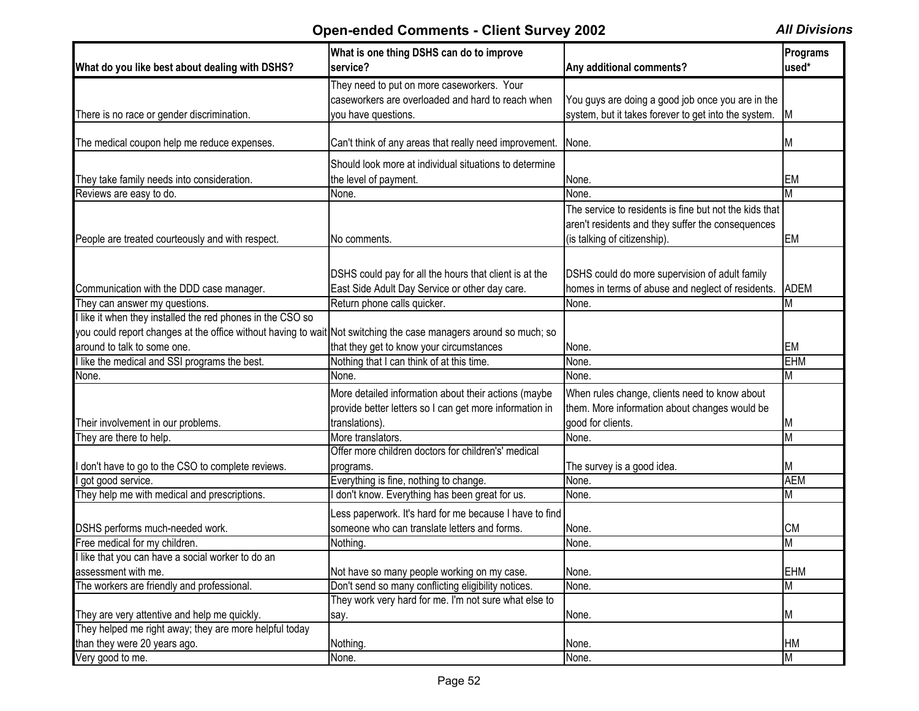## Open-ended Comments - Client Survey 2002

*All Divisions*

| What do you like best about dealing with DSHS? | What is one thing DSHS can do to improve service? | Any additional comments? | Programs used* |
|---|---|---|---|
| There is no race or gender discrimination. | They need to put on more caseworkers. Your caseworkers are overloaded and hard to reach when you have questions. | You guys are doing a good job once you are in the system, but it takes forever to get into the system. | M |
| The medical coupon help me reduce expenses. | Can't think of any areas that really need improvement. | None. | M |
| They take family needs into consideration. | Should look more at individual situations to determine the level of payment. | None. | EM |
| Reviews are easy to do. | None. | None. | M |
| People are treated courteously and with respect. | No comments. | The service to residents is fine but not the kids that aren't residents and they suffer the consequences (is talking of citizenship). | EM |
| Communication with the DDD case manager. | DSHS could pay for all the hours that client is at the East Side Adult Day Service or other day care. | DSHS could do more supervision of adult family homes in terms of abuse and neglect of residents. | ADEM |
| They can answer my questions. | Return phone calls quicker. | None. | M |
| I like it when they installed the red phones in the CSO so you could report changes at the office without having to wait around to talk to some one. | Not switching the case managers around so much; so that they get to know your circumstances | None. | EM |
| I like the medical and SSI programs the best. | Nothing that I can think of at this time. | None. | EHM |
| None. | None. | None. | M |
| Their involvement in our problems. | More detailed information about their actions (maybe provide better letters so I can get more information in translations). | When rules change, clients need to know about them. More information about changes would be good for clients. | M |
| They are there to help. | More translators. | None. | M |
| I don't have to go to the CSO to complete reviews. | Offer more children doctors for children's' medical programs. | The survey is a good idea. | M |
| I got good service. | Everything is fine, nothing to change. | None. | AEM |
| They help me with medical and prescriptions. | I don't know. Everything has been great for us. | None. | M |
| DSHS performs much-needed work. | Less paperwork. It's hard for me because I have to find someone who can translate letters and forms. | None. | CM |
| Free medical for my children. | Nothing. | None. | M |
| I like that you can have a social worker to do an assessment with me. | Not have so many people working on my case. | None. | EHM |
| The workers are friendly and professional. | Don't send so many conflicting eligibility notices. | None. | M |
| They are very attentive and help me quickly. | They work very hard for me. I'm not sure what else to say. | None. | M |
| They helped me right away; they are more helpful today than they were 20 years ago. | Nothing. | None. | HM |
| Very good to me. | None. | None. | M |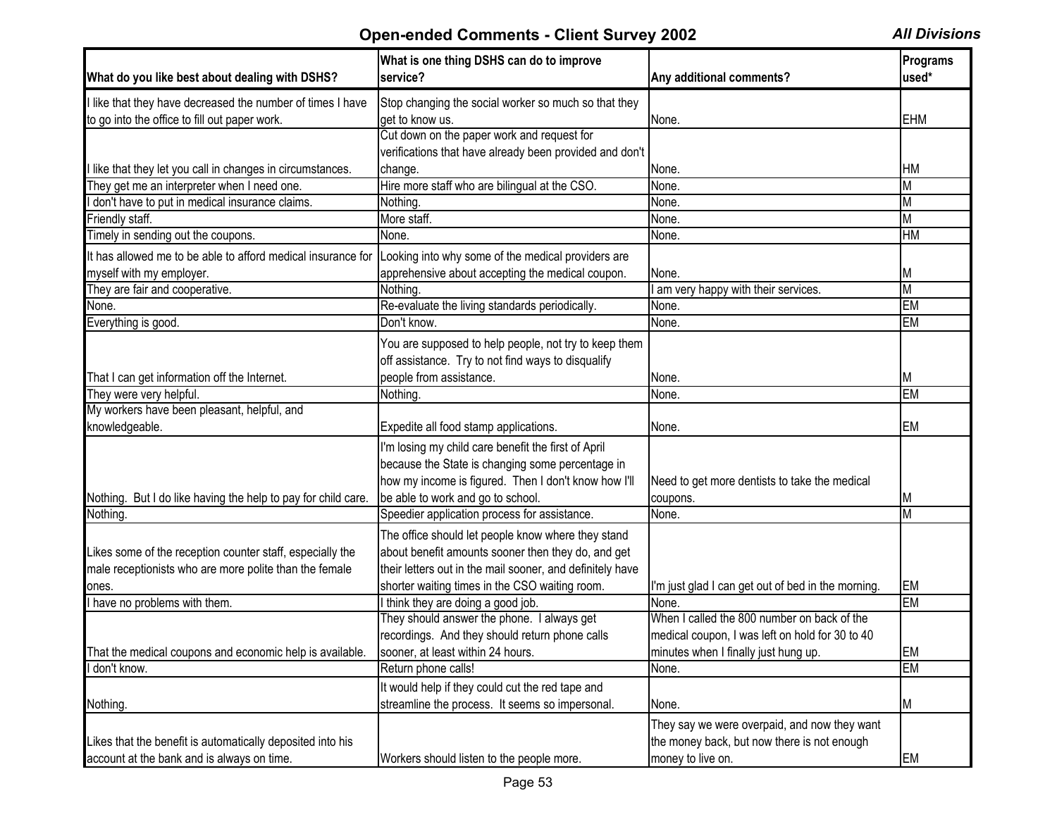# Open-ended Comments - Client Survey 2002

*All Divisions*

| What do you like best about dealing with DSHS? | What is one thing DSHS can do to improve service? | Any additional comments? | Programs used* |
|---|---|---|---|
| I like that they have decreased the number of times I have to go into the office to fill out paper work. | Stop changing the social worker so much so that they get to know us. | None. | EHM |
| I like that they let you call in changes in circumstances. | Cut down on the paper work and request for verifications that have already been provided and don't change. | None. | HM |
| They get me an interpreter when I need one. | Hire more staff who are bilingual at the CSO. | None. | M |
| I don't have to put in medical insurance claims. | Nothing. | None. | M |
| Friendly staff. | More staff. | None. | M |
| Timely in sending out the coupons. | None. | None. | HM |
| It has allowed me to be able to afford medical insurance for myself with my employer. | Looking into why some of the medical providers are apprehensive about accepting the medical coupon. | None. | M |
| They are fair and cooperative. | Nothing. | I am very happy with their services. | M |
| None. | Re-evaluate the living standards periodically. | None. | EM |
| Everything is good. | Don't know. | None. | EM |
| That I can get information off the Internet. | You are supposed to help people, not try to keep them off assistance. Try to not find ways to disqualify people from assistance. | None. | M |
| They were very helpful. | Nothing. | None. | EM |
| My workers have been pleasant, helpful, and knowledgeable. | Expedite all food stamp applications. | None. | EM |
| Nothing. But I do like having the help to pay for child care. | I'm losing my child care benefit the first of April because the State is changing some percentage in how my income is figured. Then I don't know how I'll be able to work and go to school. | Need to get more dentists to take the medical coupons. | M |
| Nothing. | Speedier application process for assistance. | None. | M |
| Likes some of the reception counter staff, especially the male receptionists who are more polite than the female ones. | The office should let people know where they stand about benefit amounts sooner then they do, and get their letters out in the mail sooner, and definitely have shorter waiting times in the CSO waiting room. | I'm just glad I can get out of bed in the morning. | EM |
| I have no problems with them. | I think they are doing a good job. | None. | EM |
| That the medical coupons and economic help is available. | They should answer the phone. I always get recordings. And they should return phone calls sooner, at least within 24 hours. | When I called the 800 number on back of the medical coupon, I was left on hold for 30 to 40 minutes when I finally just hung up. | EM |
| I don't know. | Return phone calls! | None. | EM |
| Nothing. | It would help if they could cut the red tape and streamline the process. It seems so impersonal. | None. | M |
| Likes that the benefit is automatically deposited into his account at the bank and is always on time. | Workers should listen to the people more. | They say we were overpaid, and now they want the money back, but now there is not enough money to live on. | EM |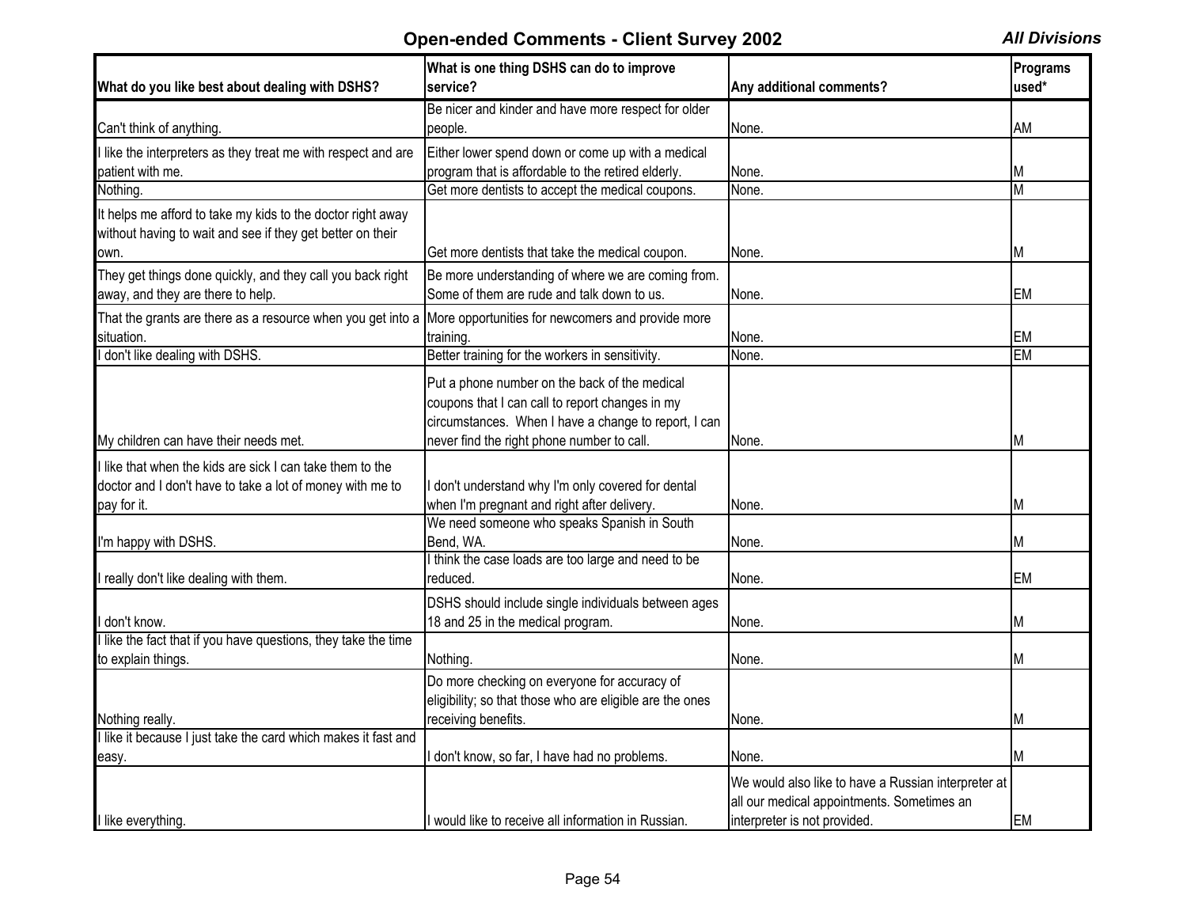## Open-ended Comments - Client Survey 2002

***All Divisions***

| What do you like best about dealing with DSHS? | What is one thing DSHS can do to improve service? | Any additional comments? | Programs used* |
|---|---|---|---|
| Can't think of anything. | Be nicer and kinder and have more respect for older people. | None. | AM |
| I like the interpreters as they treat me with respect and are patient with me. | Either lower spend down or come up with a medical program that is affordable to the retired elderly. | None. | M |
| Nothing. | Get more dentists to accept the medical coupons. | None. | M |
| It helps me afford to take my kids to the doctor right away without having to wait and see if they get better on their own. | Get more dentists that take the medical coupon. | None. | M |
| They get things done quickly, and they call you back right away, and they are there to help. | Be more understanding of where we are coming from. Some of them are rude and talk down to us. | None. | EM |
| That the grants are there as a resource when you get into a situation. | More opportunities for newcomers and provide more training. | None. | EM |
| I don't like dealing with DSHS. | Better training for the workers in sensitivity. | None. | EM |
| My children can have their needs met. | Put a phone number on the back of the medical coupons that I can call to report changes in my circumstances. When I have a change to report, I can never find the right phone number to call. | None. | M |
| I like that when the kids are sick I can take them to the doctor and I don't have to take a lot of money with me to pay for it. | I don't understand why I'm only covered for dental when I'm pregnant and right after delivery. | None. | M |
| I'm happy with DSHS. | We need someone who speaks Spanish in South Bend, WA. | None. | M |
| I really don't like dealing with them. | I think the case loads are too large and need to be reduced. | None. | EM |
| I don't know. | DSHS should include single individuals between ages 18 and 25 in the medical program. | None. | M |
| I like the fact that if you have questions, they take the time to explain things. | Nothing. | None. | M |
| Nothing really. | Do more checking on everyone for accuracy of eligibility; so that those who are eligible are the ones receiving benefits. | None. | M |
| I like it because I just take the card which makes it fast and easy. | I don't know, so far, I have had no problems. | None. | M |
| I like everything. | I would like to receive all information in Russian. | We would also like to have a Russian interpreter at all our medical appointments. Sometimes an interpreter is not provided. | EM |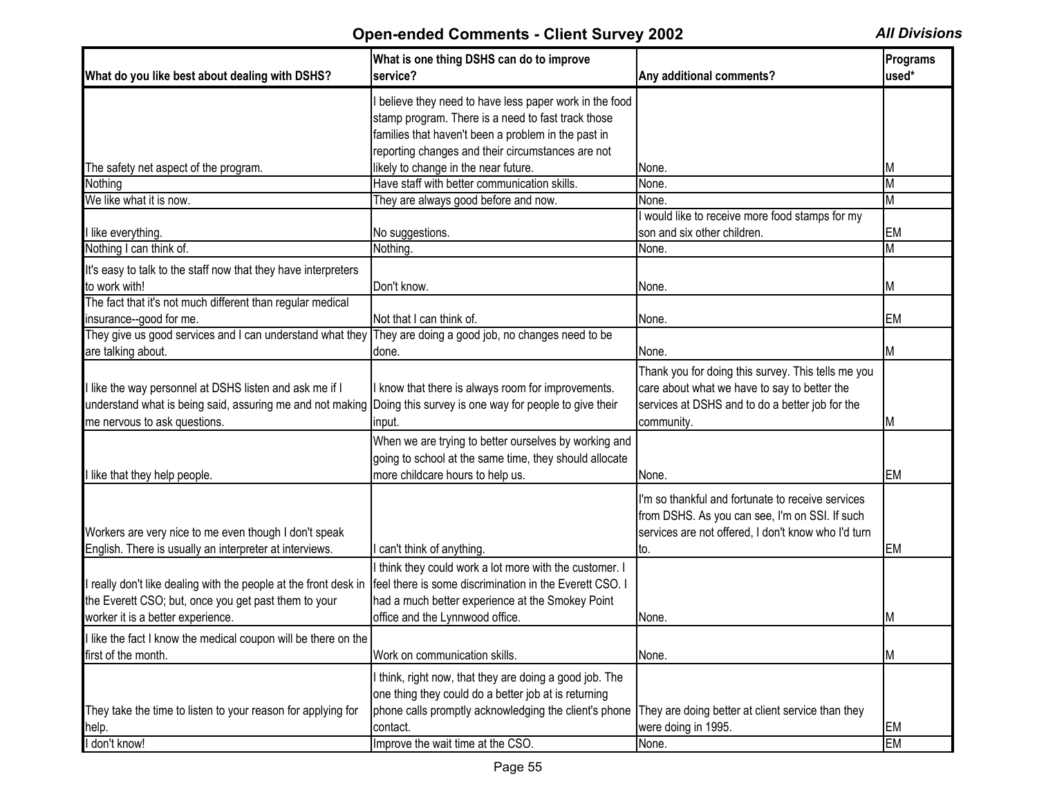## Open-ended Comments - Client Survey 2002

*All Divisions*

| What do you like best about dealing with DSHS? | What is one thing DSHS can do to improve service? | Any additional comments? | Programs used* |
|---|---|---|---|
| The safety net aspect of the program. | I believe they need to have less paper work in the food stamp program. There is a need to fast track those families that haven't been a problem in the past in reporting changes and their circumstances are not likely to change in the near future. | None. | M |
| Nothing | Have staff with better communication skills. | None. | M |
| We like what it is now. | They are always good before and now. | None. | M |
| I like everything. | No suggestions. | I would like to receive more food stamps for my son and six other children. | EM |
| Nothing I can think of. | Nothing. | None. | M |
| It's easy to talk to the staff now that they have interpreters to work with! | Don't know. | None. | M |
| The fact that it's not much different than regular medical insurance--good for me. | Not that I can think of. | None. | EM |
| They give us good services and I can understand what they are talking about. | They are doing a good job, no changes need to be done. | None. | M |
| I like the way personnel at DSHS listen and ask me if I understand what is being said, assuring me and not making me nervous to ask questions. | I know that there is always room for improvements. Doing this survey is one way for people to give their input. | Thank you for doing this survey. This tells me you care about what we have to say to better the services at DSHS and to do a better job for the community. | M |
| I like that they help people. | When we are trying to better ourselves by working and going to school at the same time, they should allocate more childcare hours to help us. | None. | EM |
| Workers are very nice to me even though I don't speak English. There is usually an interpreter at interviews. | I can't think of anything. | I'm so thankful and fortunate to receive services from DSHS. As you can see, I'm on SSI. If such services are not offered, I don't know who I'd turn to. | EM |
| I really don't like dealing with the people at the front desk in the Everett CSO; but, once you get past them to your worker it is a better experience. | I think they could work a lot more with the customer. I feel there is some discrimination in the Everett CSO. I had a much better experience at the Smokey Point office and the Lynnwood office. | None. | M |
| I like the fact I know the medical coupon will be there on the first of the month. | Work on communication skills. | None. | M |
| They take the time to listen to your reason for applying for help. | I think, right now, that they are doing a good job. The one thing they could do a better job at is returning phone calls promptly acknowledging the client's phone contact. | They are doing better at client service than they were doing in 1995. | EM |
| I don't know! | Improve the wait time at the CSO. | None. | EM |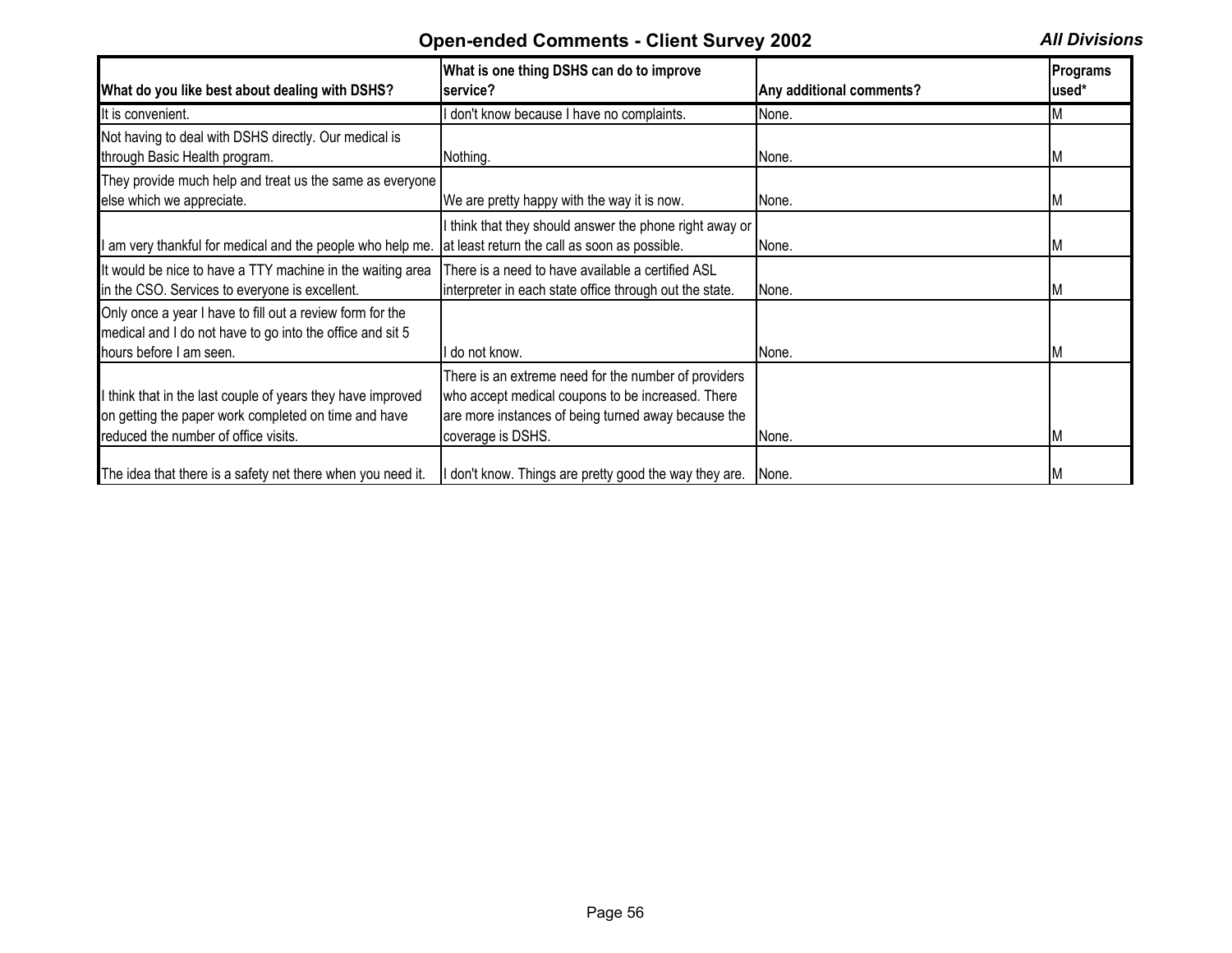## Open-ended Comments - Client Survey 2002

*All Divisions*

| What do you like best about dealing with DSHS? | What is one thing DSHS can do to improve service? | Any additional comments? | Programs used* |
|---|---|---|---|
| It is convenient. | I don't know because I have no complaints. | None. | M |
| Not having to deal with DSHS directly. Our medical is through Basic Health program. | Nothing. | None. | M |
| They provide much help and treat us the same as everyone else which we appreciate. | We are pretty happy with the way it is now. | None. | M |
| I am very thankful for medical and the people who help me. | I think that they should answer the phone right away or at least return the call as soon as possible. | None. | M |
| It would be nice to have a TTY machine in the waiting area in the CSO. Services to everyone is excellent. | There is a need to have available a certified ASL interpreter in each state office through out the state. | None. | M |
| Only once a year I have to fill out a review form for the medical and I do not have to go into the office and sit 5 hours before I am seen. | I do not know. | None. | M |
| I think that in the last couple of years they have improved on getting the paper work completed on time and have reduced the number of office visits. | There is an extreme need for the number of providers who accept medical coupons to be increased. There are more instances of being turned away because the coverage is DSHS. | None. | M |
| The idea that there is a safety net there when you need it. | I don't know. Things are pretty good the way they are. | None. | M |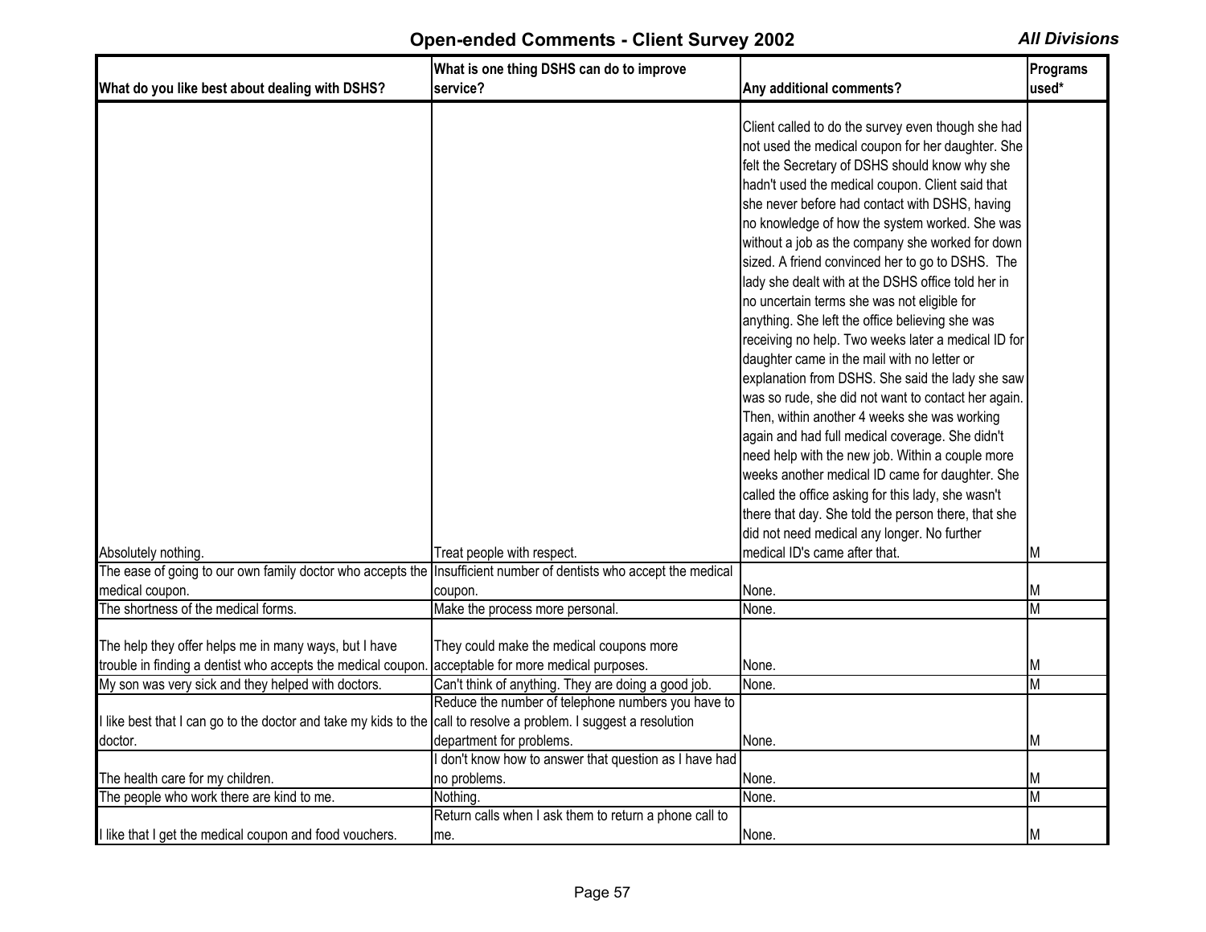## Open-ended Comments - Client Survey 2002

*All Divisions*

| What do you like best about dealing with DSHS? | What is one thing DSHS can do to improve service? | Any additional comments? | Programs used* |
|---|---|---|---|
| Absolutely nothing. | Treat people with respect. | Client called to do the survey even though she had not used the medical coupon for her daughter. She felt the Secretary of DSHS should know why she hadn't used the medical coupon. Client said that she never before had contact with DSHS, having no knowledge of how the system worked. She was without a job as the company she worked for down sized. A friend convinced her to go to DSHS. The lady she dealt with at the DSHS office told her in no uncertain terms she was not eligible for anything. She left the office believing she was receiving no help. Two weeks later a medical ID for daughter came in the mail with no letter or explanation from DSHS. She said the lady she saw was so rude, she did not want to contact her again. Then, within another 4 weeks she was working again and had full medical coverage. She didn't need help with the new job. Within a couple more weeks another medical ID came for daughter. She called the office asking for this lady, she wasn't there that day. She told the person there, that she did not need medical any longer. No further medical ID's came after that. | M |
| The ease of going to our own family doctor who accepts the medical coupon. | Insufficient number of dentists who accept the medical coupon. | None. | M |
| The shortness of the medical forms. | Make the process more personal. | None. | M |
| The help they offer helps me in many ways, but I have trouble in finding a dentist who accepts the medical coupon. | They could make the medical coupons more acceptable for more medical purposes. | None. | M |
| My son was very sick and they helped with doctors. | Can't think of anything. They are doing a good job. | None. | M |
| I like best that I can go to the doctor and take my kids to the doctor. | Reduce the number of telephone numbers you have to call to resolve a problem. I suggest a resolution department for problems. | None. | M |
| The health care for my children. | I don't know how to answer that question as I have had no problems. | None. | M |
| The people who work there are kind to me. | Nothing. | None. | M |
| I like that I get the medical coupon and food vouchers. | Return calls when I ask them to return a phone call to me. | None. | M |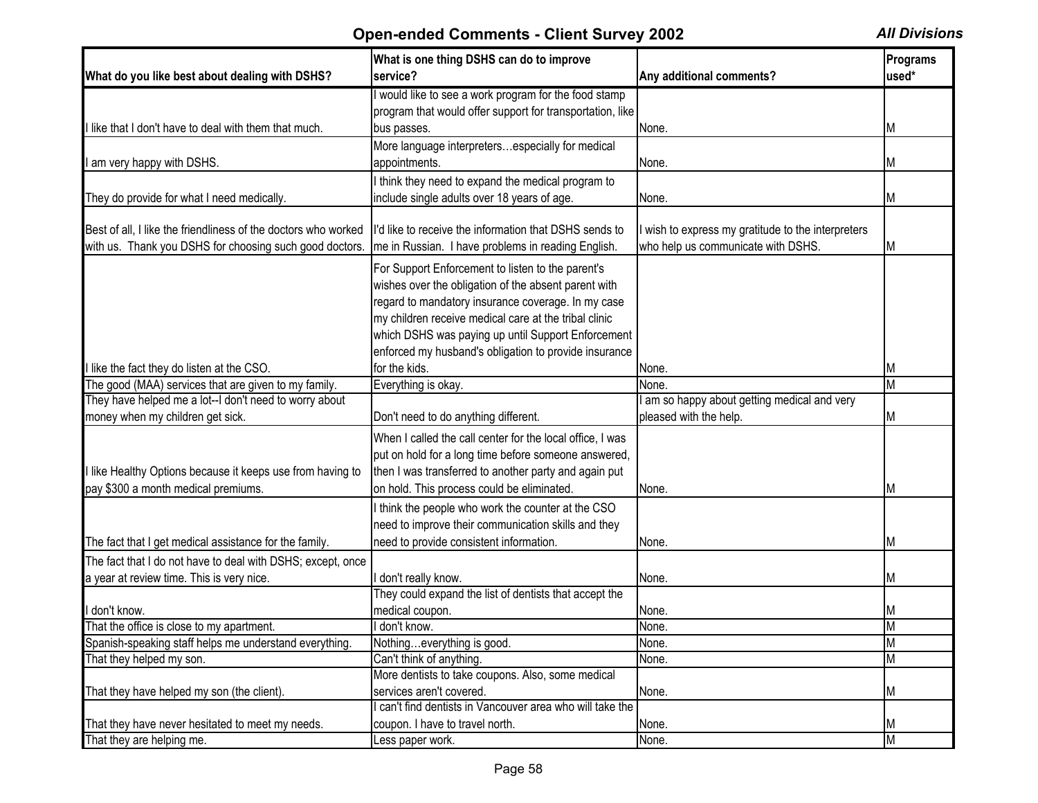## Open-ended Comments - Client Survey 2002

***All Divisions***

| What do you like best about dealing with DSHS? | What is one thing DSHS can do to improve service? | Any additional comments? | Programs used* |
|---|---|---|---|
| I like that I don't have to deal with them that much. | I would like to see a work program for the food stamp program that would offer support for transportation, like bus passes. | None. | M |
| I am very happy with DSHS. | More language interpreters…especially for medical appointments. | None. | M |
| They do provide for what I need medically. | I think they need to expand the medical program to include single adults over 18 years of age. | None. | M |
| Best of all, I like the friendliness of the doctors who worked with us. Thank you DSHS for choosing such good doctors. | I'd like to receive the information that DSHS sends to me in Russian. I have problems in reading English. | I wish to express my gratitude to the interpreters who help us communicate with DSHS. | M |
| I like the fact they do listen at the CSO. | For Support Enforcement to listen to the parent's wishes over the obligation of the absent parent with regard to mandatory insurance coverage. In my case my children receive medical care at the tribal clinic which DSHS was paying up until Support Enforcement enforced my husband's obligation to provide insurance for the kids. | None. | M |
| The good (MAA) services that are given to my family. | Everything is okay. | None. | M |
| They have helped me a lot--I don't need to worry about money when my children get sick. | Don't need to do anything different. | I am so happy about getting medical and very pleased with the help. | M |
| I like Healthy Options because it keeps use from having to pay $300 a month medical premiums. | When I called the call center for the local office, I was put on hold for a long time before someone answered, then I was transferred to another party and again put on hold. This process could be eliminated. | None. | M |
| The fact that I get medical assistance for the family. | I think the people who work the counter at the CSO need to improve their communication skills and they need to provide consistent information. | None. | M |
| The fact that I do not have to deal with DSHS; except, once a year at review time. This is very nice. | I don't really know. | None. | M |
| I don't know. | They could expand the list of dentists that accept the medical coupon. | None. | M |
| That the office is close to my apartment. | I don't know. | None. | M |
| Spanish-speaking staff helps me understand everything. | Nothing…everything is good. | None. | M |
| That they helped my son. | Can't think of anything. | None. | M |
| That they have helped my son (the client). | More dentists to take coupons. Also, some medical services aren't covered. | None. | M |
| That they have never hesitated to meet my needs. | I can't find dentists in Vancouver area who will take the coupon. I have to travel north. | None. | M |
| That they are helping me. | Less paper work. | None. | M |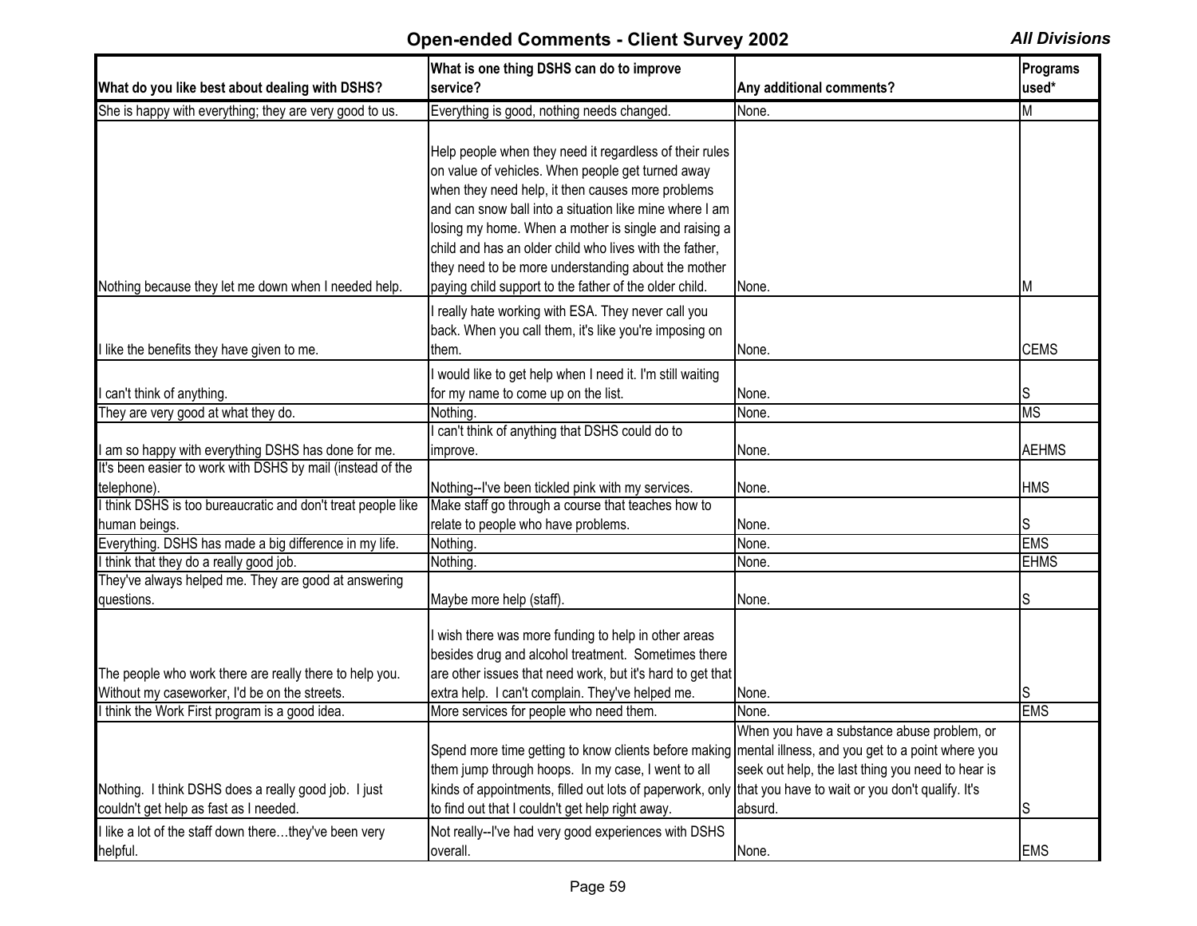# Open-ended Comments - Client Survey 2002

*All Divisions*

| What do you like best about dealing with DSHS? | What is one thing DSHS can do to improve service? | Any additional comments? | Programs used* |
|---|---|---|---|
| She is happy with everything; they are very good to us. | Everything is good, nothing needs changed. | None. | M |
| Nothing because they let me down when I needed help. | Help people when they need it regardless of their rules on value of vehicles. When people get turned away when they need help, it then causes more problems and can snow ball into a situation like mine where I am losing my home. When a mother is single and raising a child and has an older child who lives with the father, they need to be more understanding about the mother paying child support to the father of the older child. | None. | M |
| I like the benefits they have given to me. | I really hate working with ESA. They never call you back. When you call them, it's like you're imposing on them. | None. | CEMS |
| I can't think of anything. | I would like to get help when I need it. I'm still waiting for my name to come up on the list. | None. | S |
| They are very good at what they do. | Nothing. | None. | MS |
| I am so happy with everything DSHS has done for me. | I can't think of anything that DSHS could do to improve. | None. | AEHMS |
| It's been easier to work with DSHS by mail (instead of the telephone). | Nothing--I've been tickled pink with my services. | None. | HMS |
| I think DSHS is too bureaucratic and don't treat people like human beings. | Make staff go through a course that teaches how to relate to people who have problems. | None. | S |
| Everything. DSHS has made a big difference in my life. | Nothing. | None. | EMS |
| I think that they do a really good job. | Nothing. | None. | EHMS |
| They've always helped me. They are good at answering questions. | Maybe more help (staff). | None. | S |
| The people who work there are really there to help you. Without my caseworker, I'd be on the streets. | I wish there was more funding to help in other areas besides drug and alcohol treatment. Sometimes there are other issues that need work, but it's hard to get that extra help. I can't complain. They've helped me. | None. | S |
| I think the Work First program is a good idea. | More services for people who need them. | None. | EMS |
| Nothing. I think DSHS does a really good job. I just couldn't get help as fast as I needed. | Spend more time getting to know clients before making them jump through hoops. In my case, I went to all kinds of appointments, filled out lots of paperwork, only to find out that I couldn't get help right away. | When you have a substance abuse problem, or mental illness, and you get to a point where you seek out help, the last thing you need to hear is that you have to wait or you don't qualify. It's absurd. | S |
| I like a lot of the staff down there…they've been very helpful. | Not really--I've had very good experiences with DSHS overall. | None. | EMS |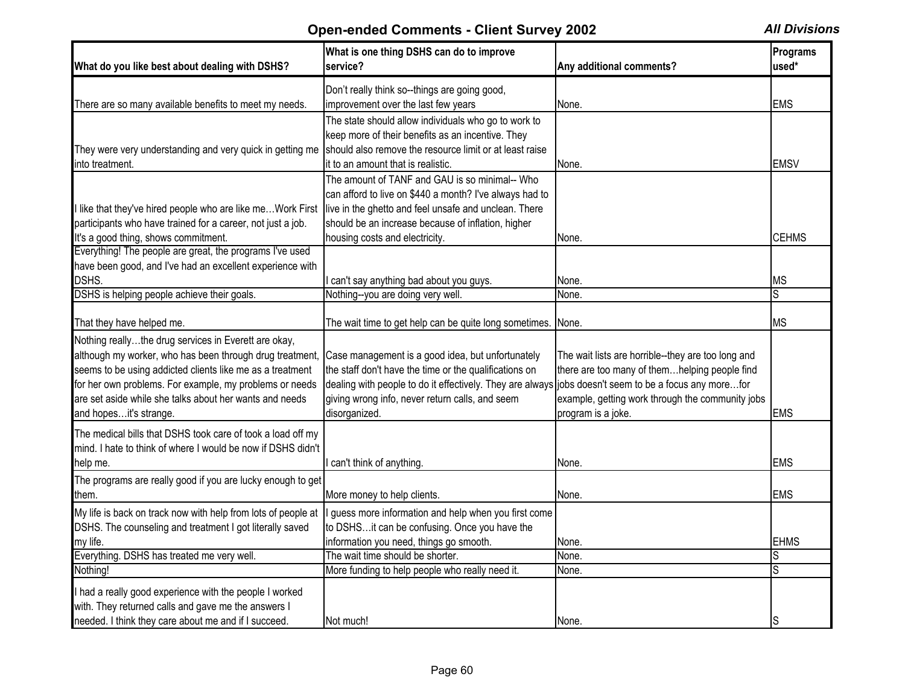## Open-ended Comments - Client Survey 2002

*All Divisions*

| What do you like best about dealing with DSHS? | What is one thing DSHS can do to improve service? | Any additional comments? | Programs used* |
|---|---|---|---|
| There are so many available benefits to meet my needs. | Don't really think so--things are going good, improvement over the last few years | None. | EMS |
| They were very understanding and very quick in getting me into treatment. | The state should allow individuals who go to work to keep more of their benefits as an incentive. They should also remove the resource limit or at least raise it to an amount that is realistic. | None. | EMSV |
| I like that they've hired people who are like me…Work First participants who have trained for a career, not just a job. It's a good thing, shows commitment. | The amount of TANF and GAU is so minimal-- Who can afford to live on $440 a month? I've always had to live in the ghetto and feel unsafe and unclean. There should be an increase because of inflation, higher housing costs and electricity. | None. | CEHMS |
| Everything! The people are great, the programs I've used have been good, and I've had an excellent experience with DSHS. | I can't say anything bad about you guys. | None. | MS |
| DSHS is helping people achieve their goals. | Nothing--you are doing very well. | None. | S |
| That they have helped me. | The wait time to get help can be quite long sometimes. | None. | MS |
| Nothing really…the drug services in Everett are okay, although my worker, who has been through drug treatment, seems to be using addicted clients like me as a treatment for her own problems. For example, my problems or needs are set aside while she talks about her wants and needs and hopes…it's strange. | Case management is a good idea, but unfortunately the staff don't have the time or the qualifications on dealing with people to do it effectively. They are always giving wrong info, never return calls, and seem disorganized. | The wait lists are horrible--they are too long and there are too many of them…helping people find jobs doesn't seem to be a focus any more…for example, getting work through the community jobs program is a joke. | EMS |
| The medical bills that DSHS took care of took a load off my mind. I hate to think of where I would be now if DSHS didn't help me. | I can't think of anything. | None. | EMS |
| The programs are really good if you are lucky enough to get them. | More money to help clients. | None. | EMS |
| My life is back on track now with help from lots of people at DSHS. The counseling and treatment I got literally saved my life. | I guess more information and help when you first come to DSHS…it can be confusing. Once you have the information you need, things go smooth. | None. | EHMS |
| Everything. DSHS has treated me very well. | The wait time should be shorter. | None. | S |
| Nothing! | More funding to help people who really need it. | None. | S |
| I had a really good experience with the people I worked with. They returned calls and gave me the answers I needed. I think they care about me and if I succeed. | Not much! | None. | S |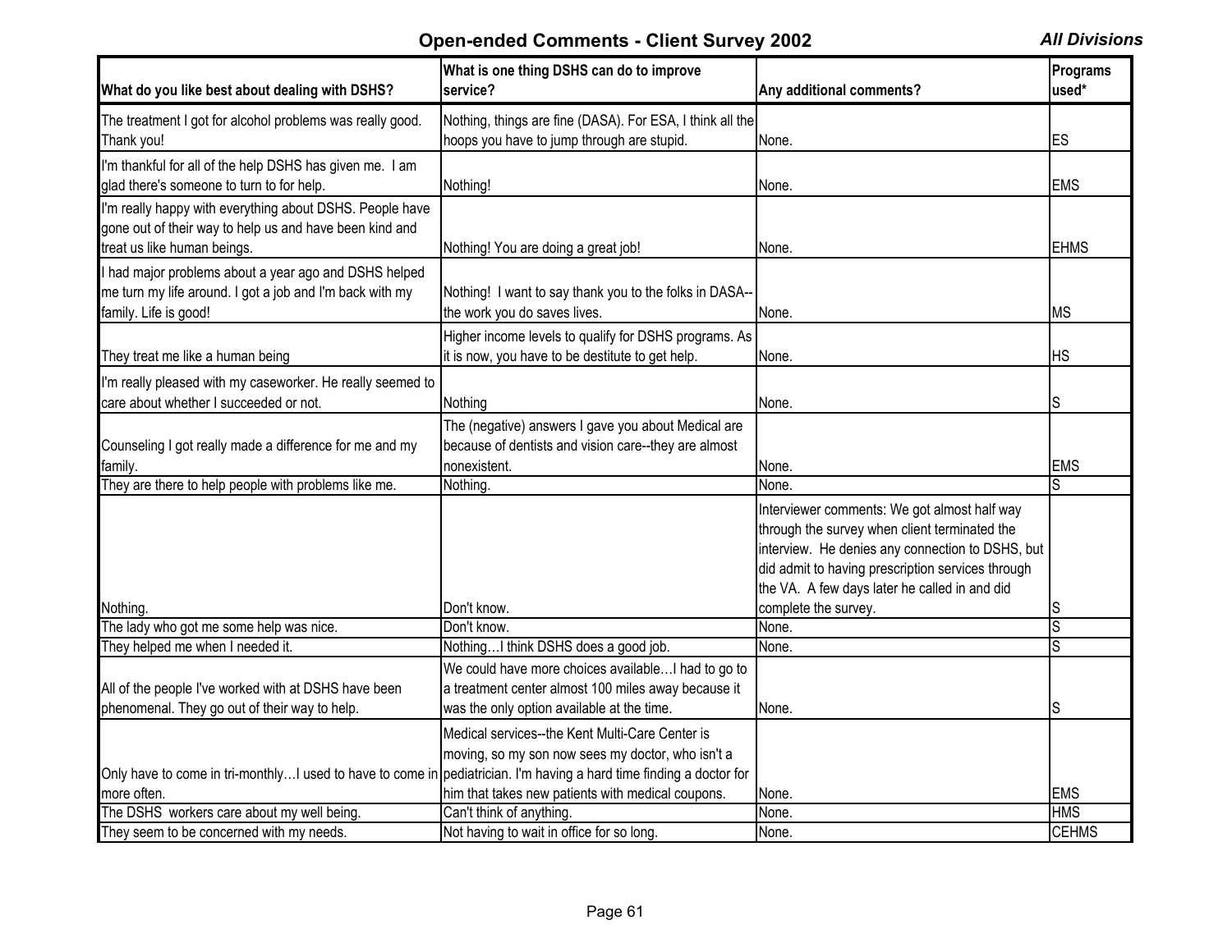## Open-ended Comments - Client Survey 2002

***All Divisions***

| What do you like best about dealing with DSHS? | What is one thing DSHS can do to improve service? | Any additional comments? | Programs used* |
|---|---|---|---|
| The treatment I got for alcohol problems was really good. Thank you! | Nothing, things are fine (DASA). For ESA, I think all the hoops you have to jump through are stupid. | None. | ES |
| I'm thankful for all of the help DSHS has given me. I am glad there's someone to turn to for help. | Nothing! | None. | EMS |
| I'm really happy with everything about DSHS. People have gone out of their way to help us and have been kind and treat us like human beings. | Nothing! You are doing a great job! | None. | EHMS |
| I had major problems about a year ago and DSHS helped me turn my life around. I got a job and I'm back with my family. Life is good! | Nothing! I want to say thank you to the folks in DASA--the work you do saves lives. | None. | MS |
| They treat me like a human being | Higher income levels to qualify for DSHS programs. As it is now, you have to be destitute to get help. | None. | HS |
| I'm really pleased with my caseworker. He really seemed to care about whether I succeeded or not. | Nothing | None. | S |
| Counseling I got really made a difference for me and my family. | The (negative) answers I gave you about Medical are because of dentists and vision care--they are almost nonexistent. | None. | EMS |
| They are there to help people with problems like me. | Nothing. | None. | S |
| Nothing. | Don't know. | Interviewer comments: We got almost half way through the survey when client terminated the interview. He denies any connection to DSHS, but did admit to having prescription services through the VA. A few days later he called in and did complete the survey. | S |
| The lady who got me some help was nice. | Don't know. | None. | S |
| They helped me when I needed it. | Nothing…I think DSHS does a good job. | None. | S |
| All of the people I've worked with at DSHS have been phenomenal. They go out of their way to help. | We could have more choices available…I had to go to a treatment center almost 100 miles away because it was the only option available at the time. | None. | S |
| Only have to come in tri-monthly…I used to have to come in more often. | Medical services--the Kent Multi-Care Center is moving, so my son now sees my doctor, who isn't a pediatrician. I'm having a hard time finding a doctor for him that takes new patients with medical coupons. | None. | EMS |
| The DSHS workers care about my well being. | Can't think of anything. | None. | HMS |
| They seem to be concerned with my needs. | Not having to wait in office for so long. | None. | CEHMS |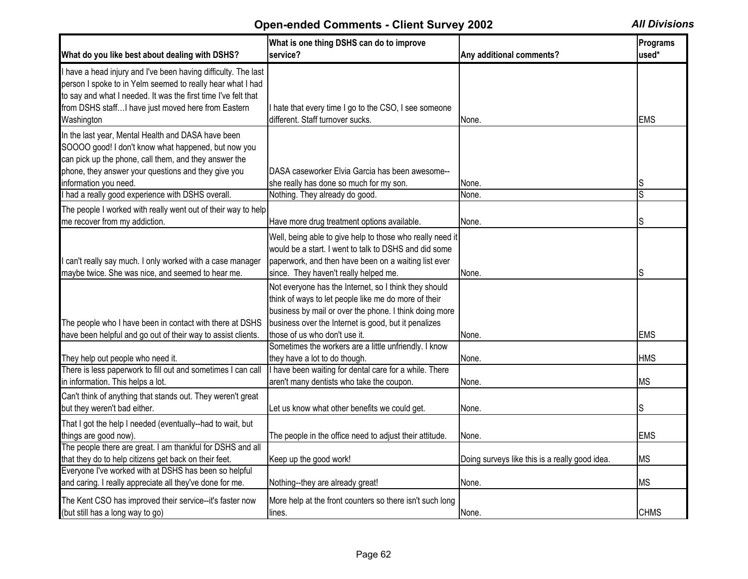## Open-ended Comments - Client Survey 2002

*All Divisions*

| What do you like best about dealing with DSHS? | What is one thing DSHS can do to improve service? | Any additional comments? | Programs used* |
|---|---|---|---|
| I have a head injury and I've been having difficulty. The last person I spoke to in Yelm seemed to really hear what I had to say and what I needed. It was the first time I've felt that from DSHS staff…I have just moved here from Eastern Washington | I hate that every time I go to the CSO, I see someone different. Staff turnover sucks. | None. | EMS |
| In the last year, Mental Health and DASA have been SOOOO good! I don't know what happened, but now you can pick up the phone, call them, and they answer the phone, they answer your questions and they give you information you need. | DASA caseworker Elvia Garcia has been awesome--she really has done so much for my son. | None. | S |
| I had a really good experience with DSHS overall. | Nothing. They already do good. | None. | S |
| The people I worked with really went out of their way to help me recover from my addiction. | Have more drug treatment options available. | None. | S |
| I can't really say much. I only worked with a case manager maybe twice. She was nice, and seemed to hear me. | Well, being able to give help to those who really need it would be a start. I went to talk to DSHS and did some paperwork, and then have been on a waiting list ever since. They haven't really helped me. | None. | S |
| The people who I have been in contact with there at DSHS have been helpful and go out of their way to assist clients. | Not everyone has the Internet, so I think they should think of ways to let people like me do more of their business by mail or over the phone. I think doing more business over the Internet is good, but it penalizes those of us who don't use it. | None. | EMS |
| They help out people who need it. | Sometimes the workers are a little unfriendly. I know they have a lot to do though. | None. | HMS |
| There is less paperwork to fill out and sometimes I can call in information. This helps a lot. | I have been waiting for dental care for a while. There aren't many dentists who take the coupon. | None. | MS |
| Can't think of anything that stands out. They weren't great but they weren't bad either. | Let us know what other benefits we could get. | None. | S |
| That I got the help I needed (eventually--had to wait, but things are good now). | The people in the office need to adjust their attitude. | None. | EMS |
| The people there are great. I am thankful for DSHS and all that they do to help citizens get back on their feet. | Keep up the good work! | Doing surveys like this is a really good idea. | MS |
| Everyone I've worked with at DSHS has been so helpful and caring. I really appreciate all they've done for me. | Nothing--they are already great! | None. | MS |
| The Kent CSO has improved their service--it's faster now (but still has a long way to go) | More help at the front counters so there isn't such long lines. | None. | CHMS |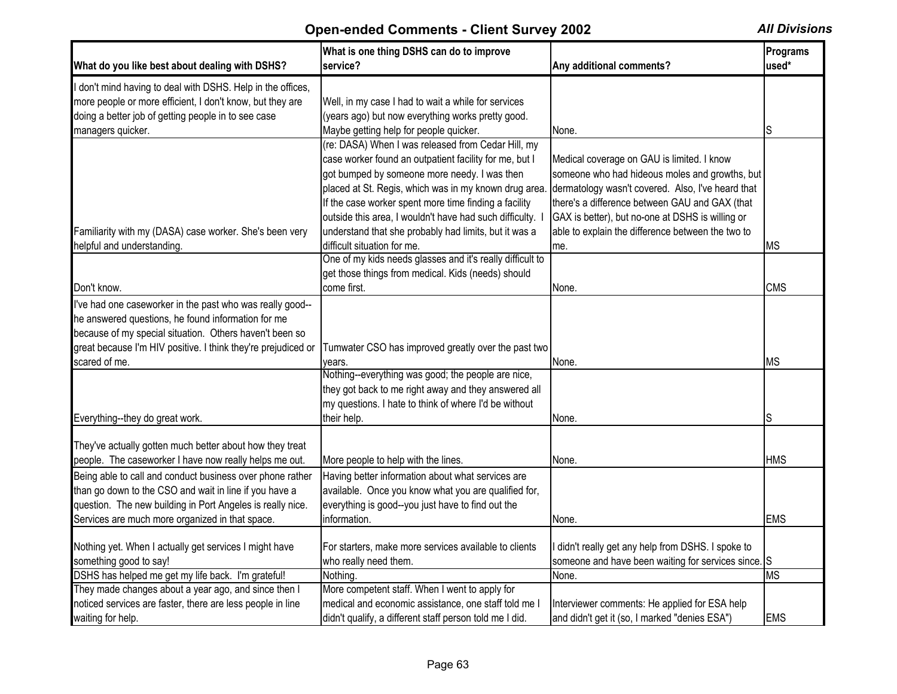## Open-ended Comments - Client Survey 2002

*All Divisions*

| What do you like best about dealing with DSHS? | What is one thing DSHS can do to improve service? | Any additional comments? | Programs used* |
|---|---|---|---|
| I don't mind having to deal with DSHS. Help in the offices, more people or more efficient, I don't know, but they are doing a better job of getting people in to see case managers quicker. | Well, in my case I had to wait a while for services (years ago) but now everything works pretty good. Maybe getting help for people quicker. | None. | S |
| Familiarity with my (DASA) case worker. She's been very helpful and understanding. | (re: DASA) When I was released from Cedar Hill, my case worker found an outpatient facility for me, but I got bumped by someone more needy. I was then placed at St. Regis, which was in my known drug area. If the case worker spent more time finding a facility outside this area, I wouldn't have had such difficulty. I understand that she probably had limits, but it was a difficult situation for me. | Medical coverage on GAU is limited. I know someone who had hideous moles and growths, but dermatology wasn't covered. Also, I've heard that there's a difference between GAU and GAX (that GAX is better), but no-one at DSHS is willing or able to explain the difference between the two to me. | MS |
| Don't know. | One of my kids needs glasses and it's really difficult to get those things from medical. Kids (needs) should come first. | None. | CMS |
| I've had one caseworker in the past who was really good--he answered questions, he found information for me because of my special situation. Others haven't been so great because I'm HIV positive. I think they're prejudiced or scared of me. | Tumwater CSO has improved greatly over the past two years. | None. | MS |
| Everything--they do great work. | Nothing--everything was good; the people are nice, they got back to me right away and they answered all my questions. I hate to think of where I'd be without their help. | None. | S |
| They've actually gotten much better about how they treat people. The caseworker I have now really helps me out. | More people to help with the lines. | None. | HMS |
| Being able to call and conduct business over phone rather than go down to the CSO and wait in line if you have a question. The new building in Port Angeles is really nice. Services are much more organized in that space. | Having better information about what services are available. Once you know what you are qualified for, everything is good--you just have to find out the information. | None. | EMS |
| Nothing yet. When I actually get services I might have something good to say! | For starters, make more services available to clients who really need them. | I didn't really get any help from DSHS. I spoke to someone and have been waiting for services since. | S |
| DSHS has helped me get my life back. I'm grateful! | Nothing. | None. | MS |
| They made changes about a year ago, and since then I noticed services are faster, there are less people in line waiting for help. | More competent staff. When I went to apply for medical and economic assistance, one staff told me I didn't qualify, a different staff person told me I did. | Interviewer comments: He applied for ESA help and didn't get it (so, I marked "denies ESA") | EMS |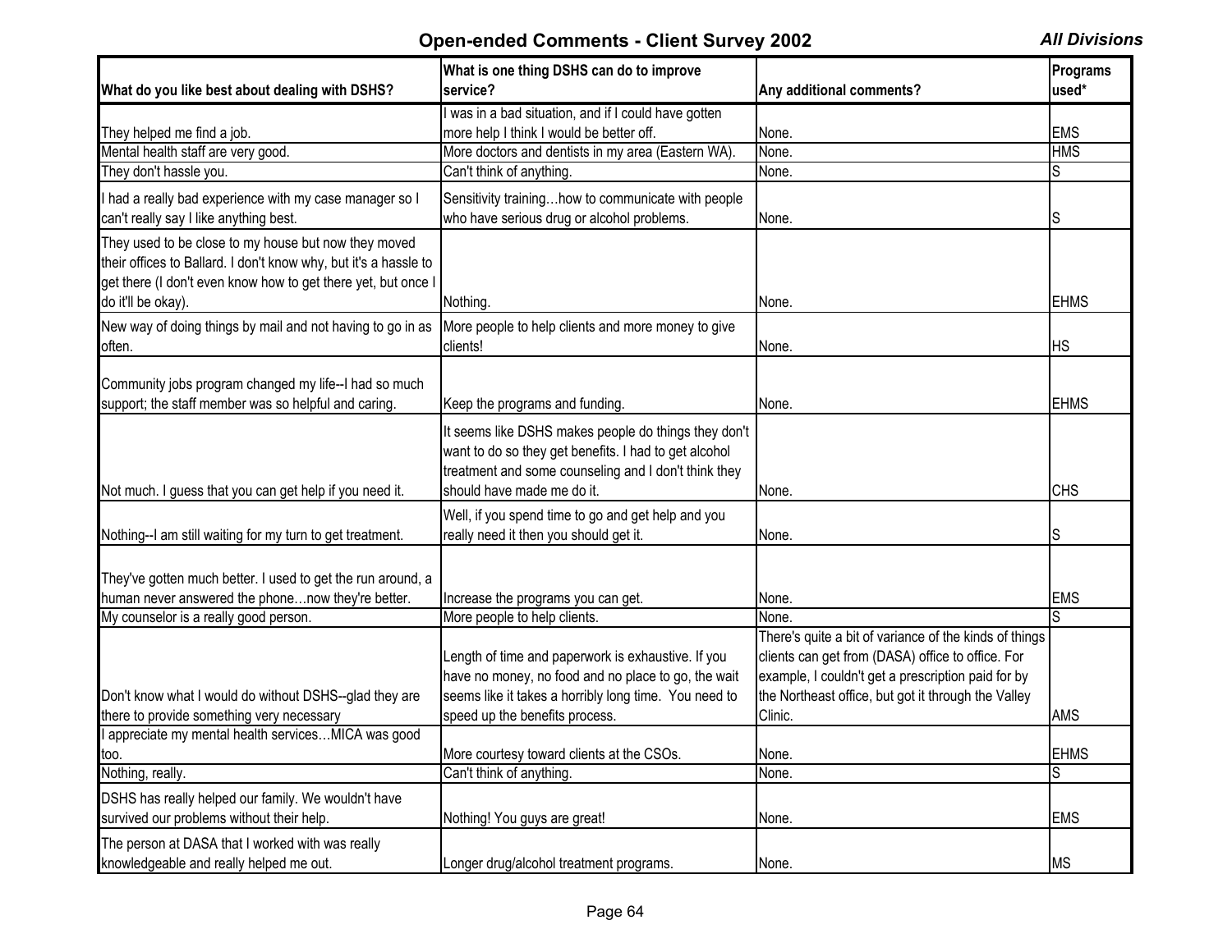## Open-ended Comments - Client Survey 2002

***All Divisions***

| What do you like best about dealing with DSHS? | What is one thing DSHS can do to improve service? | Any additional comments? | Programs used* |
|---|---|---|---|
| They helped me find a job. | I was in a bad situation, and if I could have gotten more help I think I would be better off. | None. | EMS |
| Mental health staff are very good. | More doctors and dentists in my area (Eastern WA). | None. | HMS |
| They don't hassle you. | Can't think of anything. | None. | S |
| I had a really bad experience with my case manager so I can't really say I like anything best. | Sensitivity training…how to communicate with people who have serious drug or alcohol problems. | None. | S |
| They used to be close to my house but now they moved their offices to Ballard. I don't know why, but it's a hassle to get there (I don't even know how to get there yet, but once I do it'll be okay). | Nothing. | None. | EHMS |
| New way of doing things by mail and not having to go in as often. | More people to help clients and more money to give clients! | None. | HS |
| Community jobs program changed my life--I had so much support; the staff member was so helpful and caring. | Keep the programs and funding. | None. | EHMS |
| Not much. I guess that you can get help if you need it. | It seems like DSHS makes people do things they don't want to do so they get benefits. I had to get alcohol treatment and some counseling and I don't think they should have made me do it. | None. | CHS |
| Nothing--I am still waiting for my turn to get treatment. | Well, if you spend time to go and get help and you really need it then you should get it. | None. | S |
| They've gotten much better. I used to get the run around, a human never answered the phone…now they're better. | Increase the programs you can get. | None. | EMS |
| My counselor is a really good person. | More people to help clients. | None. | S |
| Don't know what I would do without DSHS--glad they are there to provide something very necessary | Length of time and paperwork is exhaustive. If you have no money, no food and no place to go, the wait seems like it takes a horribly long time. You need to speed up the benefits process. | There's quite a bit of variance of the kinds of things clients can get from (DASA) office to office. For example, I couldn't get a prescription paid for by the Northeast office, but got it through the Valley Clinic. | AMS |
| I appreciate my mental health services…MICA was good too. | More courtesy toward clients at the CSOs. | None. | EHMS |
| Nothing, really. | Can't think of anything. | None. | S |
| DSHS has really helped our family. We wouldn't have survived our problems without their help. | Nothing! You guys are great! | None. | EMS |
| The person at DASA that I worked with was really knowledgeable and really helped me out. | Longer drug/alcohol treatment programs. | None. | MS |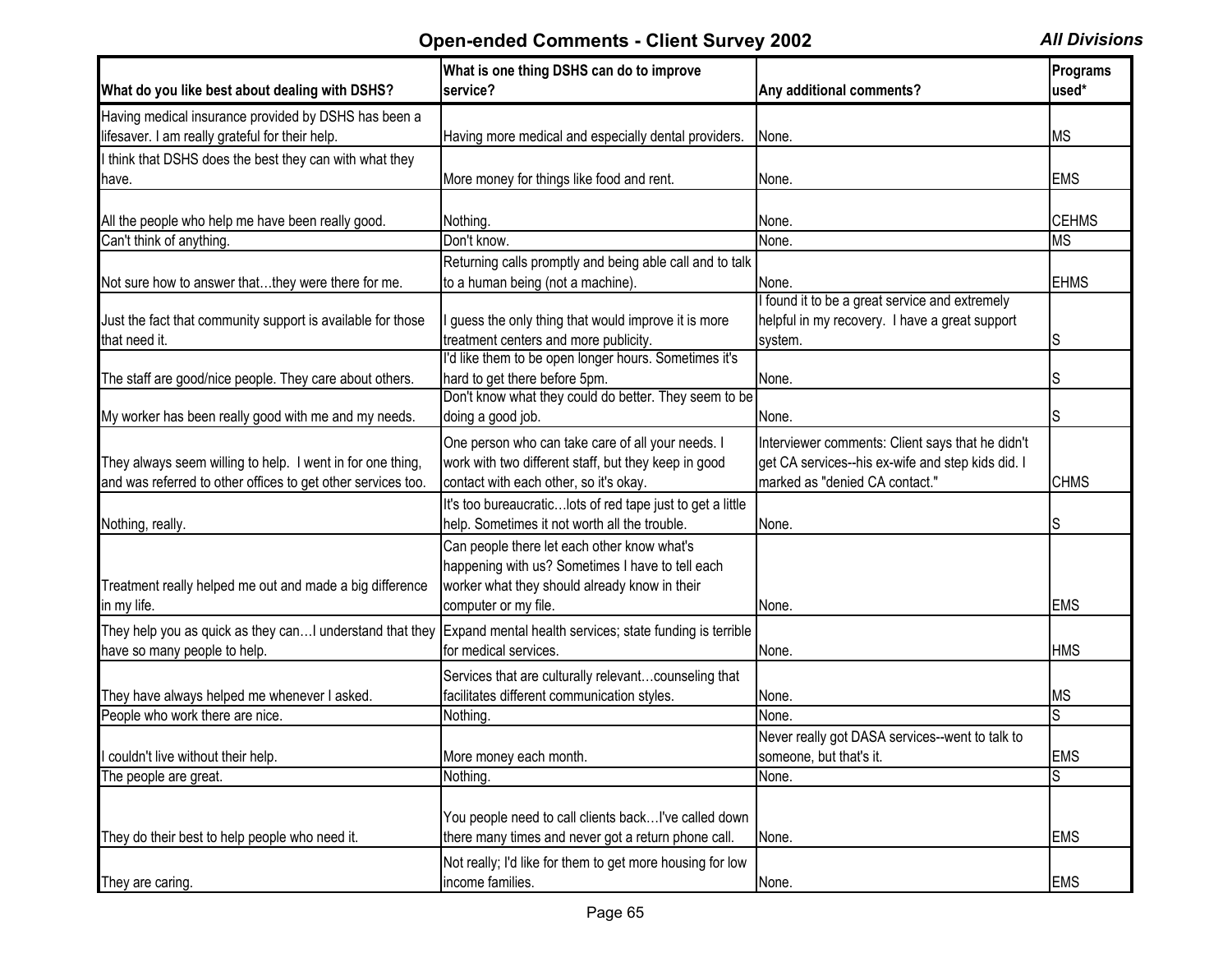## Open-ended Comments - Client Survey 2002

***All Divisions***

| What do you like best about dealing with DSHS? | What is one thing DSHS can do to improve service? | Any additional comments? | Programs used* |
|---|---|---|---|
| Having medical insurance provided by DSHS has been a lifesaver. I am really grateful for their help. | Having more medical and especially dental providers. | None. | MS |
| I think that DSHS does the best they can with what they have. | More money for things like food and rent. | None. | EMS |
| All the people who help me have been really good. | Nothing. | None. | CEHMS |
| Can't think of anything. | Don't know. | None. | MS |
| Not sure how to answer that…they were there for me. | Returning calls promptly and being able call and to talk to a human being (not a machine). | None. | EHMS |
| Just the fact that community support is available for those that need it. | I guess the only thing that would improve it is more treatment centers and more publicity. | I found it to be a great service and extremely helpful in my recovery. I have a great support system. | S |
| The staff are good/nice people. They care about others. | I'd like them to be open longer hours. Sometimes it's hard to get there before 5pm. | None. | S |
| My worker has been really good with me and my needs. | Don't know what they could do better. They seem to be doing a good job. | None. | S |
| They always seem willing to help. I went in for one thing, and was referred to other offices to get other services too. | One person who can take care of all your needs. I work with two different staff, but they keep in good contact with each other, so it's okay. | Interviewer comments: Client says that he didn't get CA services--his ex-wife and step kids did. I marked as "denied CA contact." | CHMS |
| Nothing, really. | It's too bureaucratic…lots of red tape just to get a little help. Sometimes it not worth all the trouble. | None. | S |
| Treatment really helped me out and made a big difference in my life. | Can people there let each other know what's happening with us? Sometimes I have to tell each worker what they should already know in their computer or my file. | None. | EMS |
| They help you as quick as they can…I understand that they have so many people to help. | Expand mental health services; state funding is terrible for medical services. | None. | HMS |
| They have always helped me whenever I asked. | Services that are culturally relevant…counseling that facilitates different communication styles. | None. | MS |
| People who work there are nice. | Nothing. | None. | S |
| I couldn't live without their help. | More money each month. | Never really got DASA services--went to talk to someone, but that's it. | EMS |
| The people are great. | Nothing. | None. | S |
| They do their best to help people who need it. | You people need to call clients back…I've called down there many times and never got a return phone call. | None. | EMS |
| They are caring. | Not really; I'd like for them to get more housing for low income families. | None. | EMS |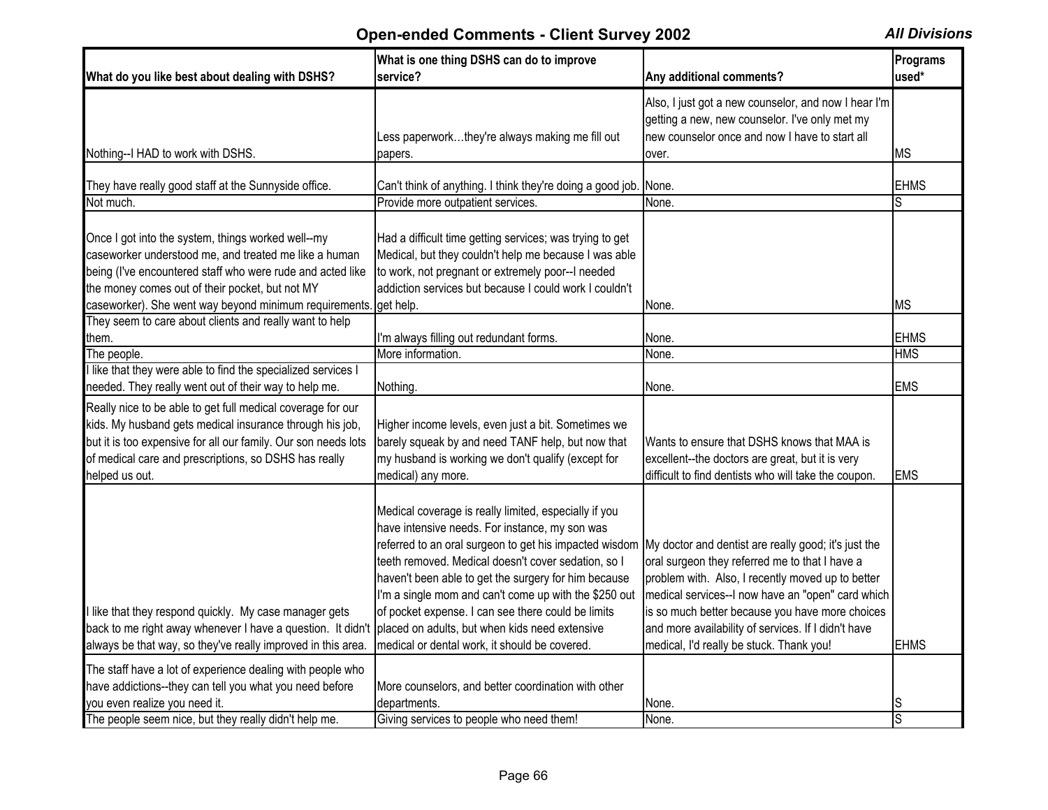## Open-ended Comments - Client Survey 2002

*All Divisions*

| What do you like best about dealing with DSHS? | What is one thing DSHS can do to improve service? | Any additional comments? | Programs used* |
|---|---|---|---|
| Nothing--I HAD to work with DSHS. | Less paperwork…they're always making me fill out papers. | Also, I just got a new counselor, and now I hear I'm getting a new, new counselor. I've only met my new counselor once and now I have to start all over. | MS |
| They have really good staff at the Sunnyside office. | Can't think of anything. I think they're doing a good job. | None. | EHMS |
| Not much. | Provide more outpatient services. | None. | S |
| Once I got into the system, things worked well--my caseworker understood me, and treated me like a human being (I've encountered staff who were rude and acted like the money comes out of their pocket, but not MY caseworker). She went way beyond minimum requirements. | Had a difficult time getting services; was trying to get Medical, but they couldn't help me because I was able to work, not pregnant or extremely poor--I needed addiction services but because I could work I couldn't get help. | None. | MS |
| They seem to care about clients and really want to help them. | I'm always filling out redundant forms. | None. | EHMS |
| The people. | More information. | None. | HMS |
| I like that they were able to find the specialized services I needed. They really went out of their way to help me. | Nothing. | None. | EMS |
| Really nice to be able to get full medical coverage for our kids. My husband gets medical insurance through his job, but it is too expensive for all our family. Our son needs lots of medical care and prescriptions, so DSHS has really helped us out. | Higher income levels, even just a bit. Sometimes we barely squeak by and need TANF help, but now that my husband is working we don't qualify (except for medical) any more. | Wants to ensure that DSHS knows that MAA is excellent--the doctors are great, but it is very difficult to find dentists who will take the coupon. | EMS |
| I like that they respond quickly. My case manager gets back to me right away whenever I have a question. It didn't always be that way, so they've really improved in this area. | Medical coverage is really limited, especially if you have intensive needs. For instance, my son was referred to an oral surgeon to get his impacted wisdom teeth removed. Medical doesn't cover sedation, so I haven't been able to get the surgery for him because I'm a single mom and can't come up with the $250 out of pocket expense. I can see there could be limits placed on adults, but when kids need extensive medical or dental work, it should be covered. | My doctor and dentist are really good; it's just the oral surgeon they referred me to that I have a problem with. Also, I recently moved up to better medical services--I now have an "open" card which is so much better because you have more choices and more availability of services. If I didn't have medical, I'd really be stuck. Thank you! | EHMS |
| The staff have a lot of experience dealing with people who have addictions--they can tell you what you need before you even realize you need it. | More counselors, and better coordination with other departments. | None. | S |
| The people seem nice, but they really didn't help me. | Giving services to people who need them! | None. | S |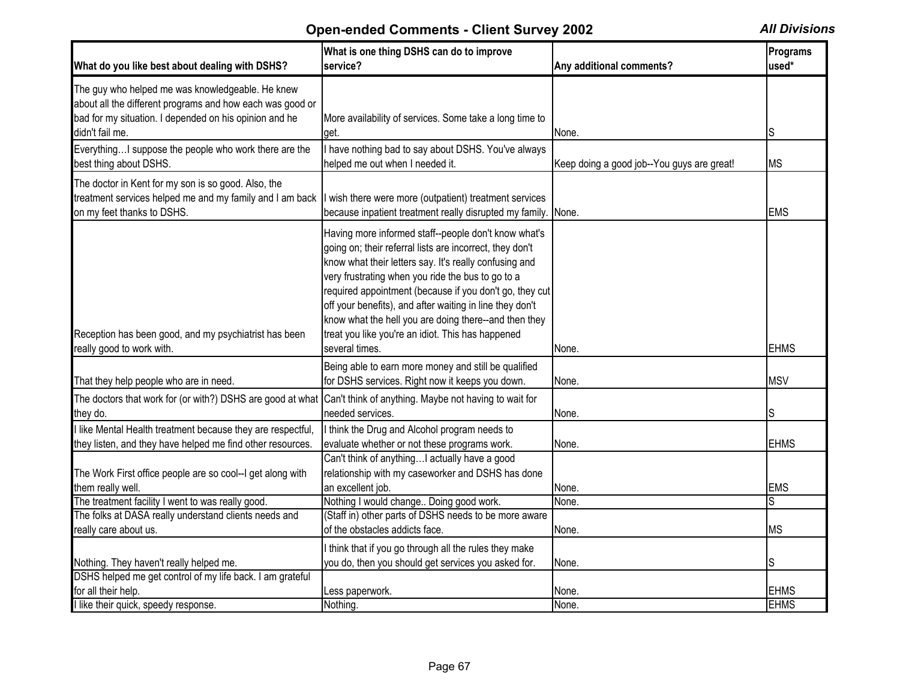## Open-ended Comments - Client Survey 2002

*All Divisions*

| What do you like best about dealing with DSHS? | What is one thing DSHS can do to improve service? | Any additional comments? | Programs used* |
|---|---|---|---|
| The guy who helped me was knowledgeable. He knew about all the different programs and how each was good or bad for my situation. I depended on his opinion and he didn't fail me. | More availability of services. Some take a long time to get. | None. | S |
| Everything…I suppose the people who work there are the best thing about DSHS. | I have nothing bad to say about DSHS. You've always helped me out when I needed it. | Keep doing a good job--You guys are great! | MS |
| The doctor in Kent for my son is so good. Also, the treatment services helped me and my family and I am back on my feet thanks to DSHS. | I wish there were more (outpatient) treatment services because inpatient treatment really disrupted my family. | None. | EMS |
| Reception has been good, and my psychiatrist has been really good to work with. | Having more informed staff--people don't know what's going on; their referral lists are incorrect, they don't know what their letters say. It's really confusing and very frustrating when you ride the bus to go to a required appointment (because if you don't go, they cut off your benefits), and after waiting in line they don't know what the hell you are doing there--and then they treat you like you're an idiot. This has happened several times. | None. | EHMS |
| That they help people who are in need. | Being able to earn more money and still be qualified for DSHS services. Right now it keeps you down. | None. | MSV |
| The doctors that work for (or with?) DSHS are good at what they do. | Can't think of anything. Maybe not having to wait for needed services. | None. | S |
| I like Mental Health treatment because they are respectful, they listen, and they have helped me find other resources. | I think the Drug and Alcohol program needs to evaluate whether or not these programs work. | None. | EHMS |
| The Work First office people are so cool--I get along with them really well. | Can't think of anything…I actually have a good relationship with my caseworker and DSHS has done an excellent job. | None. | EMS |
| The treatment facility I went to was really good. | Nothing I would change.. Doing good work. | None. | S |
| The folks at DASA really understand clients needs and really care about us. | (Staff in) other parts of DSHS needs to be more aware of the obstacles addicts face. | None. | MS |
| Nothing. They haven't really helped me. | I think that if you go through all the rules they make you do, then you should get services you asked for. | None. | S |
| DSHS helped me get control of my life back. I am grateful for all their help. | Less paperwork. | None. | EHMS |
| I like their quick, speedy response. | Nothing. | None. | EHMS |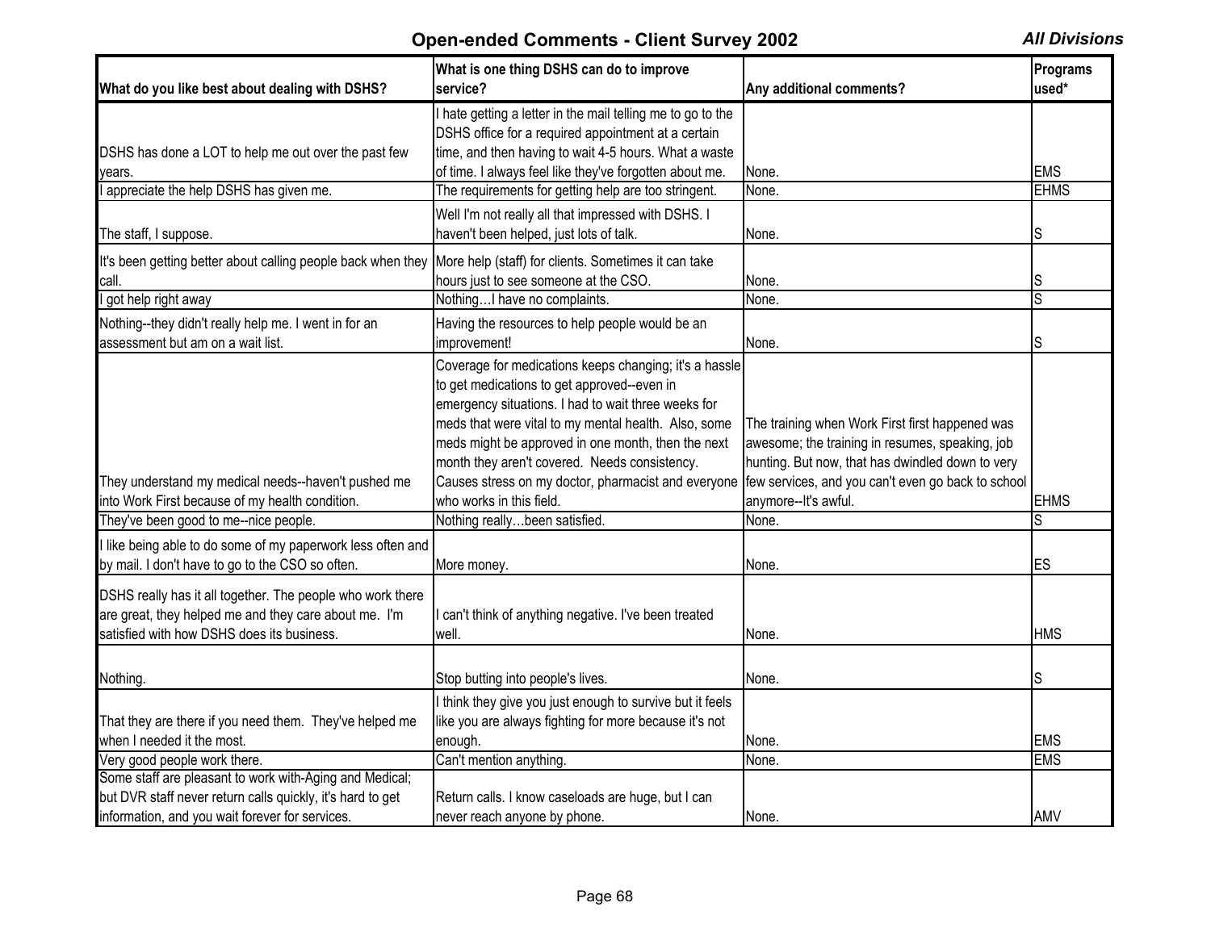## Open-ended Comments - Client Survey 2002

***All Divisions***

| What do you like best about dealing with DSHS? | What is one thing DSHS can do to improve service? | Any additional comments? | Programs used* |
|---|---|---|---|
| DSHS has done a LOT to help me out over the past few years. | I hate getting a letter in the mail telling me to go to the DSHS office for a required appointment at a certain time, and then having to wait 4-5 hours. What a waste of time. I always feel like they've forgotten about me. | None. | EMS |
| I appreciate the help DSHS has given me. | The requirements for getting help are too stringent. | None. | EHMS |
| The staff, I suppose. | Well I'm not really all that impressed with DSHS. I haven't been helped, just lots of talk. | None. | S |
| It's been getting better about calling people back when they call. | More help (staff) for clients. Sometimes it can take hours just to see someone at the CSO. | None. | S |
| I got help right away | Nothing…I have no complaints. | None. | S |
| Nothing--they didn't really help me. I went in for an assessment but am on a wait list. | Having the resources to help people would be an improvement! | None. | S |
| They understand my medical needs--haven't pushed me into Work First because of my health condition. | Coverage for medications keeps changing; it's a hassle to get medications to get approved--even in emergency situations. I had to wait three weeks for meds that were vital to my mental health. Also, some meds might be approved in one month, then the next month they aren't covered. Needs consistency. Causes stress on my doctor, pharmacist and everyone who works in this field. | The training when Work First first happened was awesome; the training in resumes, speaking, job hunting. But now, that has dwindled down to very few services, and you can't even go back to school anymore--It's awful. | EHMS |
| They've been good to me--nice people. | Nothing really…been satisfied. | None. | S |
| I like being able to do some of my paperwork less often and by mail. I don't have to go to the CSO so often. | More money. | None. | ES |
| DSHS really has it all together. The people who work there are great, they helped me and they care about me. I'm satisfied with how DSHS does its business. | I can't think of anything negative. I've been treated well. | None. | HMS |
| Nothing. | Stop butting into people's lives. | None. | S |
| That they are there if you need them. They've helped me when I needed it the most. | I think they give you just enough to survive but it feels like you are always fighting for more because it's not enough. | None. | EMS |
| Very good people work there. | Can't mention anything. | None. | EMS |
| Some staff are pleasant to work with-Aging and Medical; but DVR staff never return calls quickly, it's hard to get information, and you wait forever for services. | Return calls. I know caseloads are huge, but I can never reach anyone by phone. | None. | AMV |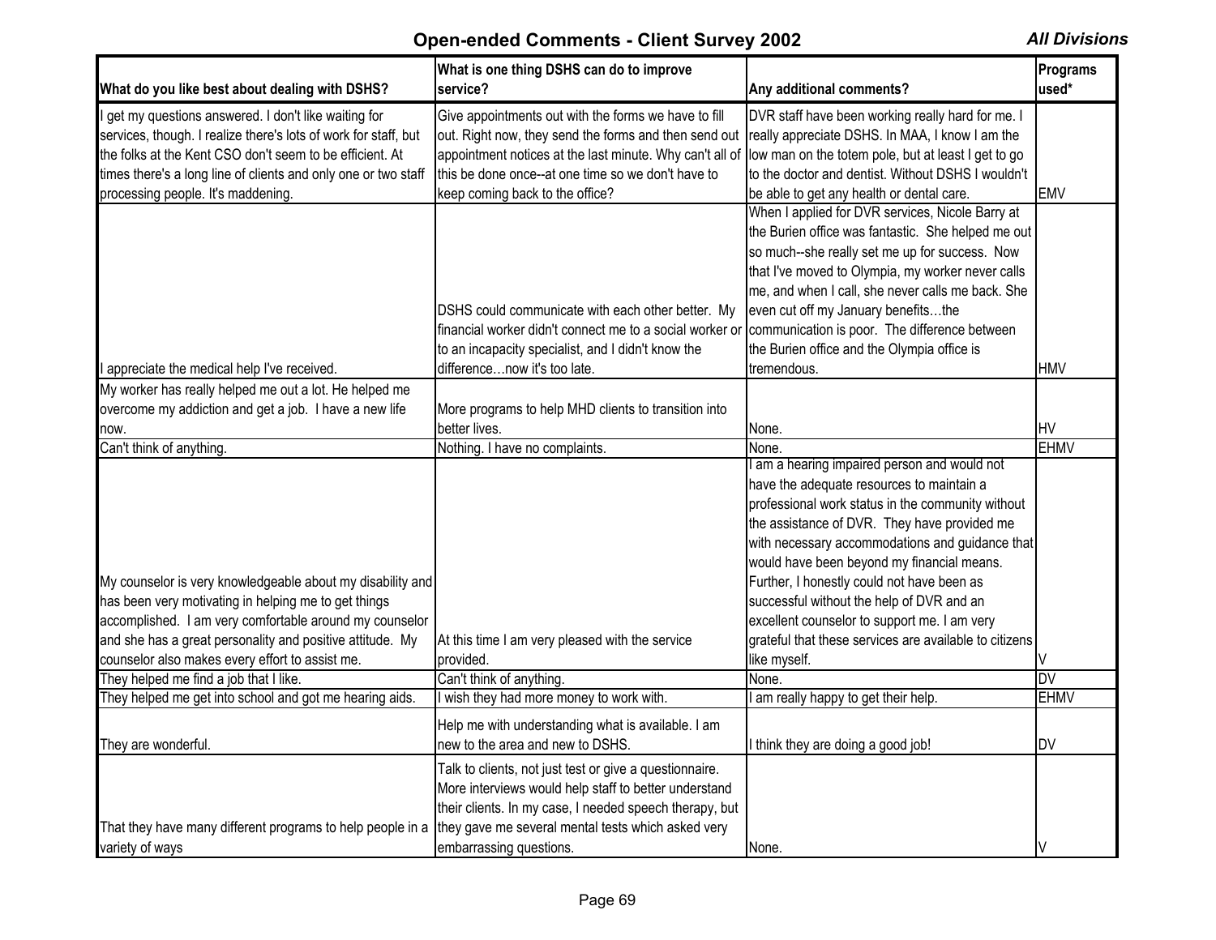## Open-ended Comments - Client Survey 2002

*All Divisions*

| What do you like best about dealing with DSHS? | What is one thing DSHS can do to improve service? | Any additional comments? | Programs used* |
|---|---|---|---|
| I get my questions answered. I don't like waiting for services, though. I realize there's lots of work for staff, but the folks at the Kent CSO don't seem to be efficient. At times there's a long line of clients and only one or two staff processing people. It's maddening. | Give appointments out with the forms we have to fill out. Right now, they send the forms and then send out appointment notices at the last minute. Why can't all of this be done once--at one time so we don't have to keep coming back to the office? | DVR staff have been working really hard for me. I really appreciate DSHS. In MAA, I know I am the low man on the totem pole, but at least I get to go to the doctor and dentist. Without DSHS I wouldn't be able to get any health or dental care. | EMV |
| I appreciate the medical help I've received. | DSHS could communicate with each other better. My financial worker didn't connect me to a social worker or to an incapacity specialist, and I didn't know the difference…now it's too late. | When I applied for DVR services, Nicole Barry at the Burien office was fantastic. She helped me out so much--she really set me up for success. Now that I've moved to Olympia, my worker never calls me, and when I call, she never calls me back. She even cut off my January benefits…the communication is poor. The difference between the Burien office and the Olympia office is tremendous. | HMV |
| My worker has really helped me out a lot. He helped me overcome my addiction and get a job. I have a new life now. | More programs to help MHD clients to transition into better lives. | None. | HV |
| Can't think of anything. | Nothing. I have no complaints. | None. | EHMV |
| My counselor is very knowledgeable about my disability and has been very motivating in helping me to get things accomplished. I am very comfortable around my counselor and she has a great personality and positive attitude. My counselor also makes every effort to assist me. | At this time I am very pleased with the service provided. | I am a hearing impaired person and would not have the adequate resources to maintain a professional work status in the community without the assistance of DVR. They have provided me with necessary accommodations and guidance that would have been beyond my financial means. Further, I honestly could not have been as successful without the help of DVR and an excellent counselor to support me. I am very grateful that these services are available to citizens like myself. | V |
| They helped me find a job that I like. | Can't think of anything. | None. | DV |
| They helped me get into school and got me hearing aids. | I wish they had more money to work with. | I am really happy to get their help. | EHMV |
| They are wonderful. | Help me with understanding what is available. I am new to the area and new to DSHS. | I think they are doing a good job! | DV |
| That they have many different programs to help people in a variety of ways | Talk to clients, not just test or give a questionnaire. More interviews would help staff to better understand their clients. In my case, I needed speech therapy, but they gave me several mental tests which asked very embarrassing questions. | None. | V |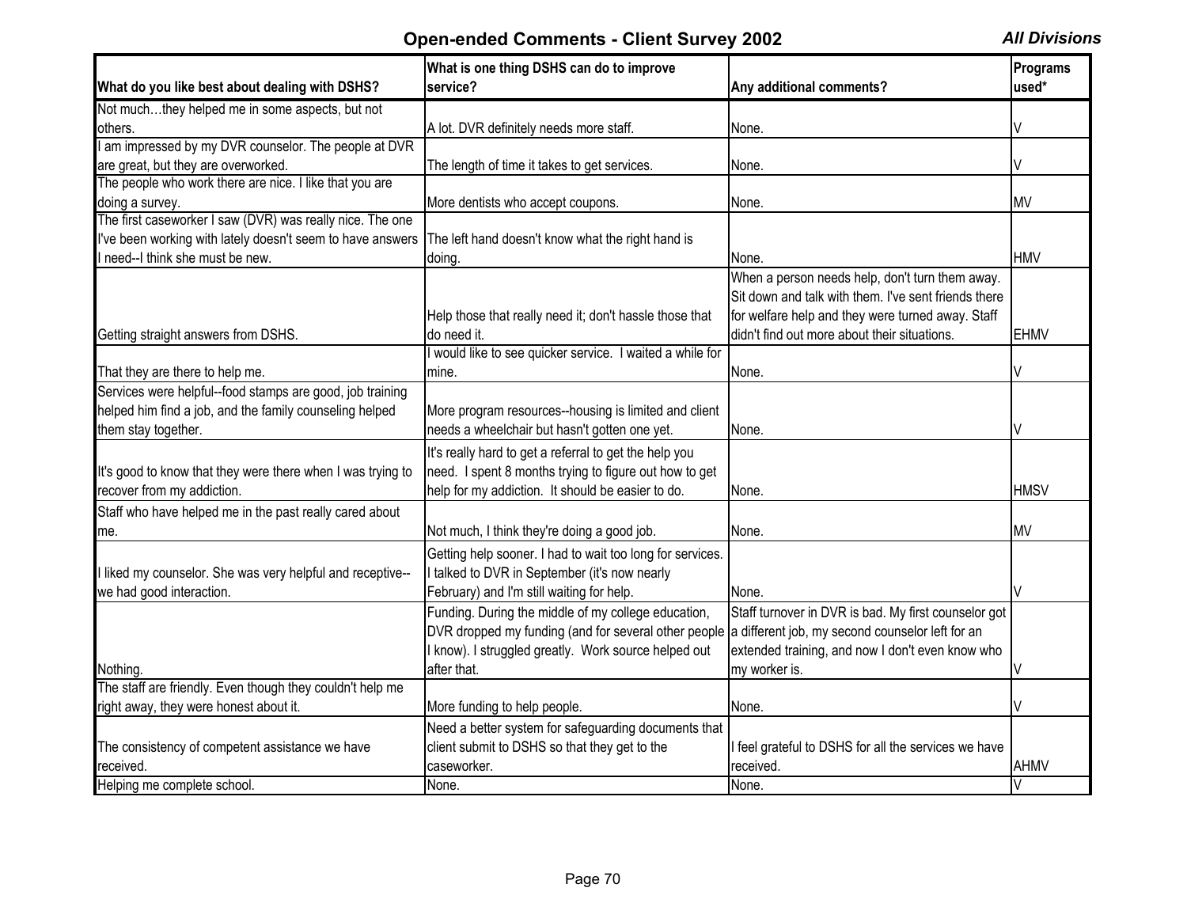## Open-ended Comments - Client Survey 2002

***All Divisions***

| What do you like best about dealing with DSHS? | What is one thing DSHS can do to improve service? | Any additional comments? | Programs used* |
|---|---|---|---|
| Not much…they helped me in some aspects, but not others. | A lot. DVR definitely needs more staff. | None. | V |
| I am impressed by my DVR counselor. The people at DVR are great, but they are overworked. | The length of time it takes to get services. | None. | V |
| The people who work there are nice. I like that you are doing a survey. | More dentists who accept coupons. | None. | MV |
| The first caseworker I saw (DVR) was really nice. The one I've been working with lately doesn't seem to have answers I need--I think she must be new. | The left hand doesn't know what the right hand is doing. | None. | HMV |
| Getting straight answers from DSHS. | Help those that really need it; don't hassle those that do need it. | When a person needs help, don't turn them away. Sit down and talk with them. I've sent friends there for welfare help and they were turned away. Staff didn't find out more about their situations. | EHMV |
| That they are there to help me. | I would like to see quicker service. I waited a while for mine. | None. | V |
| Services were helpful--food stamps are good, job training helped him find a job, and the family counseling helped them stay together. | More program resources--housing is limited and client needs a wheelchair but hasn't gotten one yet. | None. | V |
| It's good to know that they were there when I was trying to recover from my addiction. | It's really hard to get a referral to get the help you need. I spent 8 months trying to figure out how to get help for my addiction. It should be easier to do. | None. | HMSV |
| Staff who have helped me in the past really cared about me. | Not much, I think they're doing a good job. | None. | MV |
| I liked my counselor. She was very helpful and receptive--we had good interaction. | Getting help sooner. I had to wait too long for services. I talked to DVR in September (it's now nearly February) and I'm still waiting for help. | None. | V |
| Nothing. | Funding. During the middle of my college education, DVR dropped my funding (and for several other people I know). I struggled greatly. Work source helped out after that. | Staff turnover in DVR is bad. My first counselor got a different job, my second counselor left for an extended training, and now I don't even know who my worker is. | V |
| The staff are friendly. Even though they couldn't help me right away, they were honest about it. | More funding to help people. | None. | V |
| The consistency of competent assistance we have received. | Need a better system for safeguarding documents that client submit to DSHS so that they get to the caseworker. | I feel grateful to DSHS for all the services we have received. | AHMV |
| Helping me complete school. | None. | None. | V |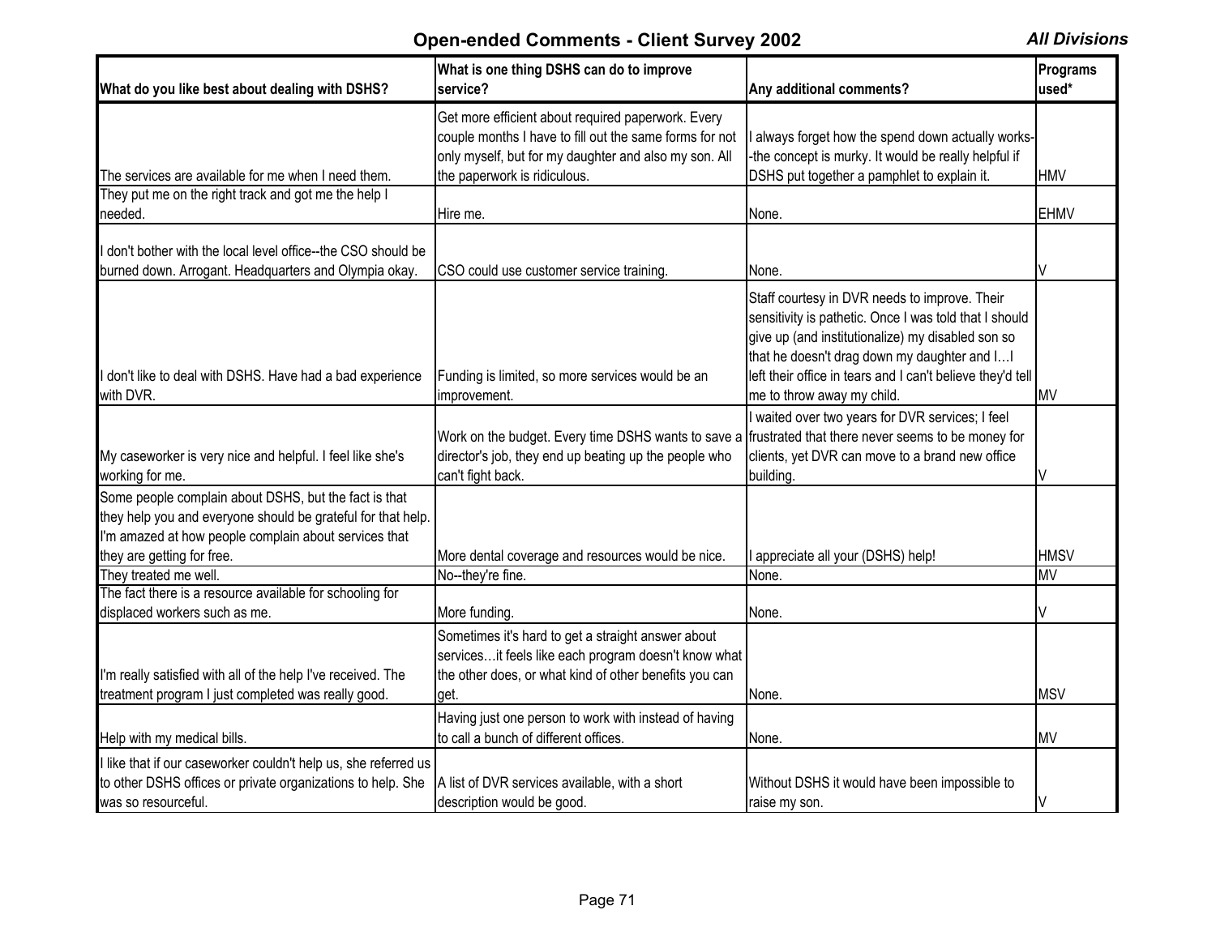## Open-ended Comments - Client Survey 2002

*All Divisions*

| What do you like best about dealing with DSHS? | What is one thing DSHS can do to improve service? | Any additional comments? | Programs used* |
|---|---|---|---|
| The services are available for me when I need them. | Get more efficient about required paperwork. Every couple months I have to fill out the same forms for not only myself, but for my daughter and also my son. All the paperwork is ridiculous. | I always forget how the spend down actually works--the concept is murky. It would be really helpful if DSHS put together a pamphlet to explain it. | HMV |
| They put me on the right track and got me the help I needed. | Hire me. | None. | EHMV |
| I don't bother with the local level office--the CSO should be burned down. Arrogant. Headquarters and Olympia okay. | CSO could use customer service training. | None. | V |
| I don't like to deal with DSHS. Have had a bad experience with DVR. | Funding is limited, so more services would be an improvement. | Staff courtesy in DVR needs to improve. Their sensitivity is pathetic. Once I was told that I should give up (and institutionalize) my disabled son so that he doesn't drag down my daughter and I…I left their office in tears and I can't believe they'd tell me to throw away my child. | MV |
| My caseworker is very nice and helpful. I feel like she's working for me. | Work on the budget. Every time DSHS wants to save a director's job, they end up beating up the people who can't fight back. | I waited over two years for DVR services; I feel frustrated that there never seems to be money for clients, yet DVR can move to a brand new office building. | V |
| Some people complain about DSHS, but the fact is that they help you and everyone should be grateful for that help. I'm amazed at how people complain about services that they are getting for free. | More dental coverage and resources would be nice. | I appreciate all your (DSHS) help! | HMSV |
| They treated me well. | No--they're fine. | None. | MV |
| The fact there is a resource available for schooling for displaced workers such as me. | More funding. | None. | V |
| I'm really satisfied with all of the help I've received. The treatment program I just completed was really good. | Sometimes it's hard to get a straight answer about services…it feels like each program doesn't know what the other does, or what kind of other benefits you can get. | None. | MSV |
| Help with my medical bills. | Having just one person to work with instead of having to call a bunch of different offices. | None. | MV |
| I like that if our caseworker couldn't help us, she referred us to other DSHS offices or private organizations to help. She was so resourceful. | A list of DVR services available, with a short description would be good. | Without DSHS it would have been impossible to raise my son. | V |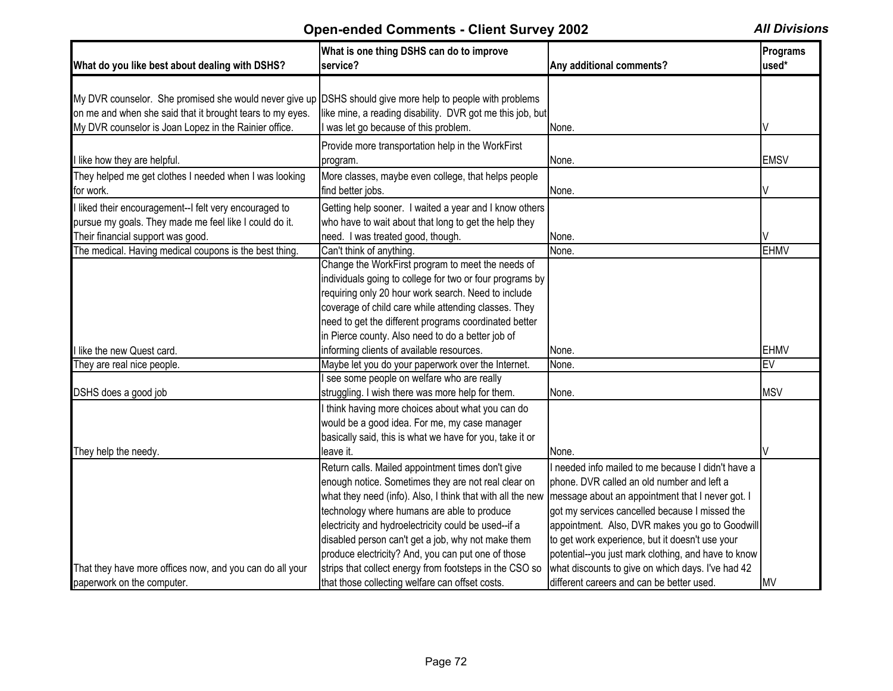## Open-ended Comments - Client Survey 2002

***All Divisions***

| What do you like best about dealing with DSHS? | What is one thing DSHS can do to improve service? | Any additional comments? | Programs used* |
|---|---|---|---|
| My DVR counselor. She promised she would never give up on me and when she said that it brought tears to my eyes. My DVR counselor is Joan Lopez in the Rainier office. | DSHS should give more help to people with problems like mine, a reading disability. DVR got me this job, but I was let go because of this problem. | None. | V |
| I like how they are helpful. | Provide more transportation help in the WorkFirst program. | None. | EMSV |
| They helped me get clothes I needed when I was looking for work. | More classes, maybe even college, that helps people find better jobs. | None. | V |
| I liked their encouragement--I felt very encouraged to pursue my goals. They made me feel like I could do it. Their financial support was good. | Getting help sooner. I waited a year and I know others who have to wait about that long to get the help they need. I was treated good, though. | None. | V |
| The medical. Having medical coupons is the best thing. | Can't think of anything. | None. | EHMV |
| I like the new Quest card. | Change the WorkFirst program to meet the needs of individuals going to college for two or four programs by requiring only 20 hour work search. Need to include coverage of child care while attending classes. They need to get the different programs coordinated better in Pierce county. Also need to do a better job of informing clients of available resources. | None. | EHMV |
| They are real nice people. | Maybe let you do your paperwork over the Internet. | None. | EV |
| DSHS does a good job | I see some people on welfare who are really struggling. I wish there was more help for them. | None. | MSV |
| They help the needy. | I think having more choices about what you can do would be a good idea. For me, my case manager basically said, this is what we have for you, take it or leave it. | None. | V |
| That they have more offices now, and you can do all your paperwork on the computer. | Return calls. Mailed appointment times don't give enough notice. Sometimes they are not real clear on what they need (info). Also, I think that with all the new technology where humans are able to produce electricity and hydroelectricity could be used--if a disabled person can't get a job, why not make them produce electricity? And, you can put one of those strips that collect energy from footsteps in the CSO so that those collecting welfare can offset costs. | I needed info mailed to me because I didn't have a phone. DVR called an old number and left a message about an appointment that I never got. I got my services cancelled because I missed the appointment. Also, DVR makes you go to Goodwill to get work experience, but it doesn't use your potential--you just mark clothing, and have to know what discounts to give on which days. I've had 42 different careers and can be better used. | MV |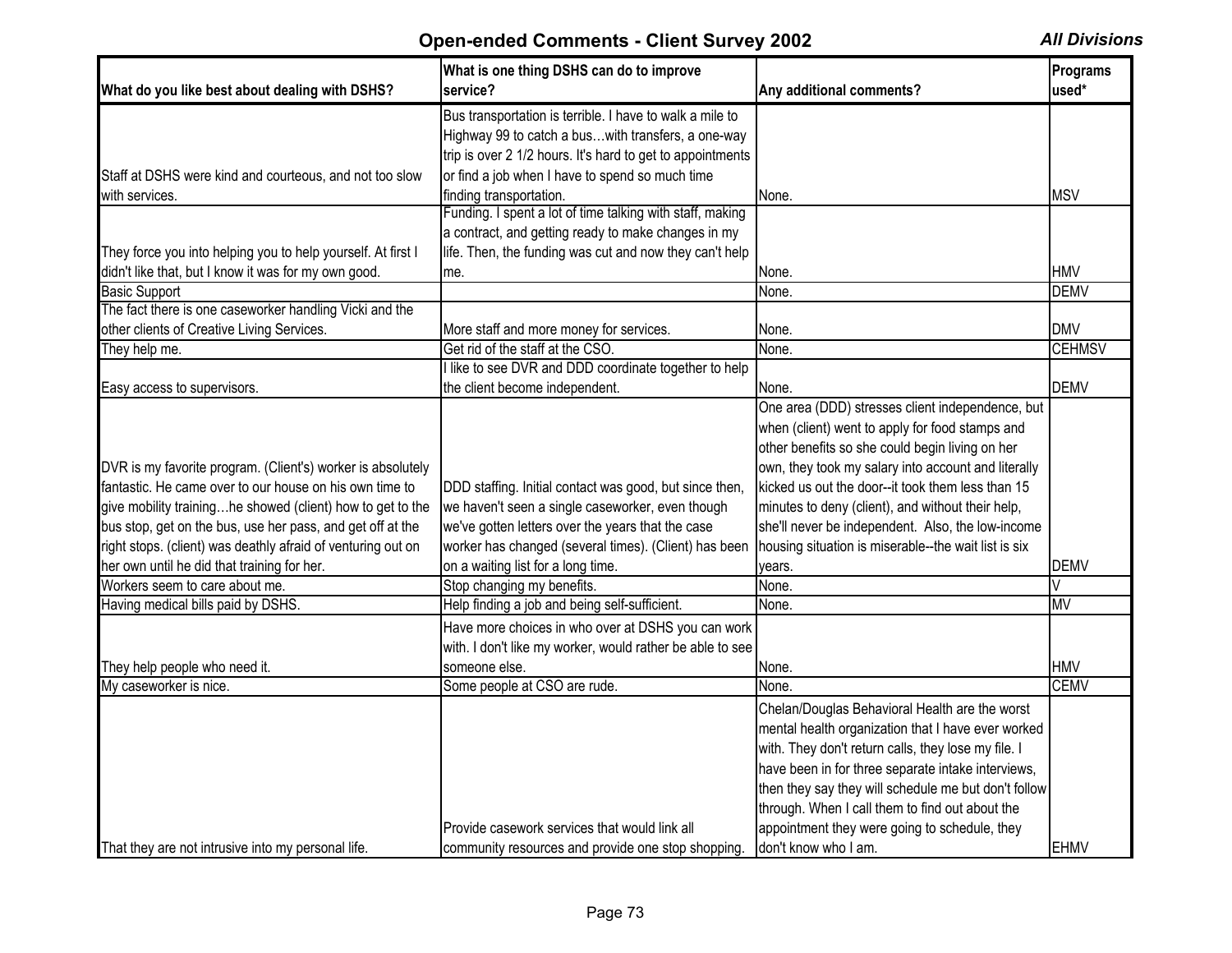## Open-ended Comments - Client Survey 2002

*All Divisions*

| What do you like best about dealing with DSHS? | What is one thing DSHS can do to improve service? | Any additional comments? | Programs used* |
|---|---|---|---|
| Staff at DSHS were kind and courteous, and not too slow with services. | Bus transportation is terrible. I have to walk a mile to Highway 99 to catch a bus…with transfers, a one-way trip is over 2 1/2 hours. It's hard to get to appointments or find a job when I have to spend so much time finding transportation. | None. | MSV |
| They force you into helping you to help yourself. At first I didn't like that, but I know it was for my own good. | Funding. I spent a lot of time talking with staff, making a contract, and getting ready to make changes in my life. Then, the funding was cut and now they can't help me. | None. | HMV |
| Basic Support | | None. | DEMV |
| The fact there is one caseworker handling Vicki and the other clients of Creative Living Services. | More staff and more money for services. | None. | DMV |
| They help me. | Get rid of the staff at the CSO. | None. | CEHMSV |
| Easy access to supervisors. | I like to see DVR and DDD coordinate together to help the client become independent. | None. | DEMV |
| DVR is my favorite program. (Client's) worker is absolutely fantastic. He came over to our house on his own time to give mobility training…he showed (client) how to get to the bus stop, get on the bus, use her pass, and get off at the right stops. (client) was deathly afraid of venturing out on her own until he did that training for her. | DDD staffing. Initial contact was good, but since then, we haven't seen a single caseworker, even though we've gotten letters over the years that the case worker has changed (several times). (Client) has been on a waiting list for a long time. | One area (DDD) stresses client independence, but when (client) went to apply for food stamps and other benefits so she could begin living on her own, they took my salary into account and literally kicked us out the door--it took them less than 15 minutes to deny (client), and without their help, she'll never be independent. Also, the low-income housing situation is miserable--the wait list is six years. | DEMV |
| Workers seem to care about me. | Stop changing my benefits. | None. | V |
| Having medical bills paid by DSHS. | Help finding a job and being self-sufficient. | None. | MV |
| They help people who need it. | Have more choices in who over at DSHS you can work with. I don't like my worker, would rather be able to see someone else. | None. | HMV |
| My caseworker is nice. | Some people at CSO are rude. | None. | CEMV |
| That they are not intrusive into my personal life. | Provide casework services that would link all community resources and provide one stop shopping. | Chelan/Douglas Behavioral Health are the worst mental health organization that I have ever worked with. They don't return calls, they lose my file. I have been in for three separate intake interviews, then they say they will schedule me but don't follow through. When I call them to find out about the appointment they were going to schedule, they don't know who I am. | EHMV |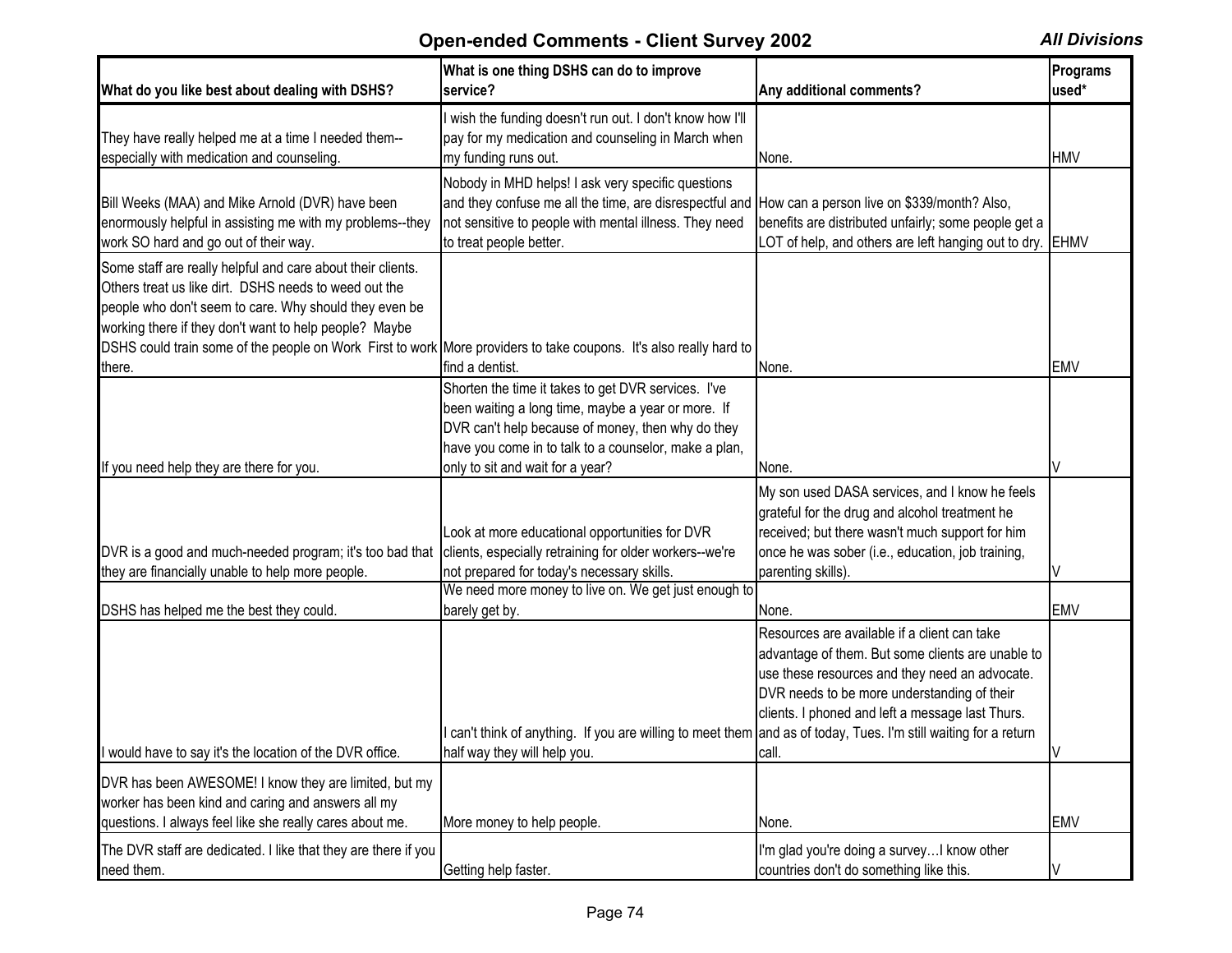## Open-ended Comments - Client Survey 2002

***All Divisions***

| What do you like best about dealing with DSHS? | What is one thing DSHS can do to improve service? | Any additional comments? | Programs used* |
|---|---|---|---|
| They have really helped me at a time I needed them--especially with medication and counseling. | I wish the funding doesn't run out. I don't know how I'll pay for my medication and counseling in March when my funding runs out. | None. | HMV |
| Bill Weeks (MAA) and Mike Arnold (DVR) have been enormously helpful in assisting me with my problems--they work SO hard and go out of their way. | Nobody in MHD helps! I ask very specific questions and they confuse me all the time, are disrespectful and not sensitive to people with mental illness. They need to treat people better. | How can a person live on $339/month? Also, benefits are distributed unfairly; some people get a LOT of help, and others are left hanging out to dry. | EHMV |
| Some staff are really helpful and care about their clients. Others treat us like dirt. DSHS needs to weed out the people who don't seem to care. Why should they even be working there if they don't want to help people? Maybe DSHS could train some of the people on Work First to work there. | More providers to take coupons. It's also really hard to find a dentist. | None. | EMV |
| If you need help they are there for you. | Shorten the time it takes to get DVR services. I've been waiting a long time, maybe a year or more. If DVR can't help because of money, then why do they have you come in to talk to a counselor, make a plan, only to sit and wait for a year? | None. | V |
| DVR is a good and much-needed program; it's too bad that they are financially unable to help more people. | Look at more educational opportunities for DVR clients, especially retraining for older workers--we're not prepared for today's necessary skills. | My son used DASA services, and I know he feels grateful for the drug and alcohol treatment he received; but there wasn't much support for him once he was sober (i.e., education, job training, parenting skills). | V |
| DSHS has helped me the best they could. | We need more money to live on. We get just enough to barely get by. | None. | EMV |
| I would have to say it's the location of the DVR office. | I can't think of anything. If you are willing to meet them half way they will help you. | Resources are available if a client can take advantage of them. But some clients are unable to use these resources and they need an advocate. DVR needs to be more understanding of their clients. I phoned and left a message last Thurs. and as of today, Tues. I'm still waiting for a return call. | V |
| DVR has been AWESOME! I know they are limited, but my worker has been kind and caring and answers all my questions. I always feel like she really cares about me. | More money to help people. | None. | EMV |
| The DVR staff are dedicated. I like that they are there if you need them. | Getting help faster. | I'm glad you're doing a survey…I know other countries don't do something like this. | V |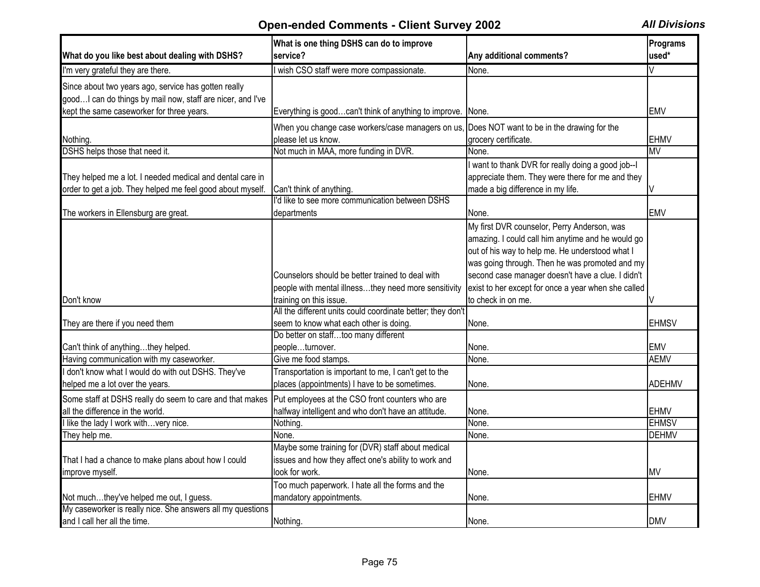## Open-ended Comments - Client Survey 2002

*All Divisions*

| What do you like best about dealing with DSHS? | What is one thing DSHS can do to improve service? | Any additional comments? | Programs used* |
|---|---|---|---|
| I'm very grateful they are there. | I wish CSO staff were more compassionate. | None. | V |
| Since about two years ago, service has gotten really good…I can do things by mail now, staff are nicer, and I've kept the same caseworker for three years. | Everything is good…can't think of anything to improve. | None. | EMV |
| Nothing. | When you change case workers/case managers on us, please let us know. | Does NOT want to be in the drawing for the grocery certificate. | EHMV |
| DSHS helps those that need it. | Not much in MAA, more funding in DVR. | None. | MV |
| They helped me a lot. I needed medical and dental care in order to get a job. They helped me feel good about myself. | Can't think of anything. | I want to thank DVR for really doing a good job--I appreciate them. They were there for me and they made a big difference in my life. | V |
| The workers in Ellensburg are great. | I'd like to see more communication between DSHS departments | None. | EMV |
| Don't know | Counselors should be better trained to deal with people with mental illness…they need more sensitivity training on this issue. | My first DVR counselor, Perry Anderson, was amazing. I could call him anytime and he would go out of his way to help me. He understood what I was going through. Then he was promoted and my second case manager doesn't have a clue. I didn't exist to her except for once a year when she called to check in on me. | V |
| They are there if you need them | All the different units could coordinate better; they don't seem to know what each other is doing. | None. | EHMSV |
| Can't think of anything…they helped. | Do better on staff…too many different people…turnover. | None. | EMV |
| Having communication with my caseworker. | Give me food stamps. | None. | AEMV |
| I don't know what I would do with out DSHS. They've helped me a lot over the years. | Transportation is important to me, I can't get to the places (appointments) I have to be sometimes. | None. | ADEHMV |
| Some staff at DSHS really do seem to care and that makes all the difference in the world. | Put employees at the CSO front counters who are halfway intelligent and who don't have an attitude. | None. | EHMV |
| I like the lady I work with…very nice. | Nothing. | None. | EHMSV |
| They help me. | None. | None. | DEHMV |
| That I had a chance to make plans about how I could improve myself. | Maybe some training for (DVR) staff about medical issues and how they affect one's ability to work and look for work. | None. | MV |
| Not much…they've helped me out, I guess. | Too much paperwork. I hate all the forms and the mandatory appointments. | None. | EHMV |
| My caseworker is really nice. She answers all my questions and I call her all the time. | Nothing. | None. | DMV |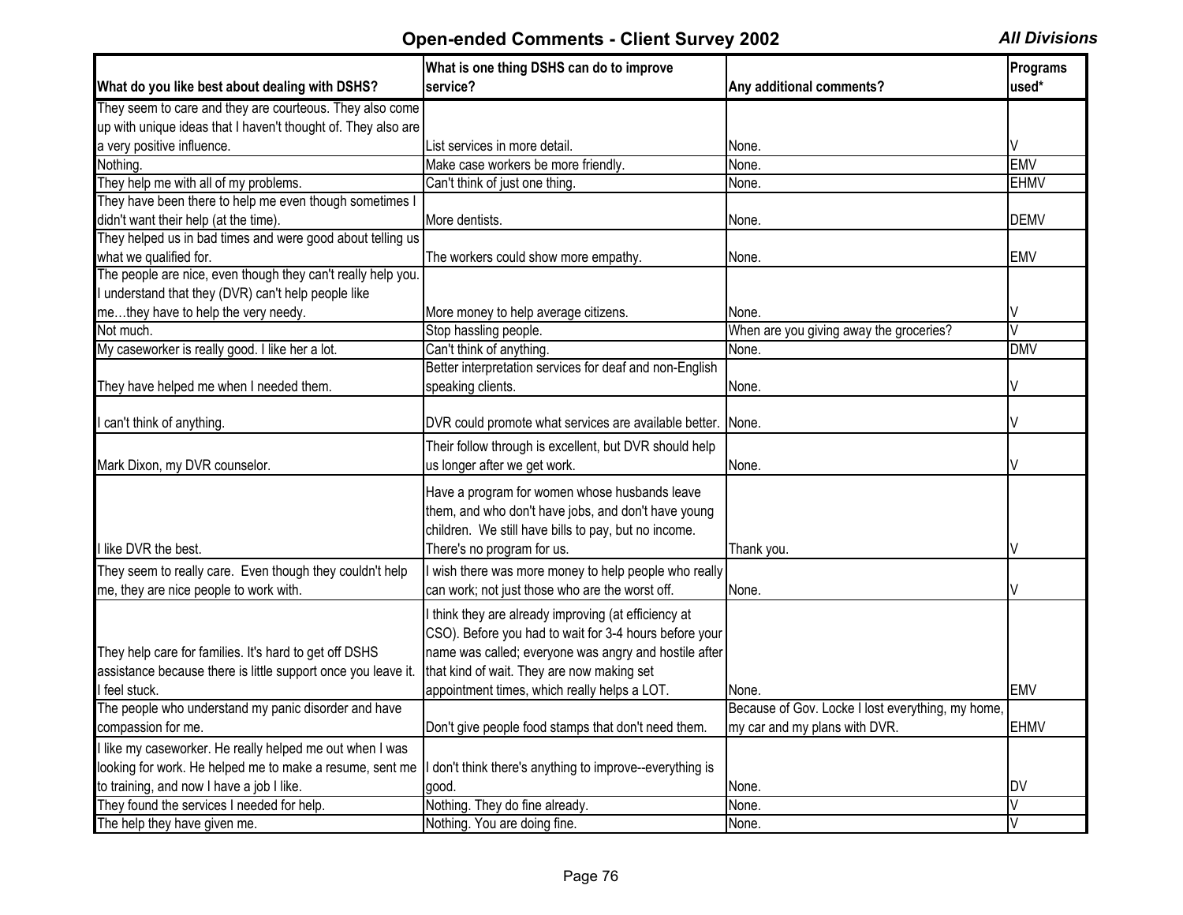## Open-ended Comments - Client Survey 2002

***All Divisions***

| What do you like best about dealing with DSHS? | What is one thing DSHS can do to improve service? | Any additional comments? | Programs used* |
|---|---|---|---|
| They seem to care and they are courteous. They also come up with unique ideas that I haven't thought of. They also are a very positive influence. | List services in more detail. | None. | V |
| Nothing. | Make case workers be more friendly. | None. | EMV |
| They help me with all of my problems. | Can't think of just one thing. | None. | EHMV |
| They have been there to help me even though sometimes I didn't want their help (at the time). | More dentists. | None. | DEMV |
| They helped us in bad times and were good about telling us what we qualified for. | The workers could show more empathy. | None. | EMV |
| The people are nice, even though they can't really help you. I understand that they (DVR) can't help people like me…they have to help the very needy. | More money to help average citizens. | None. | V |
| Not much. | Stop hassling people. | When are you giving away the groceries? | V |
| My caseworker is really good. I like her a lot. | Can't think of anything. | None. | DMV |
| They have helped me when I needed them. | Better interpretation services for deaf and non-English speaking clients. | None. | V |
| I can't think of anything. | DVR could promote what services are available better. | None. | V |
| Mark Dixon, my DVR counselor. | Their follow through is excellent, but DVR should help us longer after we get work. | None. | V |
| I like DVR the best. | Have a program for women whose husbands leave them, and who don't have jobs, and don't have young children. We still have bills to pay, but no income. There's no program for us. | Thank you. | V |
| They seem to really care. Even though they couldn't help me, they are nice people to work with. | I wish there was more money to help people who really can work; not just those who are the worst off. | None. | V |
| They help care for families. It's hard to get off DSHS assistance because there is little support once you leave it. I feel stuck. | I think they are already improving (at efficiency at CSO). Before you had to wait for 3-4 hours before your name was called; everyone was angry and hostile after that kind of wait. They are now making set appointment times, which really helps a LOT. | None. | EMV |
| The people who understand my panic disorder and have compassion for me. | Don't give people food stamps that don't need them. | Because of Gov. Locke I lost everything, my home, my car and my plans with DVR. | EHMV |
| I like my caseworker. He really helped me out when I was looking for work. He helped me to make a resume, sent me to training, and now I have a job I like. | I don't think there's anything to improve--everything is good. | None. | DV |
| They found the services I needed for help. | Nothing. They do fine already. | None. | V |
| The help they have given me. | Nothing. You are doing fine. | None. | V |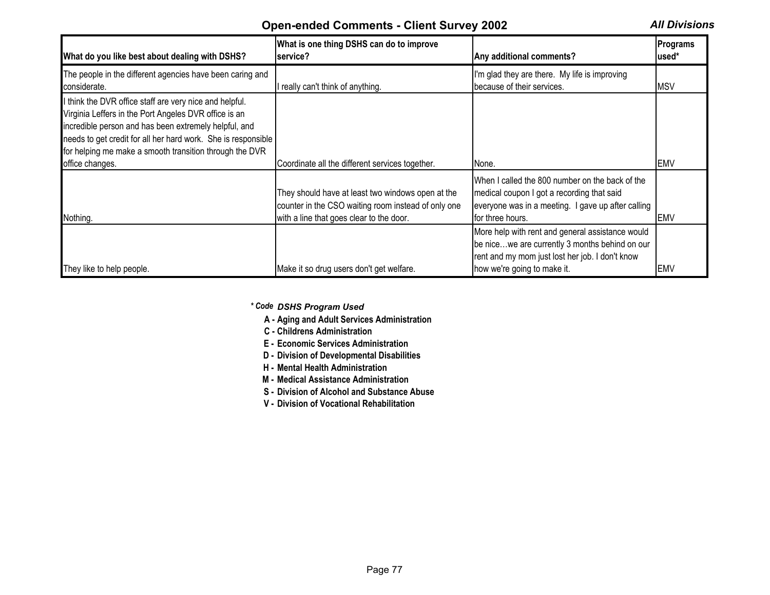## Open-ended Comments - Client Survey 2002

*All Divisions*

| What do you like best about dealing with DSHS? | What is one thing DSHS can do to improve service? | Any additional comments? | Programs used* |
|---|---|---|---|
| The people in the different agencies have been caring and considerate. | I really can't think of anything. | I'm glad they are there. My life is improving because of their services. | MSV |
| I think the DVR office staff are very nice and helpful. Virginia Leffers in the Port Angeles DVR office is an incredible person and has been extremely helpful, and needs to get credit for all her hard work. She is responsible for helping me make a smooth transition through the DVR office changes. | Coordinate all the different services together. | None. | EMV |
| Nothing. | They should have at least two windows open at the counter in the CSO waiting room instead of only one with a line that goes clear to the door. | When I called the 800 number on the back of the medical coupon I got a recording that said everyone was in a meeting. I gave up after calling for three hours. | EMV |
| They like to help people. | Make it so drug users don't get welfare. | More help with rent and general assistance would be nice…we are currently 3 months behind on our rent and my mom just lost her job. I don't know how we're going to make it. | EMV |

*\* Code* ***DSHS Program Used***

**A - Aging and Adult Services Administration**
**C - Childrens Administration**
**E - Economic Services Administration**
**D - Division of Developmental Disabilities**
**H - Mental Health Administration**
**M - Medical Assistance Administration**
**S - Division of Alcohol and Substance Abuse**
**V - Division of Vocational Rehabilitation**